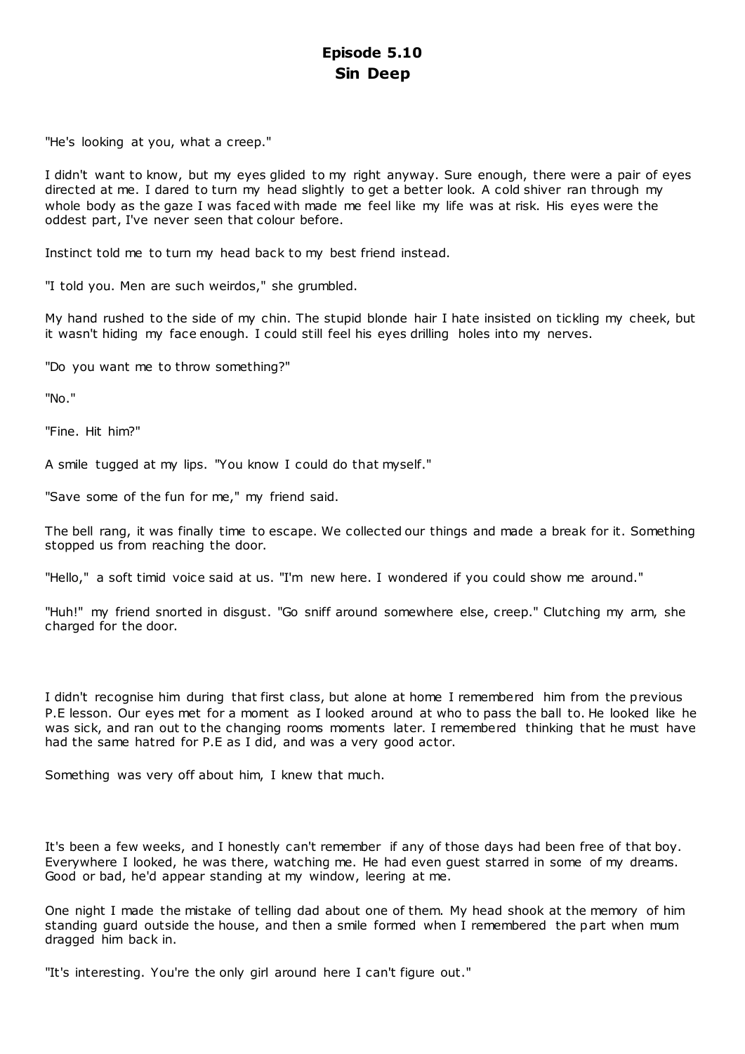# Episode 5.10
## Sin Deep

"He's looking at you, what a creep."

I didn't want to know, but my eyes glided to my right anyway. Sure enough, there were a pair of eyes directed at me. I dared to turn my head slightly to get a better look. A cold shiver ran through my whole body as the gaze I was faced with made me feel like my life was at risk. His eyes were the oddest part, I've never seen that colour before.

Instinct told me to turn my head back to my best friend instead.

"I told you. Men are such weirdos," she grumbled.

My hand rushed to the side of my chin. The stupid blonde hair I hate insisted on tickling my cheek, but it wasn't hiding my face enough. I could still feel his eyes drilling holes into my nerves.

"Do you want me to throw something?"

"No."

"Fine. Hit him?"

A smile tugged at my lips. "You know I could do that myself."

"Save some of the fun for me," my friend said.

The bell rang, it was finally time to escape. We collected our things and made a break for it. Something stopped us from reaching the door.

"Hello," a soft timid voice said at us. "I'm new here. I wondered if you could show me around."

"Huh!" my friend snorted in disgust. "Go sniff around somewhere else, creep." Clutching my arm, she charged for the door.

I didn't recognise him during that first class, but alone at home I remembered him from the previous P.E lesson. Our eyes met for a moment as I looked around at who to pass the ball to. He looked like he was sick, and ran out to the changing rooms moments later. I remembered thinking that he must have had the same hatred for P.E as I did, and was a very good actor.

Something was very off about him, I knew that much.

It's been a few weeks, and I honestly can't remember if any of those days had been free of that boy. Everywhere I looked, he was there, watching me. He had even guest starred in some of my dreams. Good or bad, he'd appear standing at my window, leering at me.

One night I made the mistake of telling dad about one of them. My head shook at the memory of him standing guard outside the house, and then a smile formed when I remembered the part when mum dragged him back in.

"It's interesting. You're the only girl around here I can't figure out."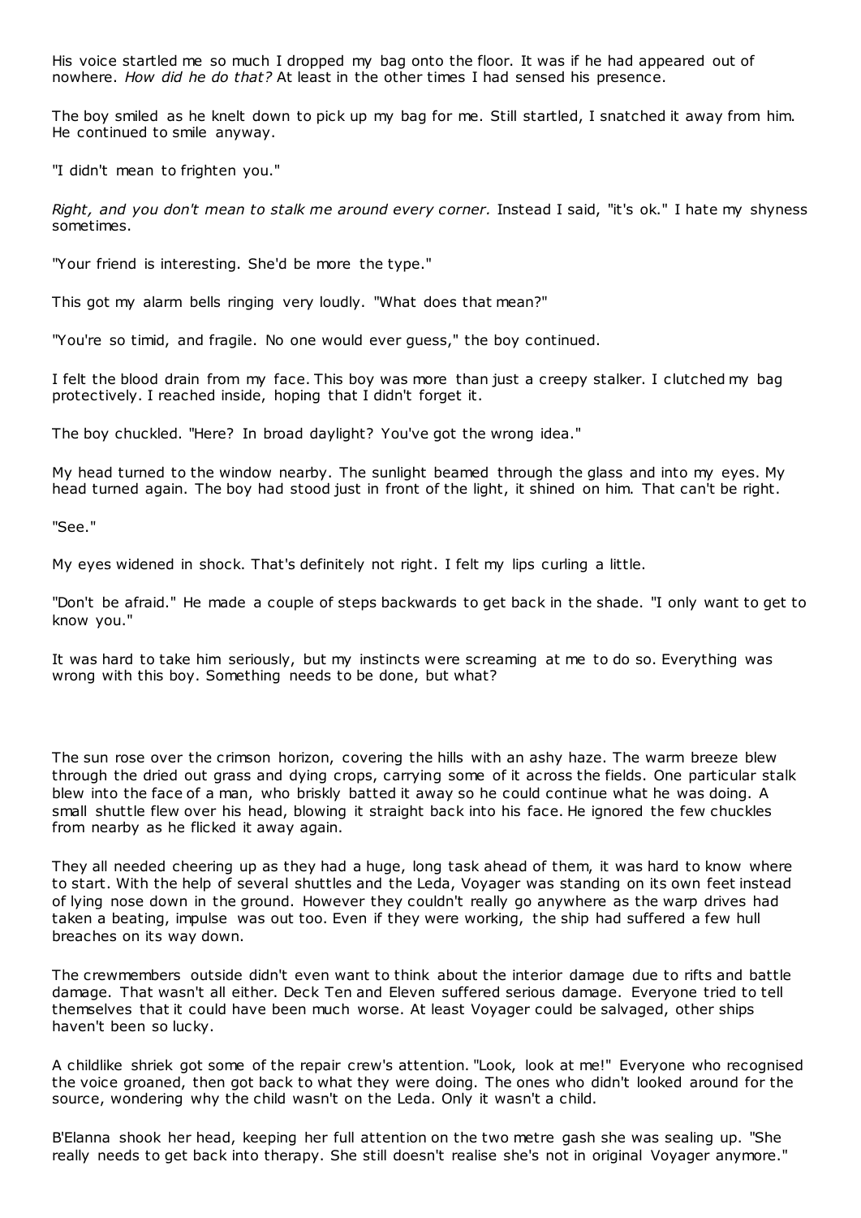His voice startled me so much I dropped my bag onto the floor. It was if he had appeared out of nowhere. *How did he do that?* At least in the other times I had sensed his presence.

The boy smiled as he knelt down to pick up my bag for me. Still startled, I snatched it away from him. He continued to smile anyway.

"I didn't mean to frighten you."

*Right, and you don't mean to stalk me around every corner.* Instead I said, "it's ok." I hate my shyness sometimes.

"Your friend is interesting. She'd be more the type."

This got my alarm bells ringing very loudly. "What does that mean?"

"You're so timid, and fragile. No one would ever guess," the boy continued.

I felt the blood drain from my face. This boy was more than just a creepy stalker. I clutched my bag protectively. I reached inside, hoping that I didn't forget it.

The boy chuckled. "Here? In broad daylight? You've got the wrong idea."

My head turned to the window nearby. The sunlight beamed through the glass and into my eyes. My head turned again. The boy had stood just in front of the light, it shined on him. That can't be right.

"See."

My eyes widened in shock. That's definitely not right. I felt my lips curling a little.

"Don't be afraid." He made a couple of steps backwards to get back in the shade. "I only want to get to know you."

It was hard to take him seriously, but my instincts were screaming at me to do so. Everything was wrong with this boy. Something needs to be done, but what?

The sun rose over the crimson horizon, covering the hills with an ashy haze. The warm breeze blew through the dried out grass and dying crops, carrying some of it across the fields. One particular stalk blew into the face of a man, who briskly batted it away so he could continue what he was doing. A small shuttle flew over his head, blowing it straight back into his face. He ignored the few chuckles from nearby as he flicked it away again.

They all needed cheering up as they had a huge, long task ahead of them, it was hard to know where to start. With the help of several shuttles and the Leda, Voyager was standing on its own feet instead of lying nose down in the ground. However they couldn't really go anywhere as the warp drives had taken a beating, impulse was out too. Even if they were working, the ship had suffered a few hull breaches on its way down.

The crewmembers outside didn't even want to think about the interior damage due to rifts and battle damage. That wasn't all either. Deck Ten and Eleven suffered serious damage. Everyone tried to tell themselves that it could have been much worse. At least Voyager could be salvaged, other ships haven't been so lucky.

A childlike shriek got some of the repair crew's attention. "Look, look at me!" Everyone who recognised the voice groaned, then got back to what they were doing. The ones who didn't looked around for the source, wondering why the child wasn't on the Leda. Only it wasn't a child.

B'Elanna shook her head, keeping her full attention on the two metre gash she was sealing up. "She really needs to get back into therapy. She still doesn't realise she's not in original Voyager anymore."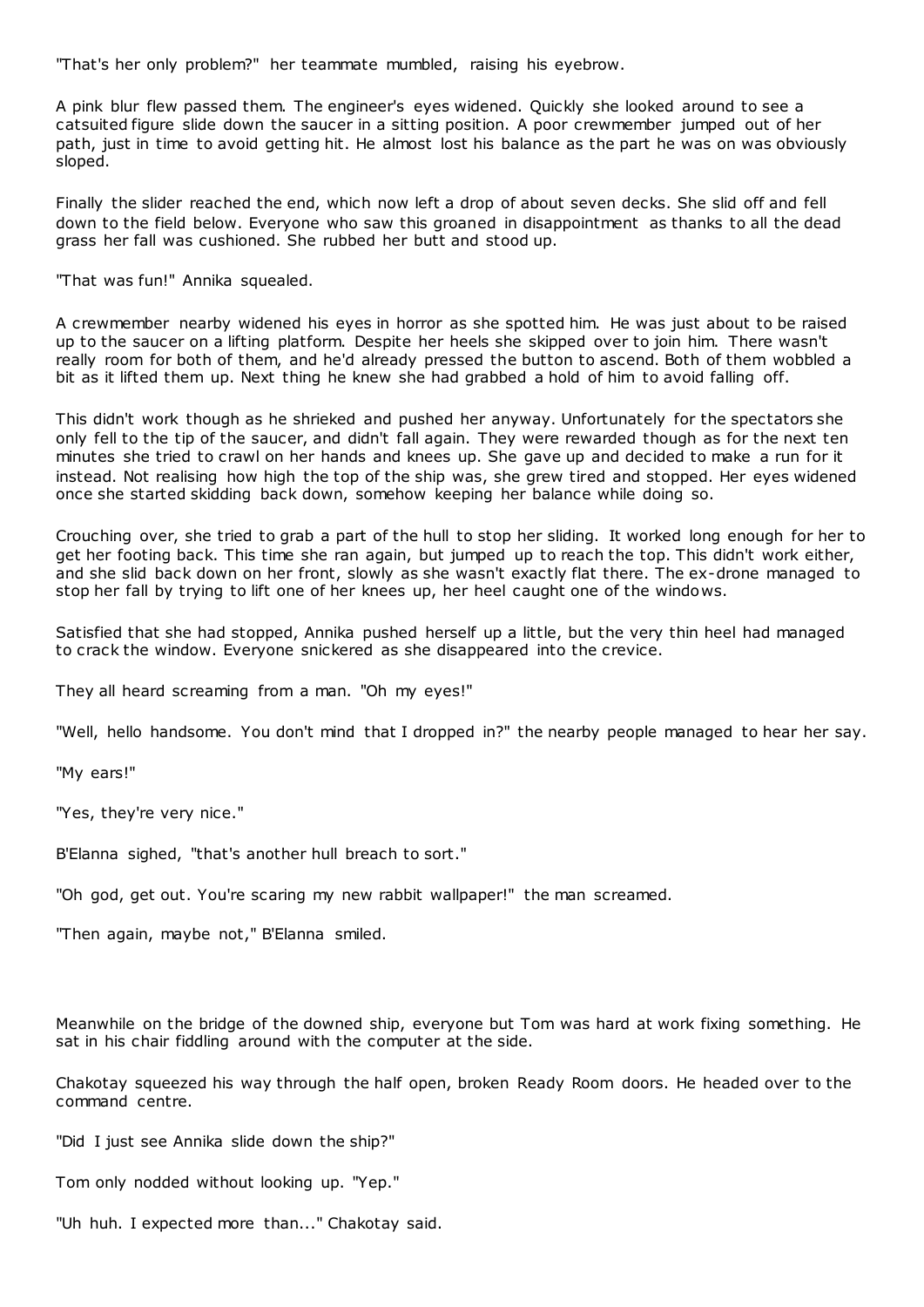"That's her only problem?" her teammate mumbled, raising his eyebrow.

A pink blur flew passed them. The engineer's eyes widened. Quickly she looked around to see a catsuited figure slide down the saucer in a sitting position. A poor crewmember jumped out of her path, just in time to avoid getting hit. He almost lost his balance as the part he was on was obviously sloped.

Finally the slider reached the end, which now left a drop of about seven decks. She slid off and fell down to the field below. Everyone who saw this groaned in disappointment as thanks to all the dead grass her fall was cushioned. She rubbed her butt and stood up.

"That was fun!" Annika squealed.

A crewmember nearby widened his eyes in horror as she spotted him. He was just about to be raised up to the saucer on a lifting platform. Despite her heels she skipped over to join him. There wasn't really room for both of them, and he'd already pressed the button to ascend. Both of them wobbled a bit as it lifted them up. Next thing he knew she had grabbed a hold of him to avoid falling off.

This didn't work though as he shrieked and pushed her anyway. Unfortunately for the spectators she only fell to the tip of the saucer, and didn't fall again. They were rewarded though as for the next ten minutes she tried to crawl on her hands and knees up. She gave up and decided to make a run for it instead. Not realising how high the top of the ship was, she grew tired and stopped. Her eyes widened once she started skidding back down, somehow keeping her balance while doing so.

Crouching over, she tried to grab a part of the hull to stop her sliding. It worked long enough for her to get her footing back. This time she ran again, but jumped up to reach the top. This didn't work either, and she slid back down on her front, slowly as she wasn't exactly flat there. The ex-drone managed to stop her fall by trying to lift one of her knees up, her heel caught one of the windows.

Satisfied that she had stopped, Annika pushed herself up a little, but the very thin heel had managed to crack the window. Everyone snickered as she disappeared into the crevice.

They all heard screaming from a man. "Oh my eyes!"

"Well, hello handsome. You don't mind that I dropped in?" the nearby people managed to hear her say.

"My ears!"

"Yes, they're very nice."

B'Elanna sighed, "that's another hull breach to sort."

"Oh god, get out. You're scaring my new rabbit wallpaper!" the man screamed.

"Then again, maybe not," B'Elanna smiled.

Meanwhile on the bridge of the downed ship, everyone but Tom was hard at work fixing something. He sat in his chair fiddling around with the computer at the side.

Chakotay squeezed his way through the half open, broken Ready Room doors. He headed over to the command centre.

"Did I just see Annika slide down the ship?"

Tom only nodded without looking up. "Yep."

"Uh huh. I expected more than..." Chakotay said.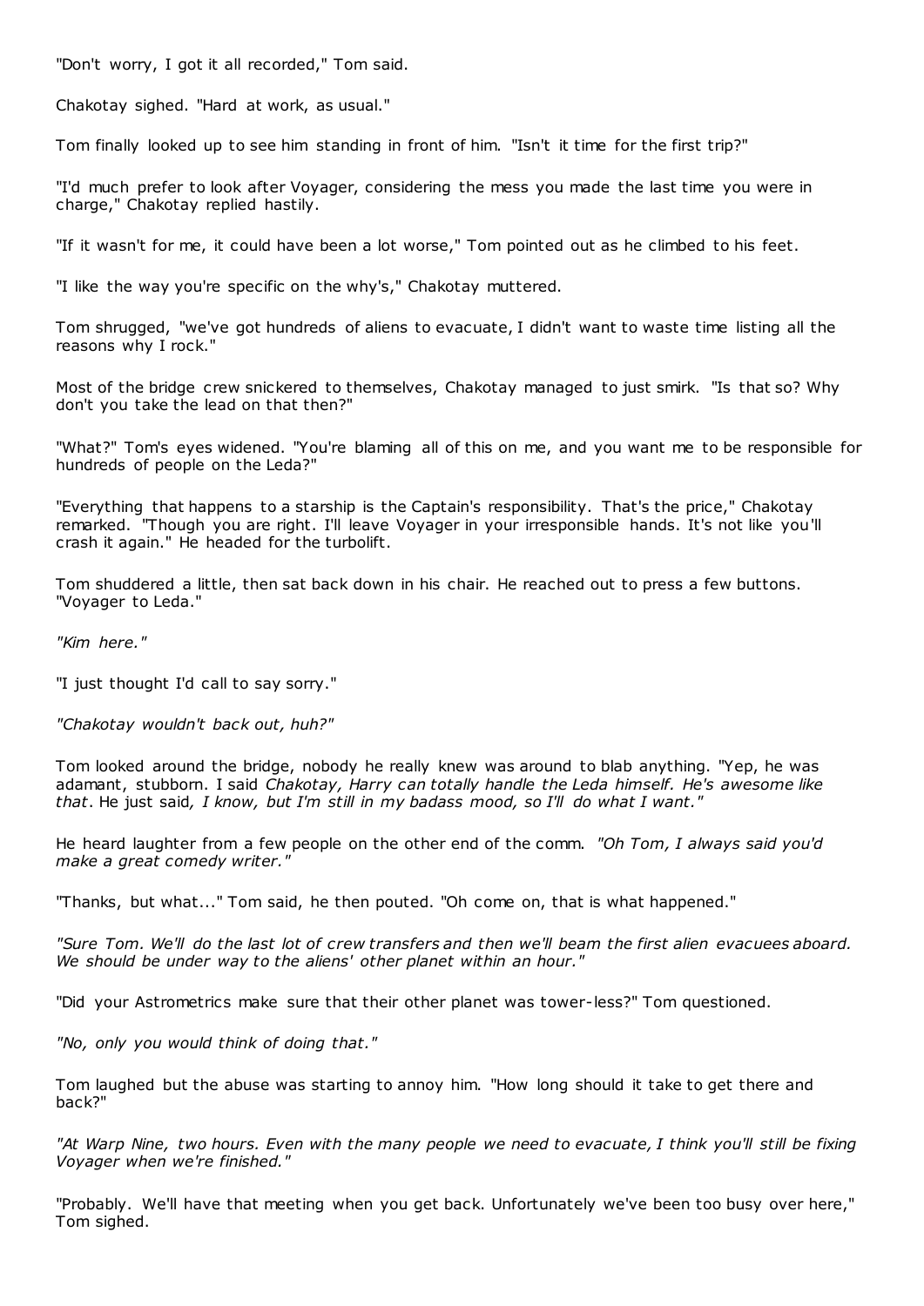"Don't worry, I got it all recorded," Tom said.

Chakotay sighed. "Hard at work, as usual."

Tom finally looked up to see him standing in front of him. "Isn't it time for the first trip?"

"I'd much prefer to look after Voyager, considering the mess you made the last time you were in charge," Chakotay replied hastily.

"If it wasn't for me, it could have been a lot worse," Tom pointed out as he climbed to his feet.

"I like the way you're specific on the why's," Chakotay muttered.

Tom shrugged, "we've got hundreds of aliens to evacuate, I didn't want to waste time listing all the reasons why I rock."

Most of the bridge crew snickered to themselves, Chakotay managed to just smirk. "Is that so? Why don't you take the lead on that then?"

"What?" Tom's eyes widened. "You're blaming all of this on me, and you want me to be responsible for hundreds of people on the Leda?"

"Everything that happens to a starship is the Captain's responsibility. That's the price," Chakotay remarked. "Though you are right. I'll leave Voyager in your irresponsible hands. It's not like you'll crash it again." He headed for the turbolift.

Tom shuddered a little, then sat back down in his chair. He reached out to press a few buttons. "Voyager to Leda."

*"Kim here."*

"I just thought I'd call to say sorry."

*"Chakotay wouldn't back out, huh?"*

Tom looked around the bridge, nobody he really knew was around to blab anything. "Yep, he was adamant, stubborn. I said *Chakotay, Harry can totally handle the Leda himself. He's awesome like that*. He just said*, I know, but I'm still in my badass mood, so I'll do what I want."*

He heard laughter from a few people on the other end of the comm. *"Oh Tom, I always said you'd make a great comedy writer."*

"Thanks, but what..." Tom said, he then pouted. "Oh come on, that is what happened."

*"Sure Tom. We'll do the last lot of crew transfers and then we'll beam the first alien evacuees aboard. We should be under way to the aliens' other planet within an hour."*

"Did your Astrometrics make sure that their other planet was tower-less?" Tom questioned.

*"No, only you would think of doing that."*

Tom laughed but the abuse was starting to annoy him. "How long should it take to get there and back?"

*"At Warp Nine, two hours. Even with the many people we need to evacuate, I think you'll still be fixing Voyager when we're finished."*

"Probably. We'll have that meeting when you get back. Unfortunately we've been too busy over here," Tom sighed.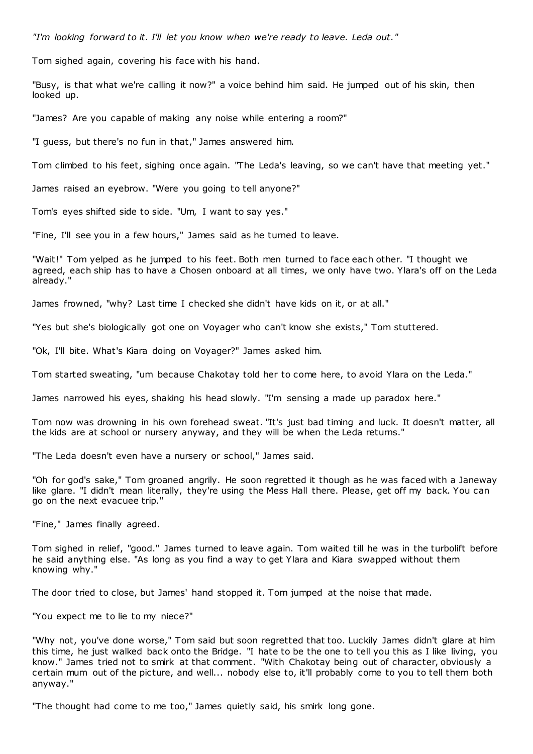*"I'm looking forward to it. I'll let you know when we're ready to leave. Leda out."*

Tom sighed again, covering his face with his hand.

"Busy, is that what we're calling it now?" a voice behind him said. He jumped out of his skin, then looked up.

"James? Are you capable of making any noise while entering a room?"

"I guess, but there's no fun in that," James answered him.

Tom climbed to his feet, sighing once again. "The Leda's leaving, so we can't have that meeting yet."

James raised an eyebrow. "Were you going to tell anyone?"

Tom's eyes shifted side to side. "Um, I want to say yes."

"Fine, I'll see you in a few hours," James said as he turned to leave.

"Wait!" Tom yelped as he jumped to his feet. Both men turned to face each other. "I thought we agreed, each ship has to have a Chosen onboard at all times, we only have two. Ylara's off on the Leda already."

James frowned, "why? Last time I checked she didn't have kids on it, or at all."

"Yes but she's biologically got one on Voyager who can't know she exists," Tom stuttered.

"Ok, I'll bite. What's Kiara doing on Voyager?" James asked him.

Tom started sweating, "um because Chakotay told her to come here, to avoid Ylara on the Leda."

James narrowed his eyes, shaking his head slowly. "I'm sensing a made up paradox here."

Tom now was drowning in his own forehead sweat. "It's just bad timing and luck. It doesn't matter, all the kids are at school or nursery anyway, and they will be when the Leda returns."

"The Leda doesn't even have a nursery or school," James said.

"Oh for god's sake," Tom groaned angrily. He soon regretted it though as he was faced with a Janeway like glare. "I didn't mean literally, they're using the Mess Hall there. Please, get off my back. You can go on the next evacuee trip."

"Fine," James finally agreed.

Tom sighed in relief, "good." James turned to leave again. Tom waited till he was in the turbolift before he said anything else. "As long as you find a way to get Ylara and Kiara swapped without them knowing why."

The door tried to close, but James' hand stopped it. Tom jumped at the noise that made.

"You expect me to lie to my niece?"

"Why not, you've done worse," Tom said but soon regretted that too. Luckily James didn't glare at him this time, he just walked back onto the Bridge. "I hate to be the one to tell you this as I like living, you know." James tried not to smirk at that comment. "With Chakotay being out of character, obviously a certain mum out of the picture, and well... nobody else to, it'll probably come to you to tell them both anyway."

"The thought had come to me too," James quietly said, his smirk long gone.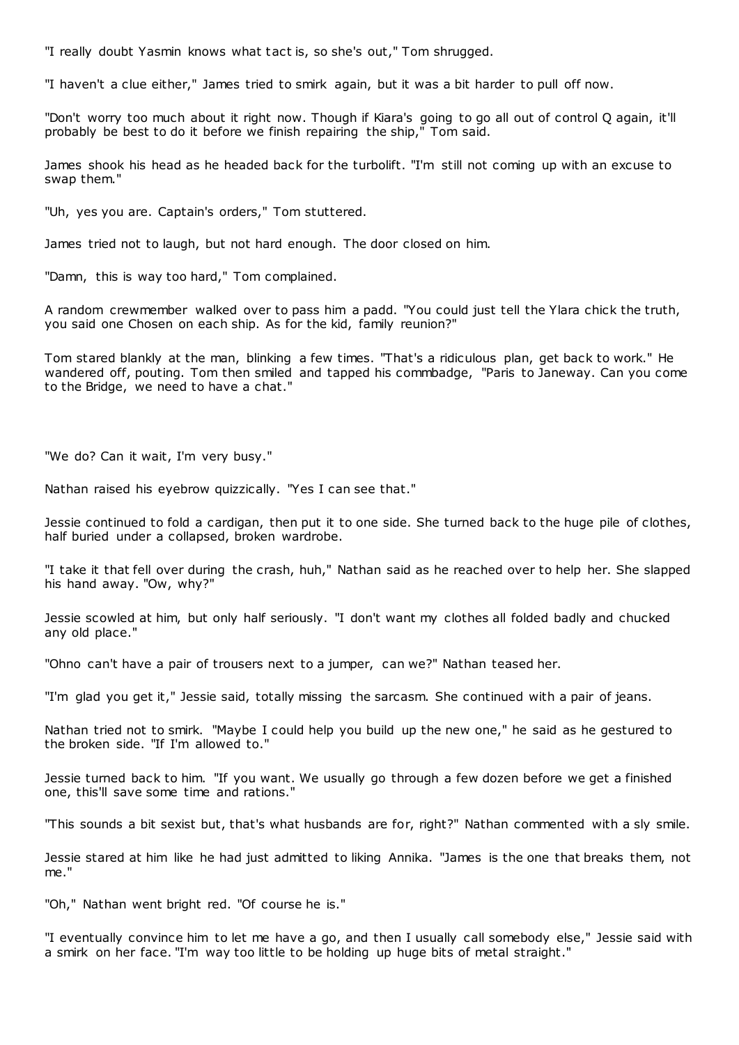"I really doubt Yasmin knows what tact is, so she's out," Tom shrugged.

"I haven't a clue either," James tried to smirk again, but it was a bit harder to pull off now.

"Don't worry too much about it right now. Though if Kiara's going to go all out of control Q again, it'll probably be best to do it before we finish repairing the ship," Tom said.

James shook his head as he headed back for the turbolift. "I'm still not coming up with an excuse to swap them."

"Uh, yes you are. Captain's orders," Tom stuttered.

James tried not to laugh, but not hard enough. The door closed on him.

"Damn, this is way too hard," Tom complained.

A random crewmember walked over to pass him a padd. "You could just tell the Ylara chick the truth, you said one Chosen on each ship. As for the kid, family reunion?"

Tom stared blankly at the man, blinking a few times. "That's a ridiculous plan, get back to work." He wandered off, pouting. Tom then smiled and tapped his commbadge, "Paris to Janeway. Can you come to the Bridge, we need to have a chat."

"We do? Can it wait, I'm very busy."

Nathan raised his eyebrow quizzically. "Yes I can see that."

Jessie continued to fold a cardigan, then put it to one side. She turned back to the huge pile of clothes, half buried under a collapsed, broken wardrobe.

"I take it that fell over during the crash, huh," Nathan said as he reached over to help her. She slapped his hand away. "Ow, why?"

Jessie scowled at him, but only half seriously. "I don't want my clothes all folded badly and chucked any old place."

"Ohno can't have a pair of trousers next to a jumper, can we?" Nathan teased her.

"I'm glad you get it," Jessie said, totally missing the sarcasm. She continued with a pair of jeans.

Nathan tried not to smirk. "Maybe I could help you build up the new one," he said as he gestured to the broken side. "If I'm allowed to."

Jessie turned back to him. "If you want. We usually go through a few dozen before we get a finished one, this'll save some time and rations."

"This sounds a bit sexist but, that's what husbands are for, right?" Nathan commented with a sly smile.

Jessie stared at him like he had just admitted to liking Annika. "James is the one that breaks them, not me."

"Oh," Nathan went bright red. "Of course he is."

"I eventually convince him to let me have a go, and then I usually call somebody else," Jessie said with a smirk on her face. "I'm way too little to be holding up huge bits of metal straight."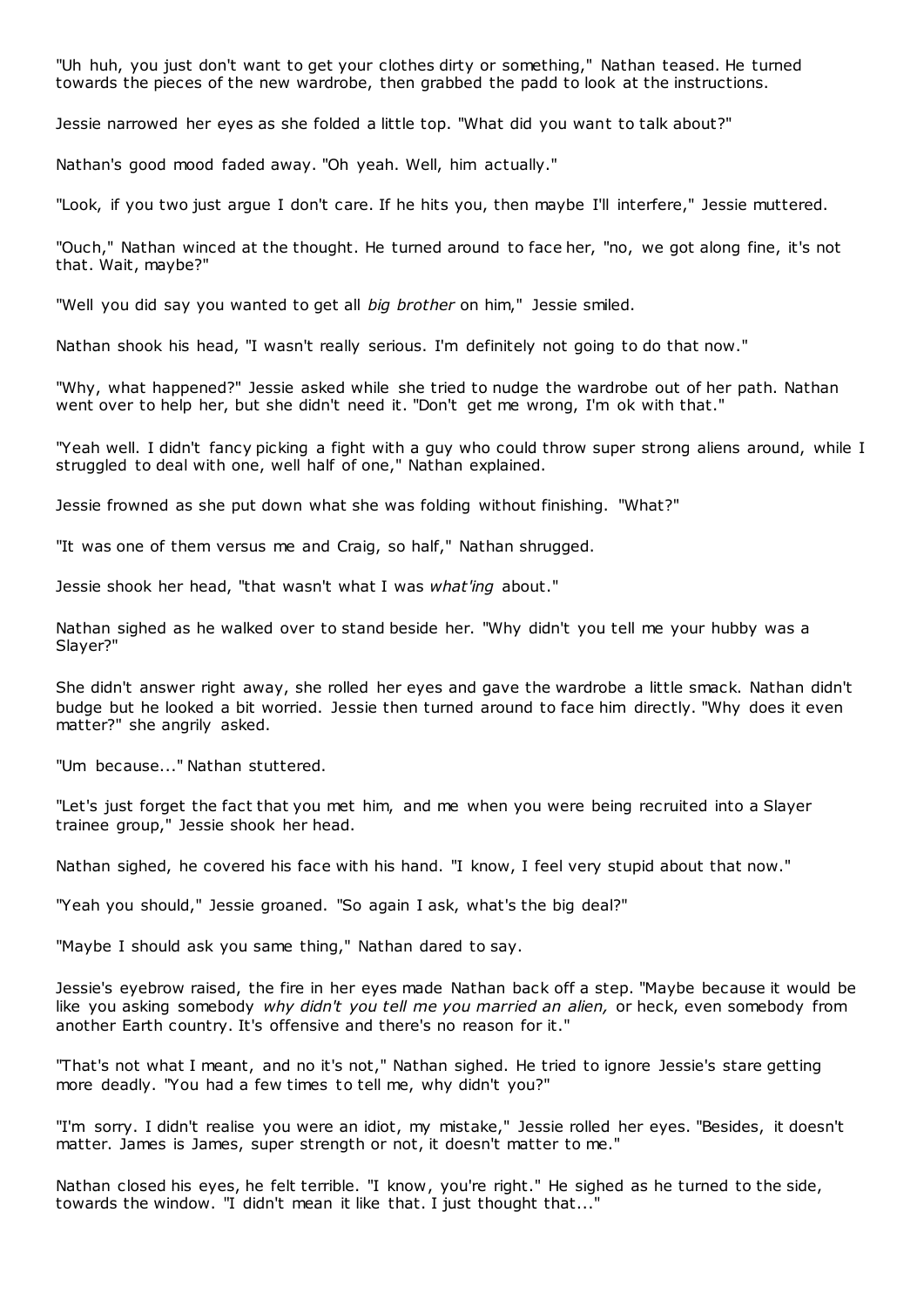"Uh huh, you just don't want to get your clothes dirty or something," Nathan teased. He turned towards the pieces of the new wardrobe, then grabbed the padd to look at the instructions.

Jessie narrowed her eyes as she folded a little top. "What did you want to talk about?"

Nathan's good mood faded away. "Oh yeah. Well, him actually."

"Look, if you two just argue I don't care. If he hits you, then maybe I'll interfere," Jessie muttered.

"Ouch," Nathan winced at the thought. He turned around to face her, "no, we got along fine, it's not that. Wait, maybe?"

"Well you did say you wanted to get all *big brother* on him," Jessie smiled.

Nathan shook his head, "I wasn't really serious. I'm definitely not going to do that now."

"Why, what happened?" Jessie asked while she tried to nudge the wardrobe out of her path. Nathan went over to help her, but she didn't need it. "Don't get me wrong, I'm ok with that."

"Yeah well. I didn't fancy picking a fight with a guy who could throw super strong aliens around, while I struggled to deal with one, well half of one," Nathan explained.

Jessie frowned as she put down what she was folding without finishing. "What?"

"It was one of them versus me and Craig, so half," Nathan shrugged.

Jessie shook her head, "that wasn't what I was *what'ing* about."

Nathan sighed as he walked over to stand beside her. "Why didn't you tell me your hubby was a Slayer?"

She didn't answer right away, she rolled her eyes and gave the wardrobe a little smack. Nathan didn't budge but he looked a bit worried. Jessie then turned around to face him directly. "Why does it even matter?" she angrily asked.

"Um because..." Nathan stuttered.

"Let's just forget the fact that you met him, and me when you were being recruited into a Slayer trainee group," Jessie shook her head.

Nathan sighed, he covered his face with his hand. "I know, I feel very stupid about that now."

"Yeah you should," Jessie groaned. "So again I ask, what's the big deal?"

"Maybe I should ask you same thing," Nathan dared to say.

Jessie's eyebrow raised, the fire in her eyes made Nathan back off a step. "Maybe because it would be like you asking somebody *why didn't you tell me you married an alien,* or heck, even somebody from another Earth country. It's offensive and there's no reason for it."

"That's not what I meant, and no it's not," Nathan sighed. He tried to ignore Jessie's stare getting more deadly. "You had a few times to tell me, why didn't you?"

"I'm sorry. I didn't realise you were an idiot, my mistake," Jessie rolled her eyes. "Besides, it doesn't matter. James is James, super strength or not, it doesn't matter to me."

Nathan closed his eyes, he felt terrible. "I know, you're right." He sighed as he turned to the side, towards the window. "I didn't mean it like that. I just thought that..."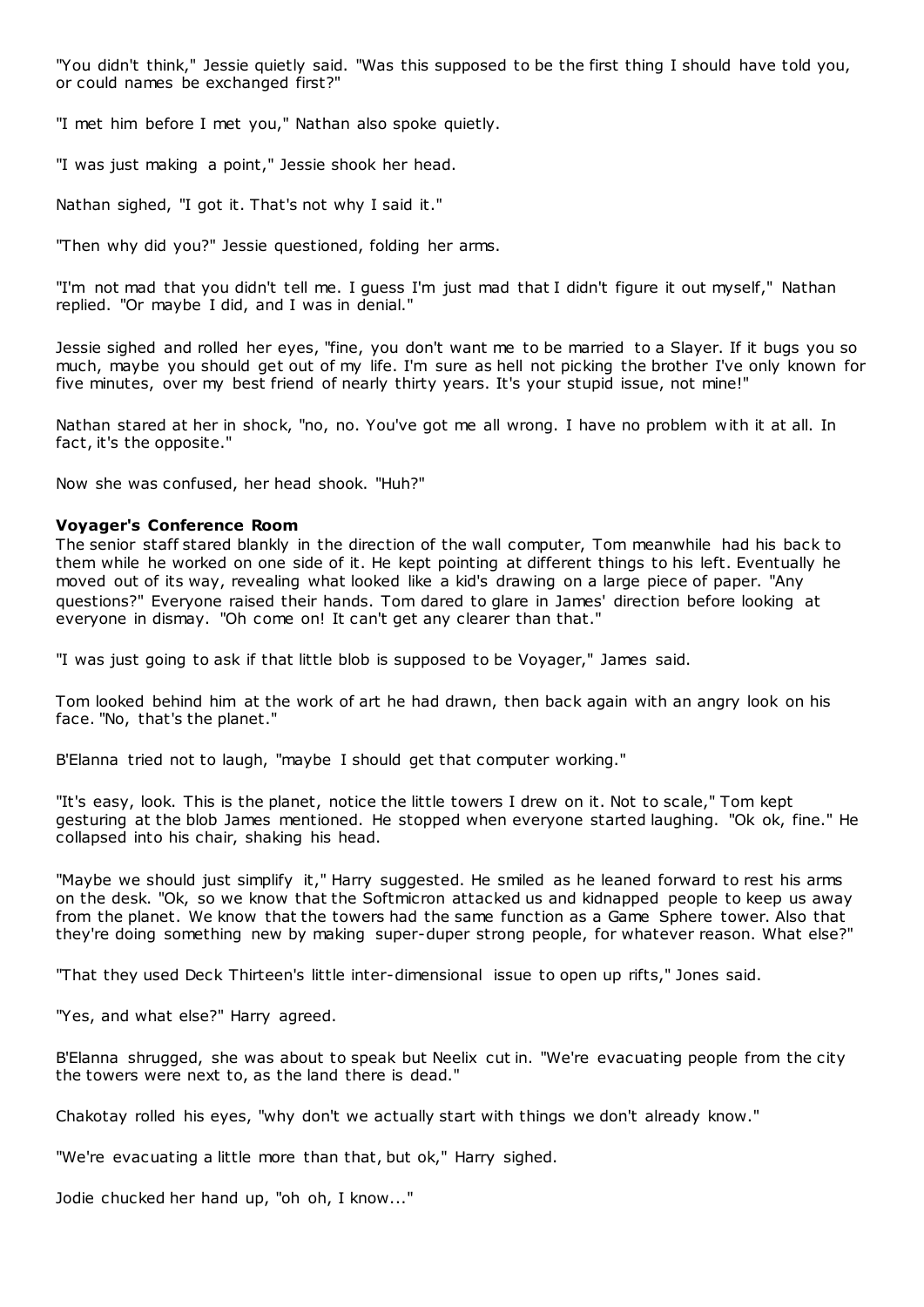"You didn't think," Jessie quietly said. "Was this supposed to be the first thing I should have told you, or could names be exchanged first?"

"I met him before I met you," Nathan also spoke quietly.

"I was just making a point," Jessie shook her head.

Nathan sighed, "I got it. That's not why I said it."

"Then why did you?" Jessie questioned, folding her arms.

"I'm not mad that you didn't tell me. I guess I'm just mad that I didn't figure it out myself," Nathan replied. "Or maybe I did, and I was in denial."

Jessie sighed and rolled her eyes, "fine, you don't want me to be married to a Slayer. If it bugs you so much, maybe you should get out of my life. I'm sure as hell not picking the brother I've only known for five minutes, over my best friend of nearly thirty years. It's your stupid issue, not mine!"

Nathan stared at her in shock, "no, no. You've got me all wrong. I have no problem with it at all. In fact, it's the opposite."

Now she was confused, her head shook. "Huh?"

**Voyager's Conference Room**

The senior staff stared blankly in the direction of the wall computer, Tom meanwhile had his back to them while he worked on one side of it. He kept pointing at different things to his left. Eventually he moved out of its way, revealing what looked like a kid's drawing on a large piece of paper. "Any questions?" Everyone raised their hands. Tom dared to glare in James' direction before looking at everyone in dismay. "Oh come on! It can't get any clearer than that."

"I was just going to ask if that little blob is supposed to be Voyager," James said.

Tom looked behind him at the work of art he had drawn, then back again with an angry look on his face. "No, that's the planet."

B'Elanna tried not to laugh, "maybe I should get that computer working."

"It's easy, look. This is the planet, notice the little towers I drew on it. Not to scale," Tom kept gesturing at the blob James mentioned. He stopped when everyone started laughing. "Ok ok, fine." He collapsed into his chair, shaking his head.

"Maybe we should just simplify it," Harry suggested. He smiled as he leaned forward to rest his arms on the desk. "Ok, so we know that the Softmicron attacked us and kidnapped people to keep us away from the planet. We know that the towers had the same function as a Game Sphere tower. Also that they're doing something new by making super-duper strong people, for whatever reason. What else?"

"That they used Deck Thirteen's little inter-dimensional issue to open up rifts," Jones said.

"Yes, and what else?" Harry agreed.

B'Elanna shrugged, she was about to speak but Neelix cut in. "We're evacuating people from the city the towers were next to, as the land there is dead."

Chakotay rolled his eyes, "why don't we actually start with things we don't already know."

"We're evacuating a little more than that, but ok," Harry sighed.

Jodie chucked her hand up, "oh oh, I know..."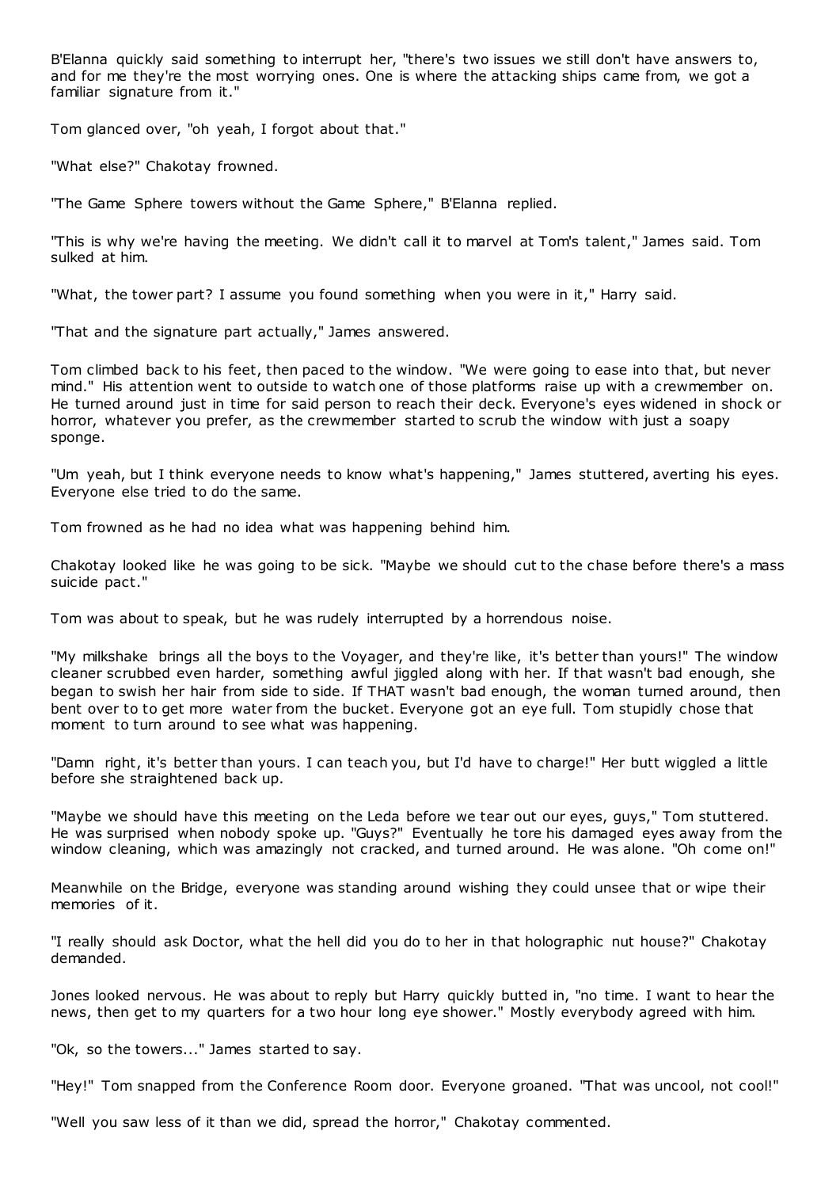B'Elanna quickly said something to interrupt her, "there's two issues we still don't have answers to, and for me they're the most worrying ones. One is where the attacking ships came from, we got a familiar signature from it."

Tom glanced over, "oh yeah, I forgot about that."

"What else?" Chakotay frowned.

"The Game Sphere towers without the Game Sphere," B'Elanna replied.

"This is why we're having the meeting. We didn't call it to marvel at Tom's talent," James said. Tom sulked at him.

"What, the tower part? I assume you found something when you were in it," Harry said.

"That and the signature part actually," James answered.

Tom climbed back to his feet, then paced to the window. "We were going to ease into that, but never mind." His attention went to outside to watch one of those platforms raise up with a crewmember on. He turned around just in time for said person to reach their deck. Everyone's eyes widened in shock or horror, whatever you prefer, as the crewmember started to scrub the window with just a soapy sponge.

"Um yeah, but I think everyone needs to know what's happening," James stuttered, averting his eyes. Everyone else tried to do the same.

Tom frowned as he had no idea what was happening behind him.

Chakotay looked like he was going to be sick. "Maybe we should cut to the chase before there's a mass suicide pact."

Tom was about to speak, but he was rudely interrupted by a horrendous noise.

"My milkshake brings all the boys to the Voyager, and they're like, it's better than yours!" The window cleaner scrubbed even harder, something awful jiggled along with her. If that wasn't bad enough, she began to swish her hair from side to side. If THAT wasn't bad enough, the woman turned around, then bent over to to get more water from the bucket. Everyone got an eye full. Tom stupidly chose that moment to turn around to see what was happening.

"Damn right, it's better than yours. I can teach you, but I'd have to charge!" Her butt wiggled a little before she straightened back up.

"Maybe we should have this meeting on the Leda before we tear out our eyes, guys," Tom stuttered. He was surprised when nobody spoke up. "Guys?" Eventually he tore his damaged eyes away from the window cleaning, which was amazingly not cracked, and turned around. He was alone. "Oh come on!"

Meanwhile on the Bridge, everyone was standing around wishing they could unsee that or wipe their memories of it.

"I really should ask Doctor, what the hell did you do to her in that holographic nut house?" Chakotay demanded.

Jones looked nervous. He was about to reply but Harry quickly butted in, "no time. I want to hear the news, then get to my quarters for a two hour long eye shower." Mostly everybody agreed with him.

"Ok, so the towers..." James started to say.

"Hey!" Tom snapped from the Conference Room door. Everyone groaned. "That was uncool, not cool!"

"Well you saw less of it than we did, spread the horror," Chakotay commented.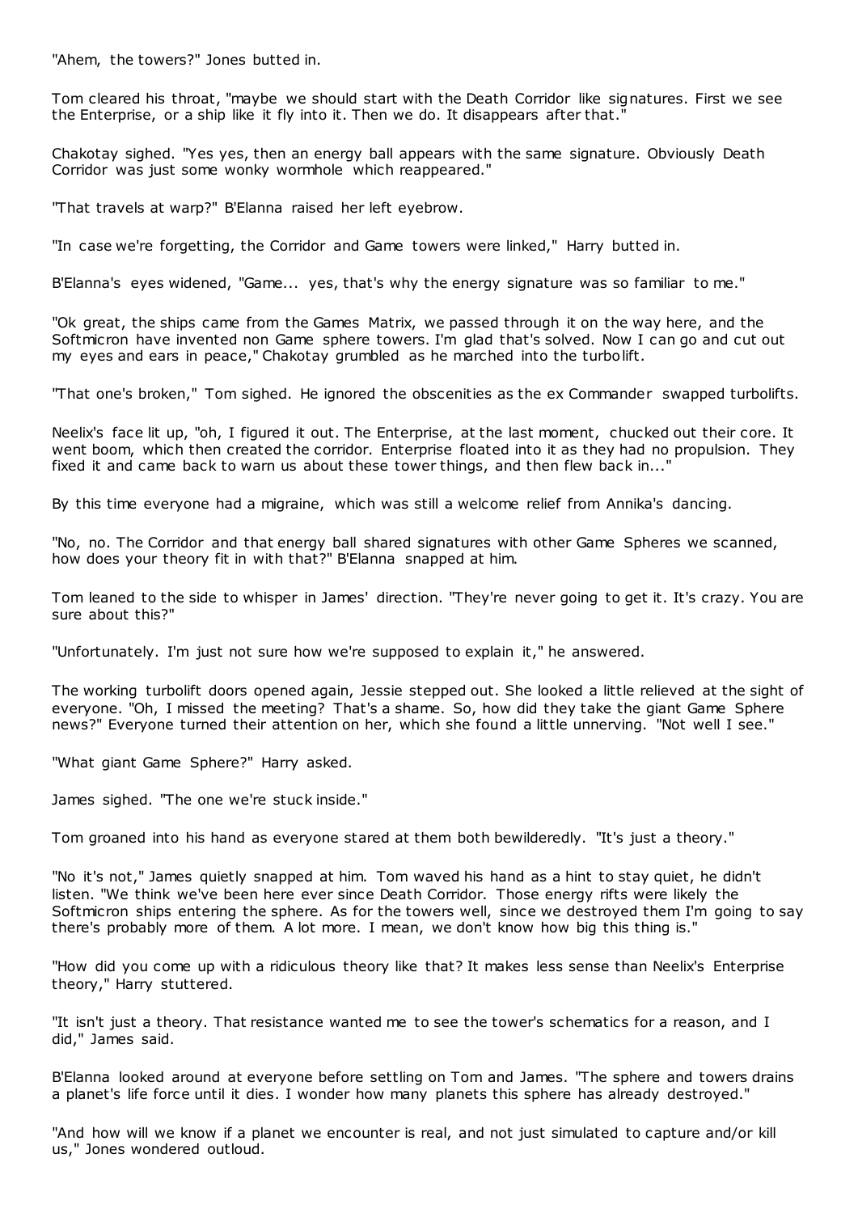"Ahem, the towers?" Jones butted in.

Tom cleared his throat, "maybe we should start with the Death Corridor like signatures. First we see the Enterprise, or a ship like it fly into it. Then we do. It disappears after that."

Chakotay sighed. "Yes yes, then an energy ball appears with the same signature. Obviously Death Corridor was just some wonky wormhole which reappeared."

"That travels at warp?" B'Elanna raised her left eyebrow.

"In case we're forgetting, the Corridor and Game towers were linked," Harry butted in.

B'Elanna's eyes widened, "Game... yes, that's why the energy signature was so familiar to me."

"Ok great, the ships came from the Games Matrix, we passed through it on the way here, and the Softmicron have invented non Game sphere towers. I'm glad that's solved. Now I can go and cut out my eyes and ears in peace," Chakotay grumbled as he marched into the turbolift.

"That one's broken," Tom sighed. He ignored the obscenities as the ex Commander swapped turbolifts.

Neelix's face lit up, "oh, I figured it out. The Enterprise, at the last moment, chucked out their core. It went boom, which then created the corridor. Enterprise floated into it as they had no propulsion. They fixed it and came back to warn us about these tower things, and then flew back in..."

By this time everyone had a migraine, which was still a welcome relief from Annika's dancing.

"No, no. The Corridor and that energy ball shared signatures with other Game Spheres we scanned, how does your theory fit in with that?" B'Elanna snapped at him.

Tom leaned to the side to whisper in James' direction. "They're never going to get it. It's crazy. You are sure about this?"

"Unfortunately. I'm just not sure how we're supposed to explain it," he answered.

The working turbolift doors opened again, Jessie stepped out. She looked a little relieved at the sight of everyone. "Oh, I missed the meeting? That's a shame. So, how did they take the giant Game Sphere news?" Everyone turned their attention on her, which she found a little unnerving. "Not well I see."

"What giant Game Sphere?" Harry asked.

James sighed. "The one we're stuck inside."

Tom groaned into his hand as everyone stared at them both bewilderedly. "It's just a theory."

"No it's not," James quietly snapped at him. Tom waved his hand as a hint to stay quiet, he didn't listen. "We think we've been here ever since Death Corridor. Those energy rifts were likely the Softmicron ships entering the sphere. As for the towers well, since we destroyed them I'm going to say there's probably more of them. A lot more. I mean, we don't know how big this thing is."

"How did you come up with a ridiculous theory like that? It makes less sense than Neelix's Enterprise theory," Harry stuttered.

"It isn't just a theory. That resistance wanted me to see the tower's schematics for a reason, and I did," James said.

B'Elanna looked around at everyone before settling on Tom and James. "The sphere and towers drains a planet's life force until it dies. I wonder how many planets this sphere has already destroyed."

"And how will we know if a planet we encounter is real, and not just simulated to capture and/or kill us," Jones wondered outloud.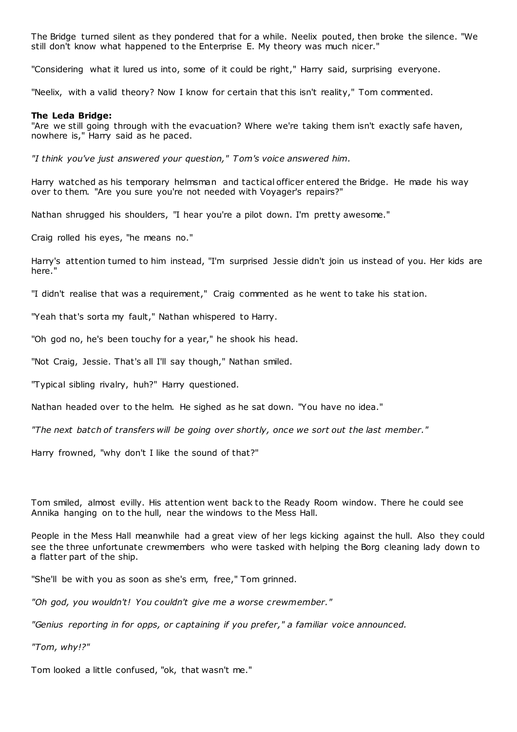The Bridge turned silent as they pondered that for a while. Neelix pouted, then broke the silence. "We still don't know what happened to the Enterprise E. My theory was much nicer."

"Considering what it lured us into, some of it could be right," Harry said, surprising everyone.

"Neelix, with a valid theory? Now I know for certain that this isn't reality," Tom commented.

**The Leda Bridge:**

"Are we still going through with the evacuation? Where we're taking them isn't exactly safe haven, nowhere is," Harry said as he paced.

*"I think you've just answered your question," Tom's voice answered him.*

Harry watched as his temporary helmsman and tactical officer entered the Bridge. He made his way over to them. "Are you sure you're not needed with Voyager's repairs?"

Nathan shrugged his shoulders, "I hear you're a pilot down. I'm pretty awesome."

Craig rolled his eyes, "he means no."

Harry's attention turned to him instead, "I'm surprised Jessie didn't join us instead of you. Her kids are here."

"I didn't realise that was a requirement," Craig commented as he went to take his station.

"Yeah that's sorta my fault," Nathan whispered to Harry.

"Oh god no, he's been touchy for a year," he shook his head.

"Not Craig, Jessie. That's all I'll say though," Nathan smiled.

"Typical sibling rivalry, huh?" Harry questioned.

Nathan headed over to the helm. He sighed as he sat down. "You have no idea."

*"The next batch of transfers will be going over shortly, once we sort out the last member."*

Harry frowned, "why don't I like the sound of that?"

Tom smiled, almost evilly. His attention went back to the Ready Room window. There he could see Annika hanging on to the hull, near the windows to the Mess Hall.

People in the Mess Hall meanwhile had a great view of her legs kicking against the hull. Also they could see the three unfortunate crewmembers who were tasked with helping the Borg cleaning lady down to a flatter part of the ship.

"She'll be with you as soon as she's erm, free," Tom grinned.

*"Oh god, you wouldn't! You couldn't give me a worse crewmember."*

*"Genius reporting in for opps, or captaining if you prefer," a familiar voice announced.*

*"Tom, why!?"*

Tom looked a little confused, "ok, that wasn't me."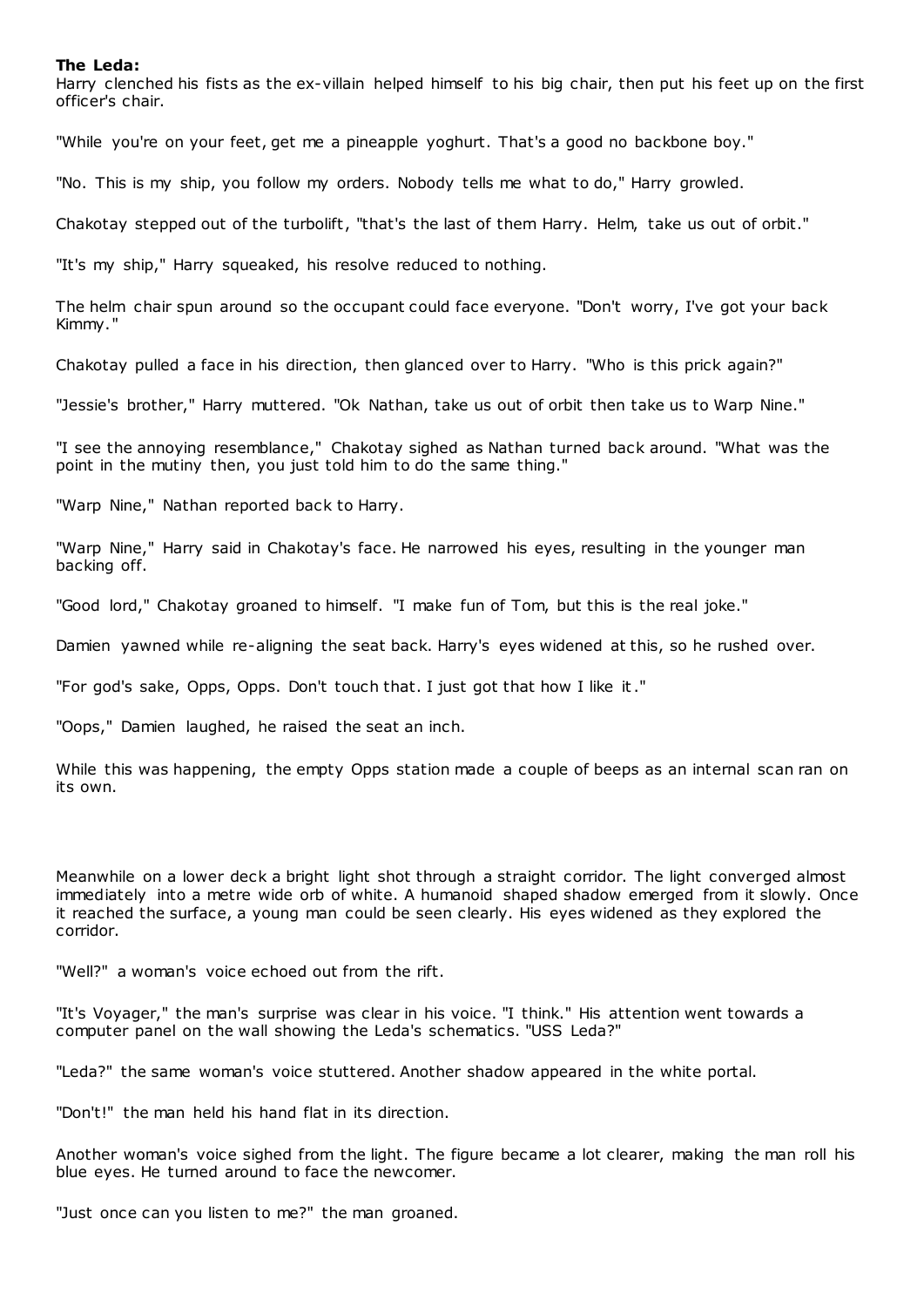**The Leda:**

Harry clenched his fists as the ex-villain helped himself to his big chair, then put his feet up on the first officer's chair.

"While you're on your feet, get me a pineapple yoghurt. That's a good no backbone boy."

"No. This is my ship, you follow my orders. Nobody tells me what to do," Harry growled.

Chakotay stepped out of the turbolift, "that's the last of them Harry. Helm, take us out of orbit."

"It's my ship," Harry squeaked, his resolve reduced to nothing.

The helm chair spun around so the occupant could face everyone. "Don't worry, I've got your back Kimmy."

Chakotay pulled a face in his direction, then glanced over to Harry. "Who is this prick again?"

"Jessie's brother," Harry muttered. "Ok Nathan, take us out of orbit then take us to Warp Nine."

"I see the annoying resemblance," Chakotay sighed as Nathan turned back around. "What was the point in the mutiny then, you just told him to do the same thing."

"Warp Nine," Nathan reported back to Harry.

"Warp Nine," Harry said in Chakotay's face. He narrowed his eyes, resulting in the younger man backing off.

"Good lord," Chakotay groaned to himself. "I make fun of Tom, but this is the real joke."

Damien yawned while re-aligning the seat back. Harry's eyes widened at this, so he rushed over.

"For god's sake, Opps, Opps. Don't touch that. I just got that how I like it."

"Oops," Damien laughed, he raised the seat an inch.

While this was happening, the empty Opps station made a couple of beeps as an internal scan ran on its own.

Meanwhile on a lower deck a bright light shot through a straight corridor. The light converged almost immediately into a metre wide orb of white. A humanoid shaped shadow emerged from it slowly. Once it reached the surface, a young man could be seen clearly. His eyes widened as they explored the corridor.

"Well?" a woman's voice echoed out from the rift.

"It's Voyager," the man's surprise was clear in his voice. "I think." His attention went towards a computer panel on the wall showing the Leda's schematics. "USS Leda?"

"Leda?" the same woman's voice stuttered. Another shadow appeared in the white portal.

"Don't!" the man held his hand flat in its direction.

Another woman's voice sighed from the light. The figure became a lot clearer, making the man roll his blue eyes. He turned around to face the newcomer.

"Just once can you listen to me?" the man groaned.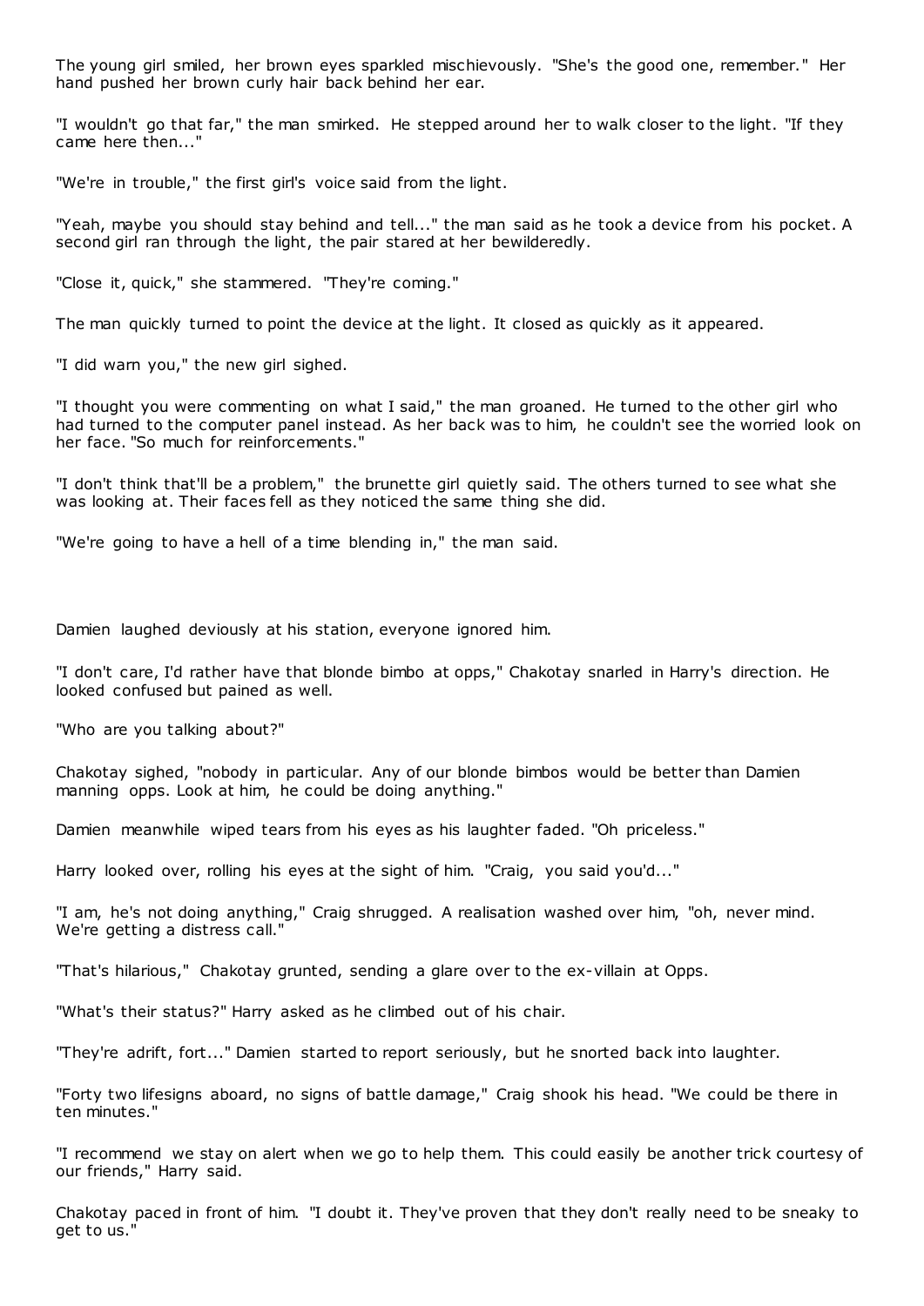The young girl smiled, her brown eyes sparkled mischievously. "She's the good one, remember." Her hand pushed her brown curly hair back behind her ear.

"I wouldn't go that far," the man smirked. He stepped around her to walk closer to the light. "If they came here then..."

"We're in trouble," the first girl's voice said from the light.

"Yeah, maybe you should stay behind and tell..." the man said as he took a device from his pocket. A second girl ran through the light, the pair stared at her bewilderedly.

"Close it, quick," she stammered. "They're coming."

The man quickly turned to point the device at the light. It closed as quickly as it appeared.

"I did warn you," the new girl sighed.

"I thought you were commenting on what I said," the man groaned. He turned to the other girl who had turned to the computer panel instead. As her back was to him, he couldn't see the worried look on her face. "So much for reinforcements."

"I don't think that'll be a problem," the brunette girl quietly said. The others turned to see what she was looking at. Their faces fell as they noticed the same thing she did.

"We're going to have a hell of a time blending in," the man said.

Damien laughed deviously at his station, everyone ignored him.

"I don't care, I'd rather have that blonde bimbo at opps," Chakotay snarled in Harry's direction. He looked confused but pained as well.

"Who are you talking about?"

Chakotay sighed, "nobody in particular. Any of our blonde bimbos would be better than Damien manning opps. Look at him, he could be doing anything."

Damien meanwhile wiped tears from his eyes as his laughter faded. "Oh priceless."

Harry looked over, rolling his eyes at the sight of him. "Craig, you said you'd..."

"I am, he's not doing anything," Craig shrugged. A realisation washed over him, "oh, never mind. We're getting a distress call."

"That's hilarious," Chakotay grunted, sending a glare over to the ex-villain at Opps.

"What's their status?" Harry asked as he climbed out of his chair.

"They're adrift, fort..." Damien started to report seriously, but he snorted back into laughter.

"Forty two lifesigns aboard, no signs of battle damage," Craig shook his head. "We could be there in ten minutes."

"I recommend we stay on alert when we go to help them. This could easily be another trick courtesy of our friends," Harry said.

Chakotay paced in front of him. "I doubt it. They've proven that they don't really need to be sneaky to get to us."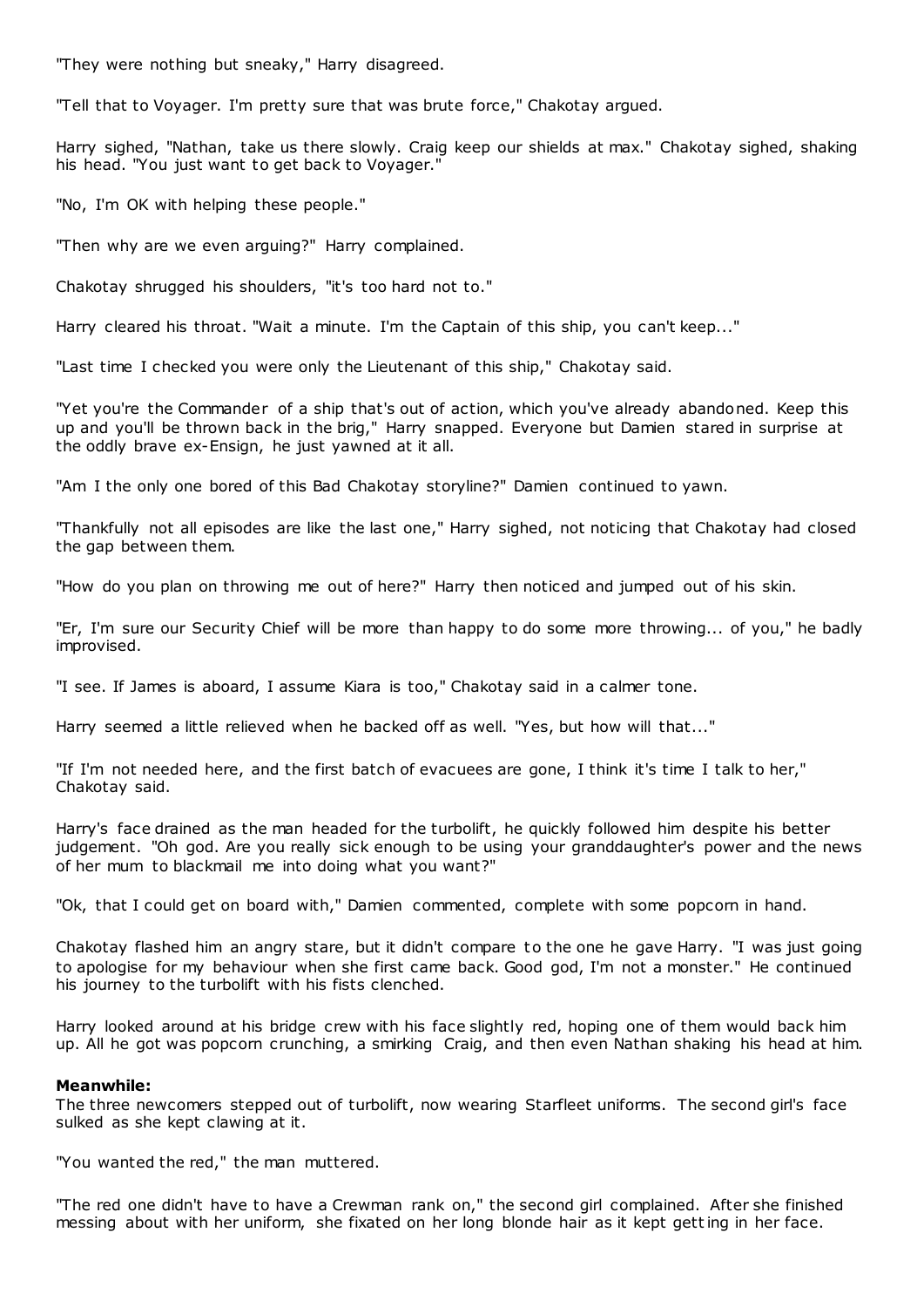"They were nothing but sneaky," Harry disagreed.

"Tell that to Voyager. I'm pretty sure that was brute force," Chakotay argued.

Harry sighed, "Nathan, take us there slowly. Craig keep our shields at max." Chakotay sighed, shaking his head. "You just want to get back to Voyager."

"No, I'm OK with helping these people."

"Then why are we even arguing?" Harry complained.

Chakotay shrugged his shoulders, "it's too hard not to."

Harry cleared his throat. "Wait a minute. I'm the Captain of this ship, you can't keep..."

"Last time I checked you were only the Lieutenant of this ship," Chakotay said.

"Yet you're the Commander of a ship that's out of action, which you've already abandoned. Keep this up and you'll be thrown back in the brig," Harry snapped. Everyone but Damien stared in surprise at the oddly brave ex-Ensign, he just yawned at it all.

"Am I the only one bored of this Bad Chakotay storyline?" Damien continued to yawn.

"Thankfully not all episodes are like the last one," Harry sighed, not noticing that Chakotay had closed the gap between them.

"How do you plan on throwing me out of here?" Harry then noticed and jumped out of his skin.

"Er, I'm sure our Security Chief will be more than happy to do some more throwing... of you," he badly improvised.

"I see. If James is aboard, I assume Kiara is too," Chakotay said in a calmer tone.

Harry seemed a little relieved when he backed off as well. "Yes, but how will that..."

"If I'm not needed here, and the first batch of evacuees are gone, I think it's time I talk to her," Chakotay said.

Harry's face drained as the man headed for the turbolift, he quickly followed him despite his better judgement. "Oh god. Are you really sick enough to be using your granddaughter's power and the news of her mum to blackmail me into doing what you want?"

"Ok, that I could get on board with," Damien commented, complete with some popcorn in hand.

Chakotay flashed him an angry stare, but it didn't compare to the one he gave Harry. "I was just going to apologise for my behaviour when she first came back. Good god, I'm not a monster." He continued his journey to the turbolift with his fists clenched.

Harry looked around at his bridge crew with his face slightly red, hoping one of them would back him up. All he got was popcorn crunching, a smirking Craig, and then even Nathan shaking his head at him.

**Meanwhile:**
The three newcomers stepped out of turbolift, now wearing Starfleet uniforms. The second girl's face sulked as she kept clawing at it.

"You wanted the red," the man muttered.

"The red one didn't have to have a Crewman rank on," the second girl complained. After she finished messing about with her uniform, she fixated on her long blonde hair as it kept getting in her face.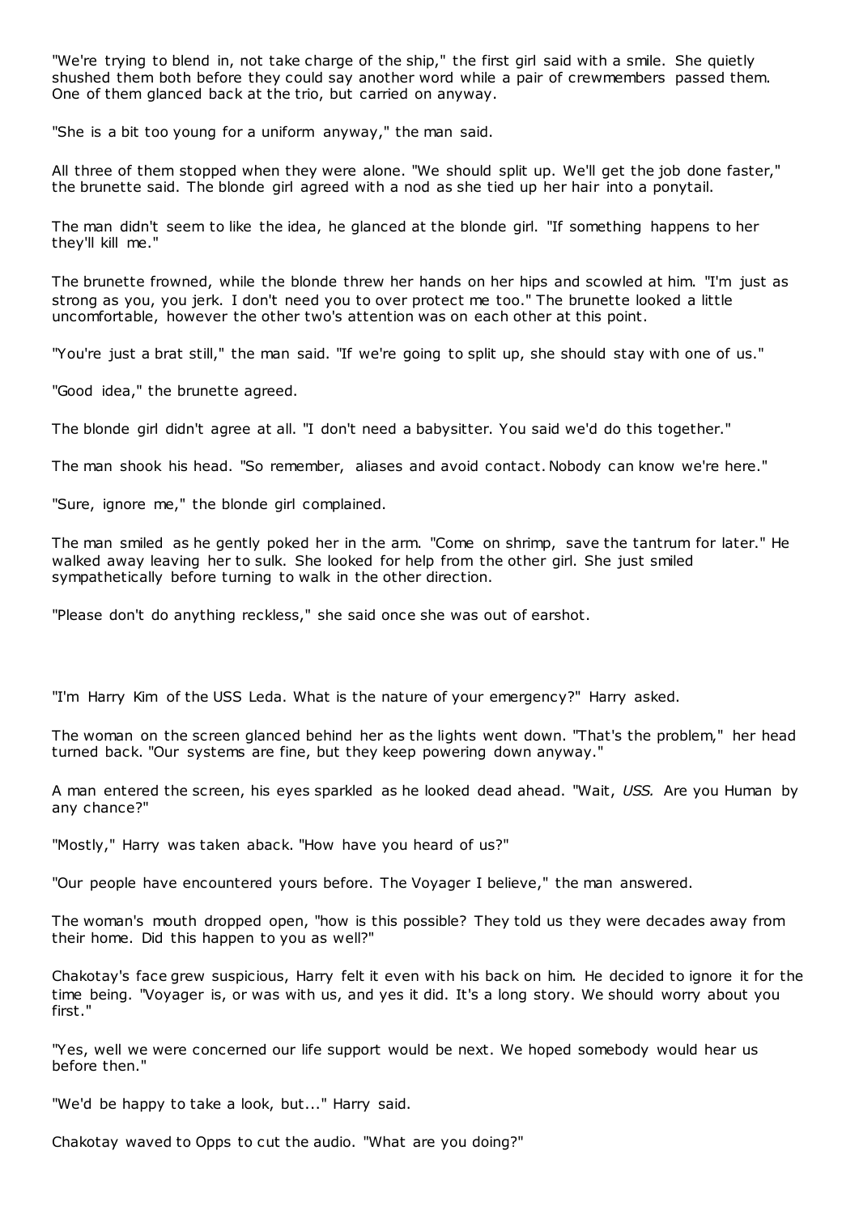"We're trying to blend in, not take charge of the ship," the first girl said with a smile. She quietly shushed them both before they could say another word while a pair of crewmembers passed them. One of them glanced back at the trio, but carried on anyway.

"She is a bit too young for a uniform anyway," the man said.

All three of them stopped when they were alone. "We should split up. We'll get the job done faster," the brunette said. The blonde girl agreed with a nod as she tied up her hair into a ponytail.

The man didn't seem to like the idea, he glanced at the blonde girl. "If something happens to her they'll kill me."

The brunette frowned, while the blonde threw her hands on her hips and scowled at him. "I'm just as strong as you, you jerk. I don't need you to over protect me too." The brunette looked a little uncomfortable, however the other two's attention was on each other at this point.

"You're just a brat still," the man said. "If we're going to split up, she should stay with one of us."

"Good idea," the brunette agreed.

The blonde girl didn't agree at all. "I don't need a babysitter. You said we'd do this together."

The man shook his head. "So remember, aliases and avoid contact. Nobody can know we're here."

"Sure, ignore me," the blonde girl complained.

The man smiled as he gently poked her in the arm. "Come on shrimp, save the tantrum for later." He walked away leaving her to sulk. She looked for help from the other girl. She just smiled sympathetically before turning to walk in the other direction.

"Please don't do anything reckless," she said once she was out of earshot.

"I'm Harry Kim of the USS Leda. What is the nature of your emergency?" Harry asked.

The woman on the screen glanced behind her as the lights went down. "That's the problem," her head turned back. "Our systems are fine, but they keep powering down anyway."

A man entered the screen, his eyes sparkled as he looked dead ahead. "Wait, *USS.* Are you Human by any chance?"

"Mostly," Harry was taken aback. "How have you heard of us?"

"Our people have encountered yours before. The Voyager I believe," the man answered.

The woman's mouth dropped open, "how is this possible? They told us they were decades away from their home. Did this happen to you as well?"

Chakotay's face grew suspicious, Harry felt it even with his back on him. He decided to ignore it for the time being. "Voyager is, or was with us, and yes it did. It's a long story. We should worry about you first."

"Yes, well we were concerned our life support would be next. We hoped somebody would hear us before then."

"We'd be happy to take a look, but..." Harry said.

Chakotay waved to Opps to cut the audio. "What are you doing?"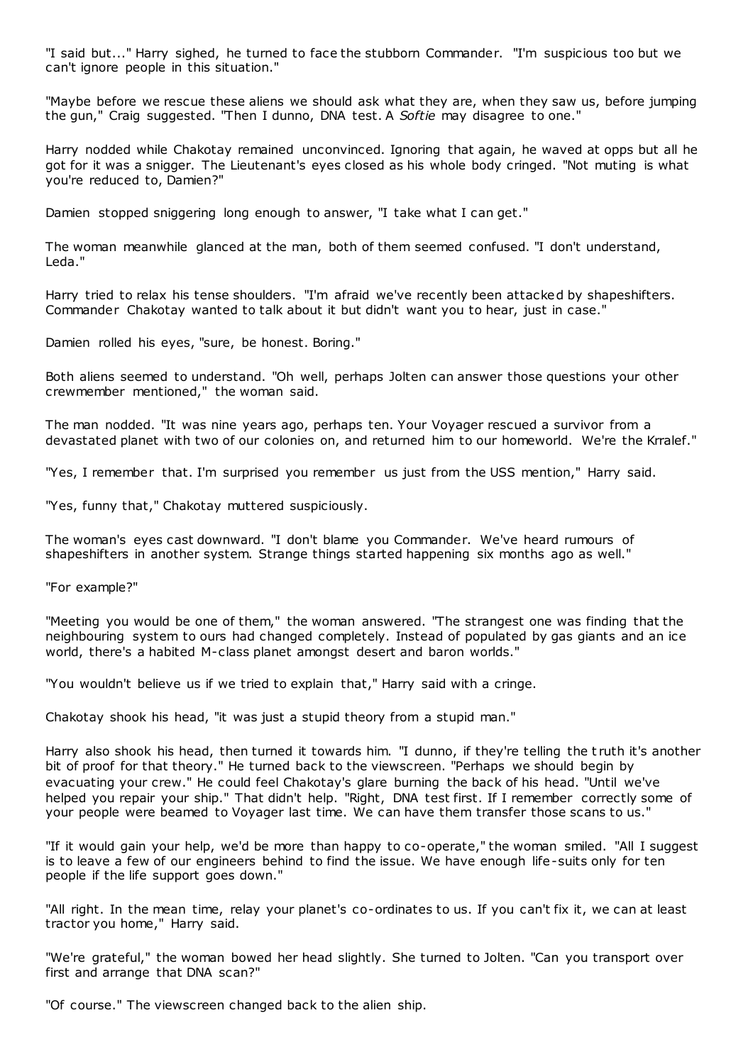"I said but..." Harry sighed, he turned to face the stubborn Commander. "I'm suspicious too but we can't ignore people in this situation."

"Maybe before we rescue these aliens we should ask what they are, when they saw us, before jumping the gun," Craig suggested. "Then I dunno, DNA test. A *Softie* may disagree to one."

Harry nodded while Chakotay remained unconvinced. Ignoring that again, he waved at opps but all he got for it was a snigger. The Lieutenant's eyes closed as his whole body cringed. "Not muting is what you're reduced to, Damien?"

Damien stopped sniggering long enough to answer, "I take what I can get."

The woman meanwhile glanced at the man, both of them seemed confused. "I don't understand, Leda."

Harry tried to relax his tense shoulders. "I'm afraid we've recently been attacked by shapeshifters. Commander Chakotay wanted to talk about it but didn't want you to hear, just in case."

Damien rolled his eyes, "sure, be honest. Boring."

Both aliens seemed to understand. "Oh well, perhaps Jolten can answer those questions your other crewmember mentioned," the woman said.

The man nodded. "It was nine years ago, perhaps ten. Your Voyager rescued a survivor from a devastated planet with two of our colonies on, and returned him to our homeworld. We're the Krralef."

"Yes, I remember that. I'm surprised you remember us just from the USS mention," Harry said.

"Yes, funny that," Chakotay muttered suspiciously.

The woman's eyes cast downward. "I don't blame you Commander. We've heard rumours of shapeshifters in another system. Strange things started happening six months ago as well."

"For example?"

"Meeting you would be one of them," the woman answered. "The strangest one was finding that the neighbouring system to ours had changed completely. Instead of populated by gas giants and an ice world, there's a habited M-class planet amongst desert and baron worlds."

"You wouldn't believe us if we tried to explain that," Harry said with a cringe.

Chakotay shook his head, "it was just a stupid theory from a stupid man."

Harry also shook his head, then turned it towards him. "I dunno, if they're telling the truth it's another bit of proof for that theory." He turned back to the viewscreen. "Perhaps we should begin by evacuating your crew." He could feel Chakotay's glare burning the back of his head. "Until we've helped you repair your ship." That didn't help. "Right, DNA test first. If I remember correctly some of your people were beamed to Voyager last time. We can have them transfer those scans to us."

"If it would gain your help, we'd be more than happy to co-operate," the woman smiled. "All I suggest is to leave a few of our engineers behind to find the issue. We have enough life-suits only for ten people if the life support goes down."

"All right. In the mean time, relay your planet's co-ordinates to us. If you can't fix it, we can at least tractor you home," Harry said.

"We're grateful," the woman bowed her head slightly. She turned to Jolten. "Can you transport over first and arrange that DNA scan?"

"Of course." The viewscreen changed back to the alien ship.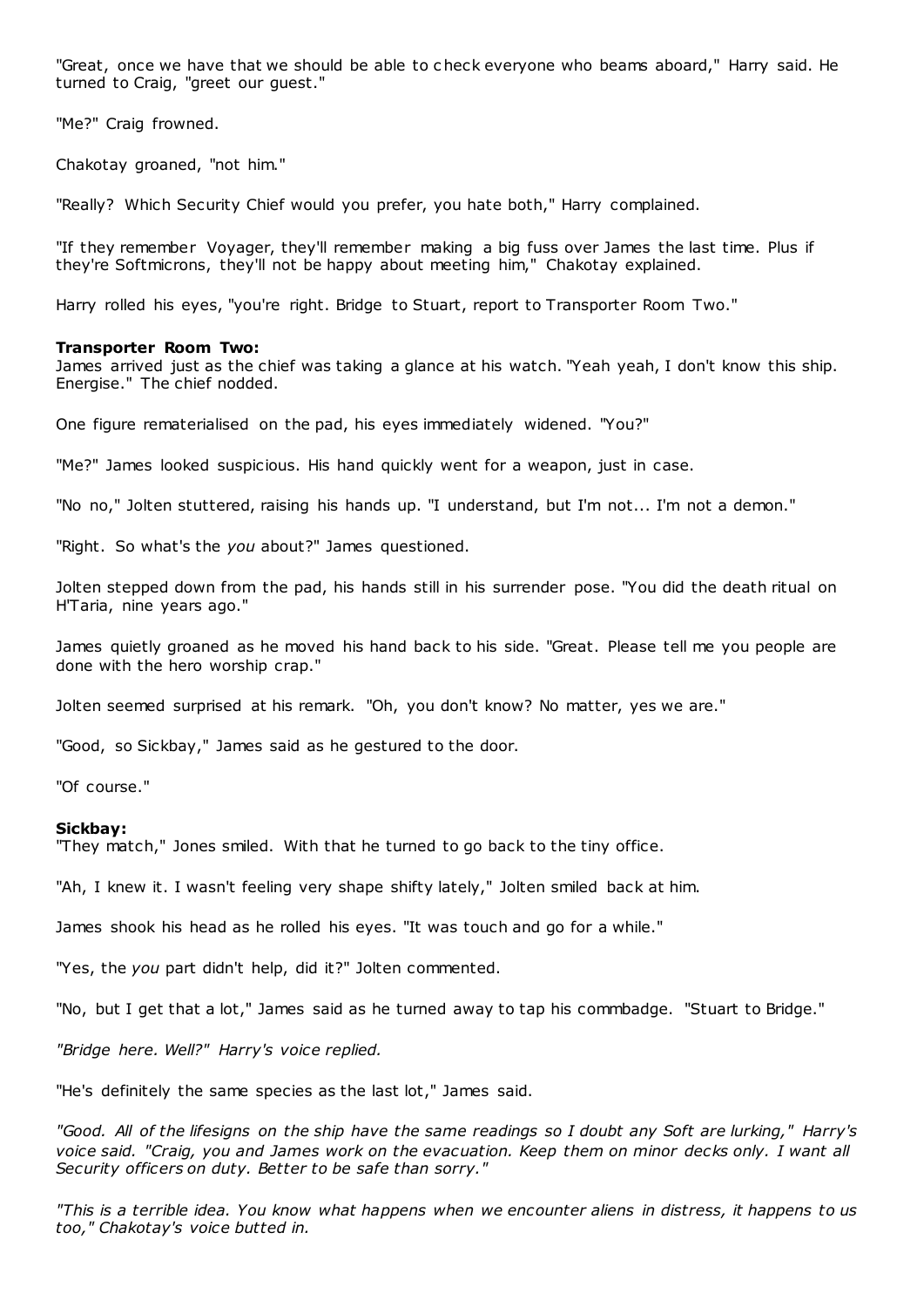"Great, once we have that we should be able to check everyone who beams aboard," Harry said. He turned to Craig, "greet our guest."

"Me?" Craig frowned.

Chakotay groaned, "not him."

"Really? Which Security Chief would you prefer, you hate both," Harry complained.

"If they remember Voyager, they'll remember making a big fuss over James the last time. Plus if they're Softmicrons, they'll not be happy about meeting him," Chakotay explained.

Harry rolled his eyes, "you're right. Bridge to Stuart, report to Transporter Room Two."

**Transporter Room Two:**
James arrived just as the chief was taking a glance at his watch. "Yeah yeah, I don't know this ship. Energise." The chief nodded.

One figure rematerialised on the pad, his eyes immediately widened. "You?"

"Me?" James looked suspicious. His hand quickly went for a weapon, just in case.

"No no," Jolten stuttered, raising his hands up. "I understand, but I'm not... I'm not a demon."

"Right. So what's the *you* about?" James questioned.

Jolten stepped down from the pad, his hands still in his surrender pose. "You did the death ritual on H'Taria, nine years ago."

James quietly groaned as he moved his hand back to his side. "Great. Please tell me you people are done with the hero worship crap."

Jolten seemed surprised at his remark. "Oh, you don't know? No matter, yes we are."

"Good, so Sickbay," James said as he gestured to the door.

"Of course."

**Sickbay:**
"They match," Jones smiled. With that he turned to go back to the tiny office.

"Ah, I knew it. I wasn't feeling very shape shifty lately," Jolten smiled back at him.

James shook his head as he rolled his eyes. "It was touch and go for a while."

"Yes, the *you* part didn't help, did it?" Jolten commented.

"No, but I get that a lot," James said as he turned away to tap his commbadge. "Stuart to Bridge."

*"Bridge here. Well?" Harry's voice replied.*

"He's definitely the same species as the last lot," James said.

*"Good. All of the lifesigns on the ship have the same readings so I doubt any Soft are lurking," Harry's voice said. "Craig, you and James work on the evacuation. Keep them on minor decks only. I want all Security officers on duty. Better to be safe than sorry."*

*"This is a terrible idea. You know what happens when we encounter aliens in distress, it happens to us too," Chakotay's voice butted in.*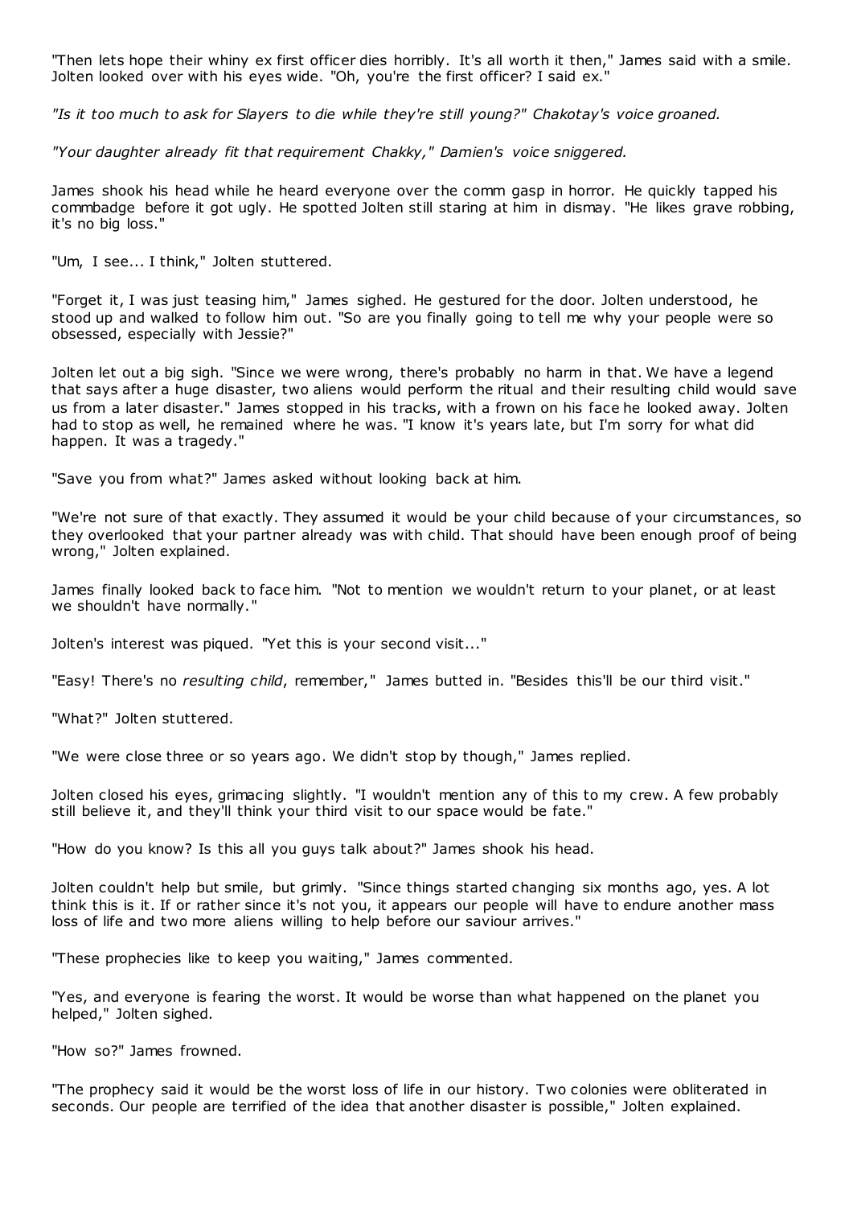"Then lets hope their whiny ex first officer dies horribly. It's all worth it then," James said with a smile. Jolten looked over with his eyes wide. "Oh, you're the first officer? I said ex."

*"Is it too much to ask for Slayers to die while they're still young?" Chakotay's voice groaned.*

*"Your daughter already fit that requirement Chakky," Damien's voice sniggered.*

James shook his head while he heard everyone over the comm gasp in horror. He quickly tapped his commbadge before it got ugly. He spotted Jolten still staring at him in dismay. "He likes grave robbing, it's no big loss."

"Um, I see... I think," Jolten stuttered.

"Forget it, I was just teasing him," James sighed. He gestured for the door. Jolten understood, he stood up and walked to follow him out. "So are you finally going to tell me why your people were so obsessed, especially with Jessie?"

Jolten let out a big sigh. "Since we were wrong, there's probably no harm in that. We have a legend that says after a huge disaster, two aliens would perform the ritual and their resulting child would save us from a later disaster." James stopped in his tracks, with a frown on his face he looked away. Jolten had to stop as well, he remained where he was. "I know it's years late, but I'm sorry for what did happen. It was a tragedy."

"Save you from what?" James asked without looking back at him.

"We're not sure of that exactly. They assumed it would be your child because of your circumstances, so they overlooked that your partner already was with child. That should have been enough proof of being wrong," Jolten explained.

James finally looked back to face him. "Not to mention we wouldn't return to your planet, or at least we shouldn't have normally."

Jolten's interest was piqued. "Yet this is your second visit..."

"Easy! There's no *resulting child*, remember," James butted in. "Besides this'll be our third visit."

"What?" Jolten stuttered.

"We were close three or so years ago. We didn't stop by though," James replied.

Jolten closed his eyes, grimacing slightly. "I wouldn't mention any of this to my crew. A few probably still believe it, and they'll think your third visit to our space would be fate."

"How do you know? Is this all you guys talk about?" James shook his head.

Jolten couldn't help but smile, but grimly. "Since things started changing six months ago, yes. A lot think this is it. If or rather since it's not you, it appears our people will have to endure another mass loss of life and two more aliens willing to help before our saviour arrives."

"These prophecies like to keep you waiting," James commented.

"Yes, and everyone is fearing the worst. It would be worse than what happened on the planet you helped," Jolten sighed.

"How so?" James frowned.

"The prophecy said it would be the worst loss of life in our history. Two colonies were obliterated in seconds. Our people are terrified of the idea that another disaster is possible," Jolten explained.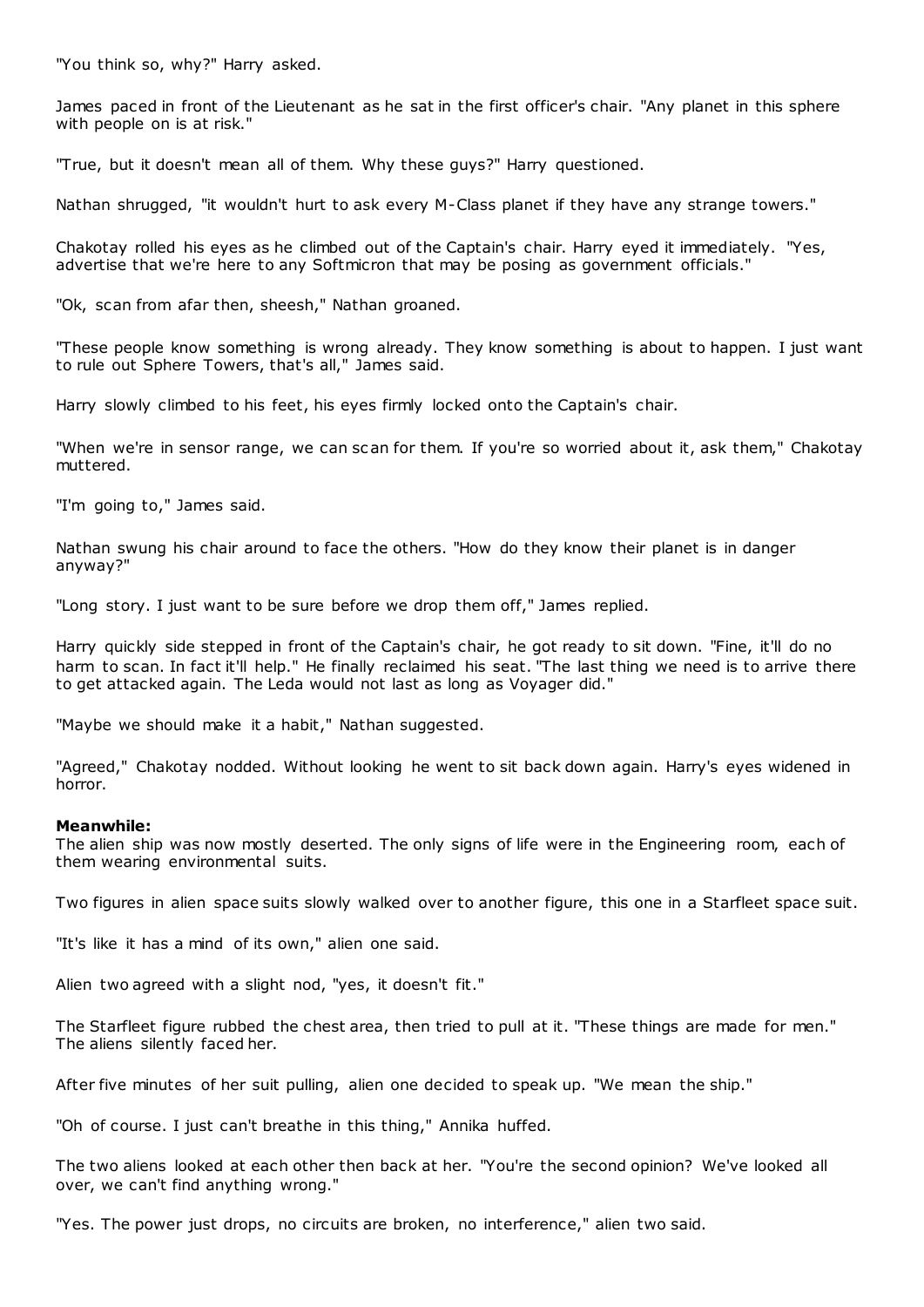"You think so, why?" Harry asked.

James paced in front of the Lieutenant as he sat in the first officer's chair. "Any planet in this sphere with people on is at risk."

"True, but it doesn't mean all of them. Why these guys?" Harry questioned.

Nathan shrugged, "it wouldn't hurt to ask every M-Class planet if they have any strange towers."

Chakotay rolled his eyes as he climbed out of the Captain's chair. Harry eyed it immediately. "Yes, advertise that we're here to any Softmicron that may be posing as government officials."

"Ok, scan from afar then, sheesh," Nathan groaned.

"These people know something is wrong already. They know something is about to happen. I just want to rule out Sphere Towers, that's all," James said.

Harry slowly climbed to his feet, his eyes firmly locked onto the Captain's chair.

"When we're in sensor range, we can scan for them. If you're so worried about it, ask them," Chakotay muttered.

"I'm going to," James said.

Nathan swung his chair around to face the others. "How do they know their planet is in danger anyway?"

"Long story. I just want to be sure before we drop them off," James replied.

Harry quickly side stepped in front of the Captain's chair, he got ready to sit down. "Fine, it'll do no harm to scan. In fact it'll help." He finally reclaimed his seat. "The last thing we need is to arrive there to get attacked again. The Leda would not last as long as Voyager did."

"Maybe we should make it a habit," Nathan suggested.

"Agreed," Chakotay nodded. Without looking he went to sit back down again. Harry's eyes widened in horror.

**Meanwhile:**
The alien ship was now mostly deserted. The only signs of life were in the Engineering room, each of them wearing environmental suits.

Two figures in alien space suits slowly walked over to another figure, this one in a Starfleet space suit.

"It's like it has a mind of its own," alien one said.

Alien two agreed with a slight nod, "yes, it doesn't fit."

The Starfleet figure rubbed the chest area, then tried to pull at it. "These things are made for men." The aliens silently faced her.

After five minutes of her suit pulling, alien one decided to speak up. "We mean the ship."

"Oh of course. I just can't breathe in this thing," Annika huffed.

The two aliens looked at each other then back at her. "You're the second opinion? We've looked all over, we can't find anything wrong."

"Yes. The power just drops, no circuits are broken, no interference," alien two said.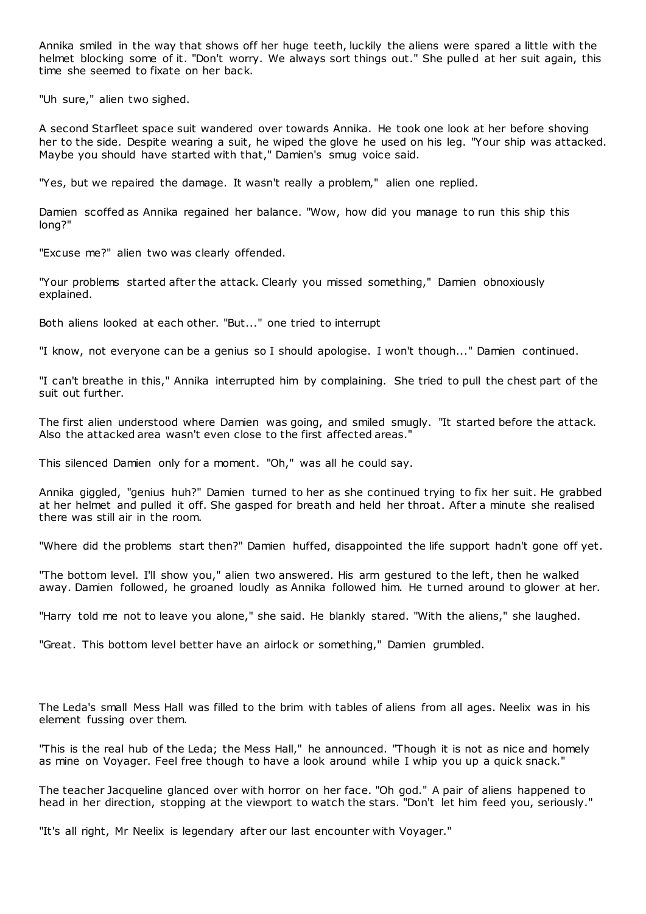Annika smiled in the way that shows off her huge teeth, luckily the aliens were spared a little with the helmet blocking some of it. "Don't worry. We always sort things out." She pulled at her suit again, this time she seemed to fixate on her back.

"Uh sure," alien two sighed.

A second Starfleet space suit wandered over towards Annika. He took one look at her before shoving her to the side. Despite wearing a suit, he wiped the glove he used on his leg. "Your ship was attacked. Maybe you should have started with that," Damien's smug voice said.

"Yes, but we repaired the damage. It wasn't really a problem," alien one replied.

Damien scoffed as Annika regained her balance. "Wow, how did you manage to run this ship this long?"

"Excuse me?" alien two was clearly offended.

"Your problems started after the attack. Clearly you missed something," Damien obnoxiously explained.

Both aliens looked at each other. "But..." one tried to interrupt

"I know, not everyone can be a genius so I should apologise. I won't though..." Damien continued.

"I can't breathe in this," Annika interrupted him by complaining. She tried to pull the chest part of the suit out further.

The first alien understood where Damien was going, and smiled smugly. "It started before the attack. Also the attacked area wasn't even close to the first affected areas."

This silenced Damien only for a moment. "Oh," was all he could say.

Annika giggled, "genius huh?" Damien turned to her as she continued trying to fix her suit. He grabbed at her helmet and pulled it off. She gasped for breath and held her throat. After a minute she realised there was still air in the room.

"Where did the problems start then?" Damien huffed, disappointed the life support hadn't gone off yet.

"The bottom level. I'll show you," alien two answered. His arm gestured to the left, then he walked away. Damien followed, he groaned loudly as Annika followed him. He turned around to glower at her.

"Harry told me not to leave you alone," she said. He blankly stared. "With the aliens," she laughed.

"Great. This bottom level better have an airlock or something," Damien grumbled.

The Leda's small Mess Hall was filled to the brim with tables of aliens from all ages. Neelix was in his element fussing over them.

"This is the real hub of the Leda; the Mess Hall," he announced. "Though it is not as nice and homely as mine on Voyager. Feel free though to have a look around while I whip you up a quick snack."

The teacher Jacqueline glanced over with horror on her face. "Oh god." A pair of aliens happened to head in her direction, stopping at the viewport to watch the stars. "Don't let him feed you, seriously."

"It's all right, Mr Neelix is legendary after our last encounter with Voyager."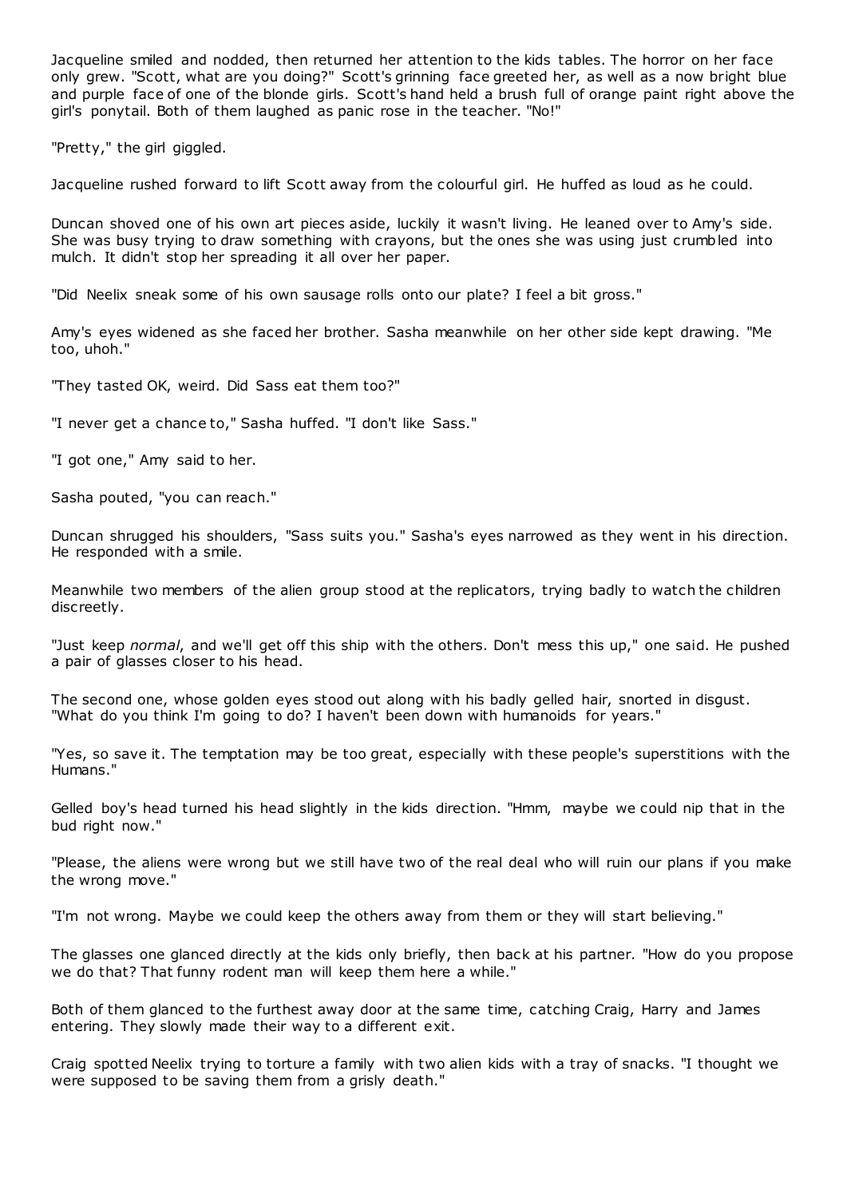Jacqueline smiled and nodded, then returned her attention to the kids tables. The horror on her face only grew. "Scott, what are you doing?" Scott's grinning face greeted her, as well as a now bright blue and purple face of one of the blonde girls. Scott's hand held a brush full of orange paint right above the girl's ponytail. Both of them laughed as panic rose in the teacher. "No!"

"Pretty," the girl giggled.

Jacqueline rushed forward to lift Scott away from the colourful girl. He huffed as loud as he could.

Duncan shoved one of his own art pieces aside, luckily it wasn't living. He leaned over to Amy's side. She was busy trying to draw something with crayons, but the ones she was using just crumbled into mulch. It didn't stop her spreading it all over her paper.

"Did Neelix sneak some of his own sausage rolls onto our plate? I feel a bit gross."

Amy's eyes widened as she faced her brother. Sasha meanwhile on her other side kept drawing. "Me too, uhoh."

"They tasted OK, weird. Did Sass eat them too?"

"I never get a chance to," Sasha huffed. "I don't like Sass."

"I got one," Amy said to her.

Sasha pouted, "you can reach."

Duncan shrugged his shoulders, "Sass suits you." Sasha's eyes narrowed as they went in his direction. He responded with a smile.

Meanwhile two members of the alien group stood at the replicators, trying badly to watch the children discreetly.

"Just keep *normal*, and we'll get off this ship with the others. Don't mess this up," one said. He pushed a pair of glasses closer to his head.

The second one, whose golden eyes stood out along with his badly gelled hair, snorted in disgust. "What do you think I'm going to do? I haven't been down with humanoids for years."

"Yes, so save it. The temptation may be too great, especially with these people's superstitions with the Humans."

Gelled boy's head turned his head slightly in the kids direction. "Hmm, maybe we could nip that in the bud right now."

"Please, the aliens were wrong but we still have two of the real deal who will ruin our plans if you make the wrong move."

"I'm not wrong. Maybe we could keep the others away from them or they will start believing."

The glasses one glanced directly at the kids only briefly, then back at his partner. "How do you propose we do that? That funny rodent man will keep them here a while."

Both of them glanced to the furthest away door at the same time, catching Craig, Harry and James entering. They slowly made their way to a different exit.

Craig spotted Neelix trying to torture a family with two alien kids with a tray of snacks. "I thought we were supposed to be saving them from a grisly death."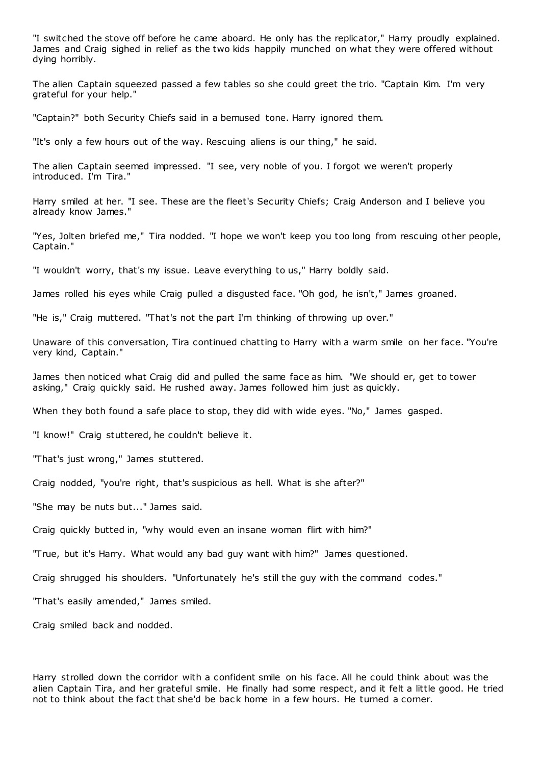"I switched the stove off before he came aboard. He only has the replicator," Harry proudly explained. James and Craig sighed in relief as the two kids happily munched on what they were offered without dying horribly.

The alien Captain squeezed passed a few tables so she could greet the trio. "Captain Kim. I'm very grateful for your help."

"Captain?" both Security Chiefs said in a bemused tone. Harry ignored them.

"It's only a few hours out of the way. Rescuing aliens is our thing," he said.

The alien Captain seemed impressed. "I see, very noble of you. I forgot we weren't properly introduced. I'm Tira."

Harry smiled at her. "I see. These are the fleet's Security Chiefs; Craig Anderson and I believe you already know James."

"Yes, Jolten briefed me," Tira nodded. "I hope we won't keep you too long from rescuing other people, Captain."

"I wouldn't worry, that's my issue. Leave everything to us," Harry boldly said.

James rolled his eyes while Craig pulled a disgusted face. "Oh god, he isn't," James groaned.

"He is," Craig muttered. "That's not the part I'm thinking of throwing up over."

Unaware of this conversation, Tira continued chatting to Harry with a warm smile on her face. "You're very kind, Captain."

James then noticed what Craig did and pulled the same face as him. "We should er, get to tower asking," Craig quickly said. He rushed away. James followed him just as quickly.

When they both found a safe place to stop, they did with wide eyes. "No," James gasped.

"I know!" Craig stuttered, he couldn't believe it.

"That's just wrong," James stuttered.

Craig nodded, "you're right, that's suspicious as hell. What is she after?"

"She may be nuts but..." James said.

Craig quickly butted in, "why would even an insane woman flirt with him?"

"True, but it's Harry. What would any bad guy want with him?" James questioned.

Craig shrugged his shoulders. "Unfortunately he's still the guy with the command codes."

"That's easily amended," James smiled.

Craig smiled back and nodded.

Harry strolled down the corridor with a confident smile on his face. All he could think about was the alien Captain Tira, and her grateful smile. He finally had some respect, and it felt a little good. He tried not to think about the fact that she'd be back home in a few hours. He turned a corner.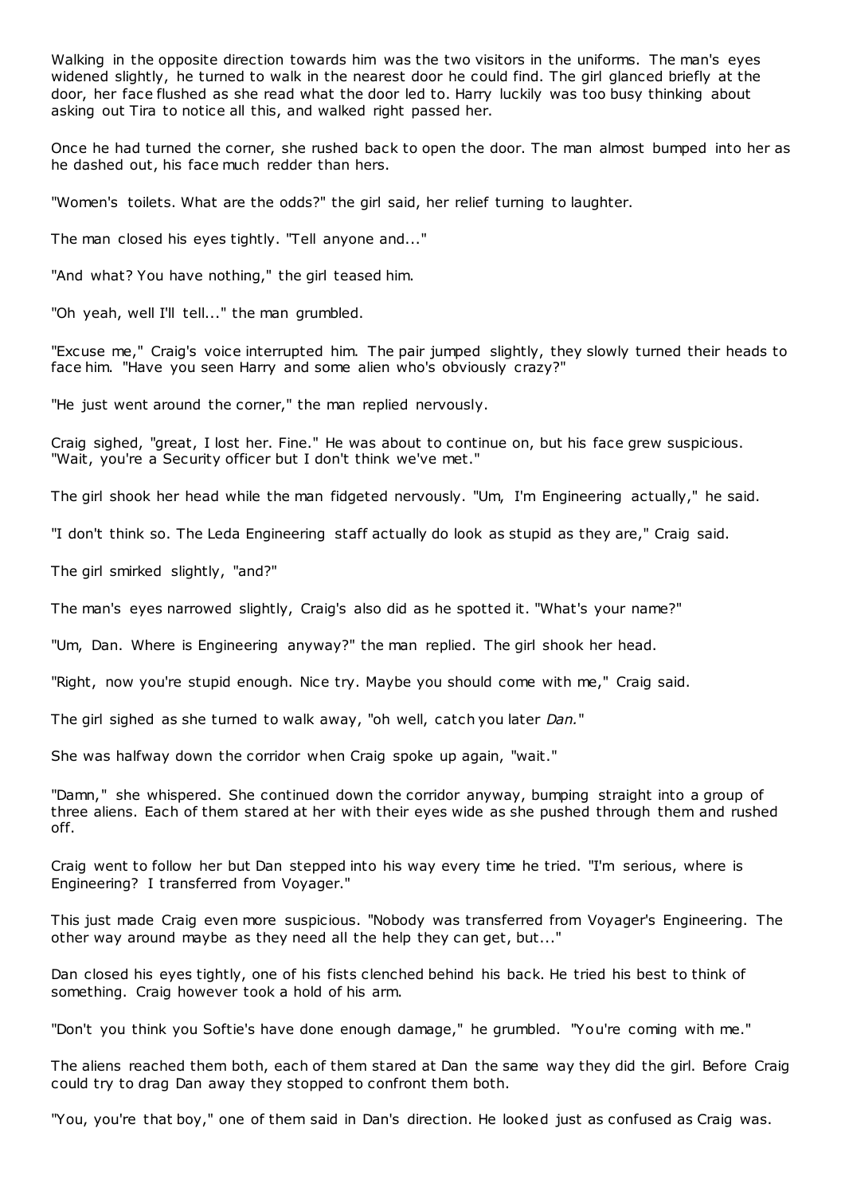Walking in the opposite direction towards him was the two visitors in the uniforms. The man's eyes widened slightly, he turned to walk in the nearest door he could find. The girl glanced briefly at the door, her face flushed as she read what the door led to. Harry luckily was too busy thinking about asking out Tira to notice all this, and walked right passed her.

Once he had turned the corner, she rushed back to open the door. The man almost bumped into her as he dashed out, his face much redder than hers.

"Women's toilets. What are the odds?" the girl said, her relief turning to laughter.

The man closed his eyes tightly. "Tell anyone and..."

"And what? You have nothing," the girl teased him.

"Oh yeah, well I'll tell..." the man grumbled.

"Excuse me," Craig's voice interrupted him. The pair jumped slightly, they slowly turned their heads to face him. "Have you seen Harry and some alien who's obviously crazy?"

"He just went around the corner," the man replied nervously.

Craig sighed, "great, I lost her. Fine." He was about to continue on, but his face grew suspicious. "Wait, you're a Security officer but I don't think we've met."

The girl shook her head while the man fidgeted nervously. "Um, I'm Engineering actually," he said.

"I don't think so. The Leda Engineering staff actually do look as stupid as they are," Craig said.

The girl smirked slightly, "and?"

The man's eyes narrowed slightly, Craig's also did as he spotted it. "What's your name?"

"Um, Dan. Where is Engineering anyway?" the man replied. The girl shook her head.

"Right, now you're stupid enough. Nice try. Maybe you should come with me," Craig said.

The girl sighed as she turned to walk away, "oh well, catch you later *Dan.*"

She was halfway down the corridor when Craig spoke up again, "wait."

"Damn," she whispered. She continued down the corridor anyway, bumping straight into a group of three aliens. Each of them stared at her with their eyes wide as she pushed through them and rushed off.

Craig went to follow her but Dan stepped into his way every time he tried. "I'm serious, where is Engineering? I transferred from Voyager."

This just made Craig even more suspicious. "Nobody was transferred from Voyager's Engineering. The other way around maybe as they need all the help they can get, but..."

Dan closed his eyes tightly, one of his fists clenched behind his back. He tried his best to think of something. Craig however took a hold of his arm.

"Don't you think you Softie's have done enough damage," he grumbled. "You're coming with me."

The aliens reached them both, each of them stared at Dan the same way they did the girl. Before Craig could try to drag Dan away they stopped to confront them both.

"You, you're that boy," one of them said in Dan's direction. He looked just as confused as Craig was.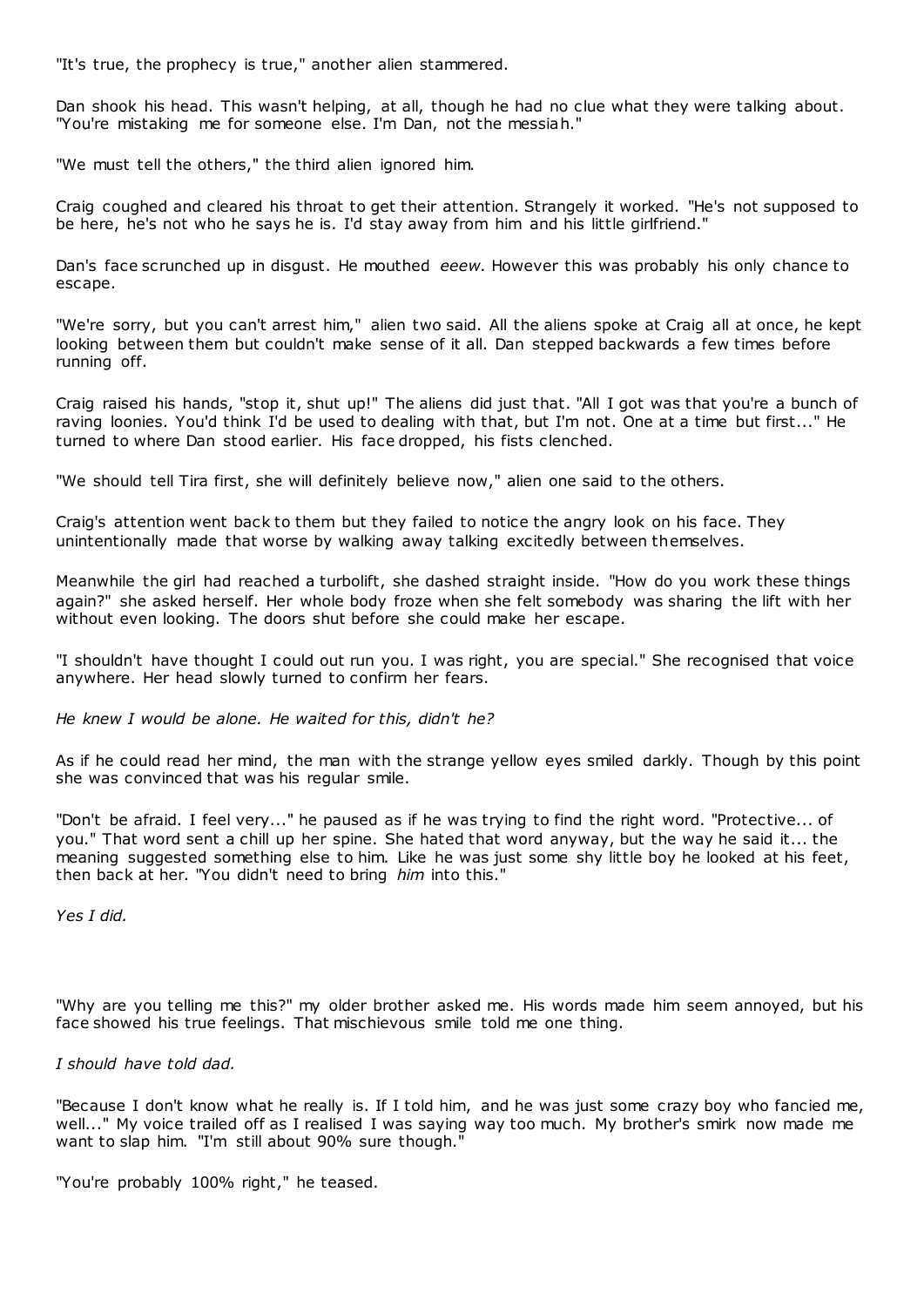"It's true, the prophecy is true," another alien stammered.

Dan shook his head. This wasn't helping, at all, though he had no clue what they were talking about. "You're mistaking me for someone else. I'm Dan, not the messiah."

"We must tell the others," the third alien ignored him.

Craig coughed and cleared his throat to get their attention. Strangely it worked. "He's not supposed to be here, he's not who he says he is. I'd stay away from him and his little girlfriend."

Dan's face scrunched up in disgust. He mouthed *eeew.* However this was probably his only chance to escape.

"We're sorry, but you can't arrest him," alien two said. All the aliens spoke at Craig all at once, he kept looking between them but couldn't make sense of it all. Dan stepped backwards a few times before running off.

Craig raised his hands, "stop it, shut up!" The aliens did just that. "All I got was that you're a bunch of raving loonies. You'd think I'd be used to dealing with that, but I'm not. One at a time but first..." He turned to where Dan stood earlier. His face dropped, his fists clenched.

"We should tell Tira first, she will definitely believe now," alien one said to the others.

Craig's attention went back to them but they failed to notice the angry look on his face. They unintentionally made that worse by walking away talking excitedly between themselves.

Meanwhile the girl had reached a turbolift, she dashed straight inside. "How do you work these things again?" she asked herself. Her whole body froze when she felt somebody was sharing the lift with her without even looking. The doors shut before she could make her escape.

"I shouldn't have thought I could out run you. I was right, you are special." She recognised that voice anywhere. Her head slowly turned to confirm her fears.

*He knew I would be alone. He waited for this, didn't he?*

As if he could read her mind, the man with the strange yellow eyes smiled darkly. Though by this point she was convinced that was his regular smile.

"Don't be afraid. I feel very..." he paused as if he was trying to find the right word. "Protective... of you." That word sent a chill up her spine. She hated that word anyway, but the way he said it... the meaning suggested something else to him. Like he was just some shy little boy he looked at his feet, then back at her. "You didn't need to bring *him* into this."

*Yes I did.*

"Why are you telling me this?" my older brother asked me. His words made him seem annoyed, but his face showed his true feelings. That mischievous smile told me one thing.

*I should have told dad.*

"Because I don't know what he really is. If I told him, and he was just some crazy boy who fancied me, well..." My voice trailed off as I realised I was saying way too much. My brother's smirk now made me want to slap him. "I'm still about 90% sure though."

"You're probably 100% right," he teased.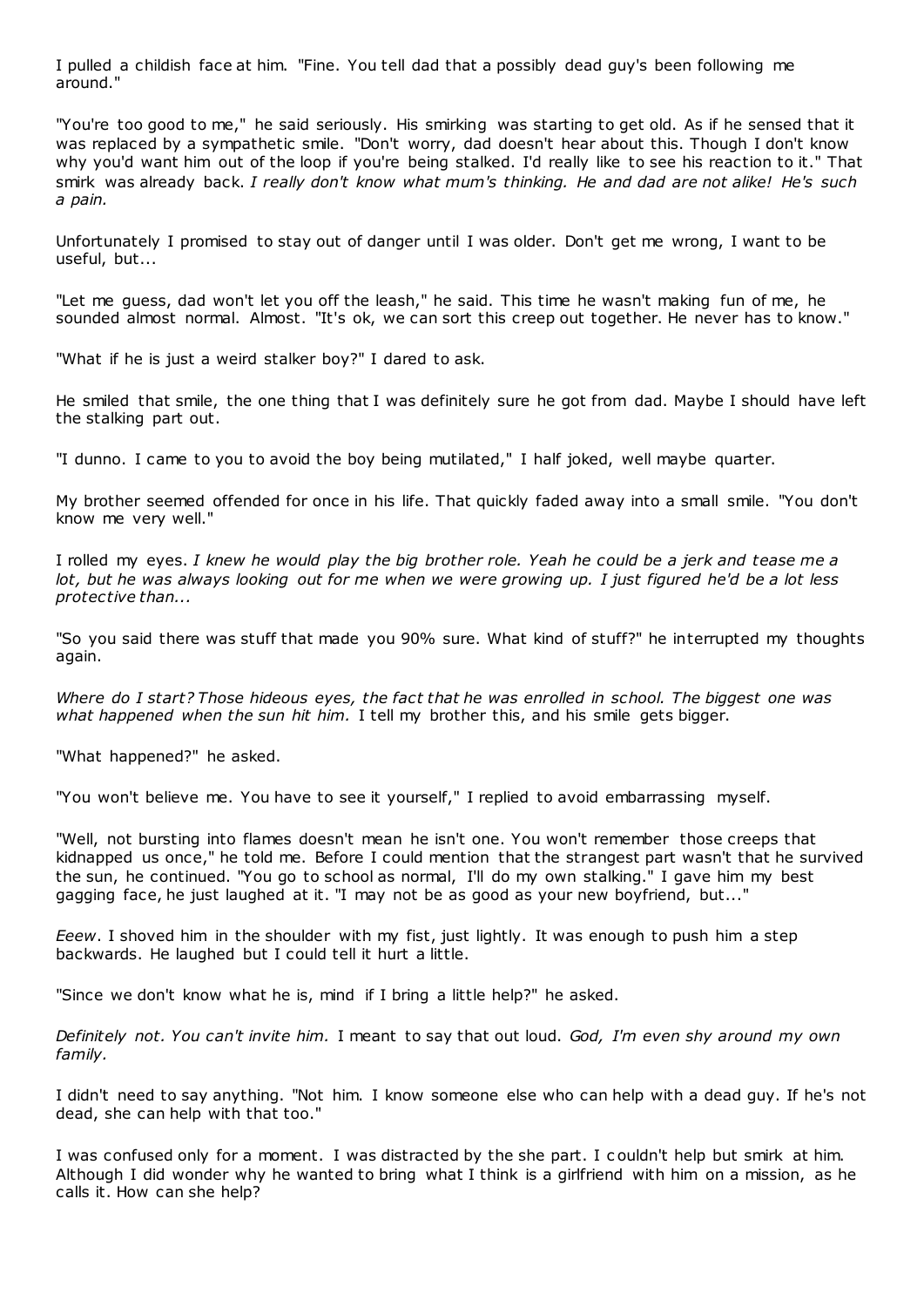I pulled a childish face at him. "Fine. You tell dad that a possibly dead guy's been following me around."

"You're too good to me," he said seriously. His smirking was starting to get old. As if he sensed that it was replaced by a sympathetic smile. "Don't worry, dad doesn't hear about this. Though I don't know why you'd want him out of the loop if you're being stalked. I'd really like to see his reaction to it." That smirk was already back. *I really don't know what mum's thinking. He and dad are not alike! He's such a pain.*

Unfortunately I promised to stay out of danger until I was older. Don't get me wrong, I want to be useful, but...

"Let me guess, dad won't let you off the leash," he said. This time he wasn't making fun of me, he sounded almost normal. Almost. "It's ok, we can sort this creep out together. He never has to know."

"What if he is just a weird stalker boy?" I dared to ask.

He smiled that smile, the one thing that I was definitely sure he got from dad. Maybe I should have left the stalking part out.

"I dunno. I came to you to avoid the boy being mutilated," I half joked, well maybe quarter.

My brother seemed offended for once in his life. That quickly faded away into a small smile. "You don't know me very well."

I rolled my eyes. *I knew he would play the big brother role. Yeah he could be a jerk and tease me a lot, but he was always looking out for me when we were growing up. I just figured he'd be a lot less protective than...*

"So you said there was stuff that made you 90% sure. What kind of stuff?" he interrupted my thoughts again.

*Where do I start? Those hideous eyes, the fact that he was enrolled in school. The biggest one was what happened when the sun hit him.* I tell my brother this, and his smile gets bigger.

"What happened?" he asked.

"You won't believe me. You have to see it yourself," I replied to avoid embarrassing myself.

"Well, not bursting into flames doesn't mean he isn't one. You won't remember those creeps that kidnapped us once," he told me. Before I could mention that the strangest part wasn't that he survived the sun, he continued. "You go to school as normal, I'll do my own stalking." I gave him my best gagging face, he just laughed at it. "I may not be as good as your new boyfriend, but..."

*Eeew.* I shoved him in the shoulder with my fist, just lightly. It was enough to push him a step backwards. He laughed but I could tell it hurt a little.

"Since we don't know what he is, mind if I bring a little help?" he asked.

*Definitely not. You can't invite him.* I meant to say that out loud. *God, I'm even shy around my own family.*

I didn't need to say anything. "Not him. I know someone else who can help with a dead guy. If he's not dead, she can help with that too."

I was confused only for a moment. I was distracted by the she part. I couldn't help but smirk at him. Although I did wonder why he wanted to bring what I think is a girlfriend with him on a mission, as he calls it. How can she help?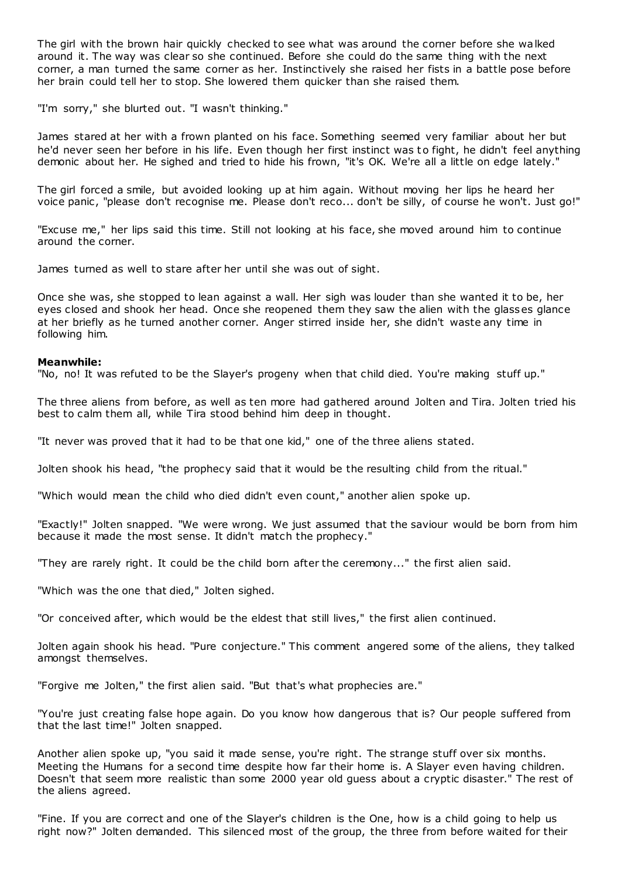The girl with the brown hair quickly checked to see what was around the corner before she walked around it. The way was clear so she continued. Before she could do the same thing with the next corner, a man turned the same corner as her. Instinctively she raised her fists in a battle pose before her brain could tell her to stop. She lowered them quicker than she raised them.

"I'm sorry," she blurted out. "I wasn't thinking."

James stared at her with a frown planted on his face. Something seemed very familiar about her but he'd never seen her before in his life. Even though her first instinct was to fight, he didn't feel anything demonic about her. He sighed and tried to hide his frown, "it's OK. We're all a little on edge lately."

The girl forced a smile, but avoided looking up at him again. Without moving her lips he heard her voice panic, "please don't recognise me. Please don't reco... don't be silly, of course he won't. Just go!"

"Excuse me," her lips said this time. Still not looking at his face, she moved around him to continue around the corner.

James turned as well to stare after her until she was out of sight.

Once she was, she stopped to lean against a wall. Her sigh was louder than she wanted it to be, her eyes closed and shook her head. Once she reopened them they saw the alien with the glasses glance at her briefly as he turned another corner. Anger stirred inside her, she didn't waste any time in following him.

**Meanwhile:**

"No, no! It was refuted to be the Slayer's progeny when that child died. You're making stuff up."

The three aliens from before, as well as ten more had gathered around Jolten and Tira. Jolten tried his best to calm them all, while Tira stood behind him deep in thought.

"It never was proved that it had to be that one kid," one of the three aliens stated.

Jolten shook his head, "the prophecy said that it would be the resulting child from the ritual."

"Which would mean the child who died didn't even count," another alien spoke up.

"Exactly!" Jolten snapped. "We were wrong. We just assumed that the saviour would be born from him because it made the most sense. It didn't match the prophecy."

"They are rarely right. It could be the child born after the ceremony..." the first alien said.

"Which was the one that died," Jolten sighed.

"Or conceived after, which would be the eldest that still lives," the first alien continued.

Jolten again shook his head. "Pure conjecture." This comment angered some of the aliens, they talked amongst themselves.

"Forgive me Jolten," the first alien said. "But that's what prophecies are."

"You're just creating false hope again. Do you know how dangerous that is? Our people suffered from that the last time!" Jolten snapped.

Another alien spoke up, "you said it made sense, you're right. The strange stuff over six months. Meeting the Humans for a second time despite how far their home is. A Slayer even having children. Doesn't that seem more realistic than some 2000 year old guess about a cryptic disaster." The rest of the aliens agreed.

"Fine. If you are correct and one of the Slayer's children is the One, how is a child going to help us right now?" Jolten demanded. This silenced most of the group, the three from before waited for their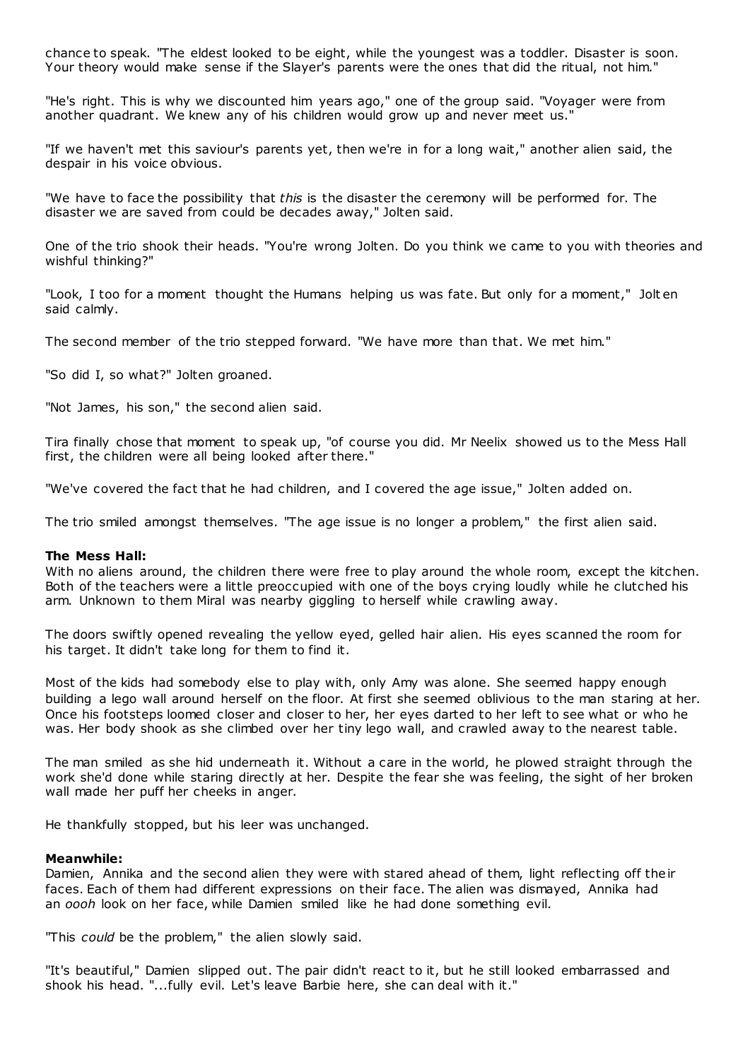chance to speak. "The eldest looked to be eight, while the youngest was a toddler. Disaster is soon. Your theory would make sense if the Slayer's parents were the ones that did the ritual, not him."

"He's right. This is why we discounted him years ago," one of the group said. "Voyager were from another quadrant. We knew any of his children would grow up and never meet us."

"If we haven't met this saviour's parents yet, then we're in for a long wait," another alien said, the despair in his voice obvious.

"We have to face the possibility that *this* is the disaster the ceremony will be performed for. The disaster we are saved from could be decades away," Jolten said.

One of the trio shook their heads. "You're wrong Jolten. Do you think we came to you with theories and wishful thinking?"

"Look, I too for a moment thought the Humans helping us was fate. But only for a moment," Jolten said calmly.

The second member of the trio stepped forward. "We have more than that. We met him."

"So did I, so what?" Jolten groaned.

"Not James, his son," the second alien said.

Tira finally chose that moment to speak up, "of course you did. Mr Neelix showed us to the Mess Hall first, the children were all being looked after there."

"We've covered the fact that he had children, and I covered the age issue," Jolten added on.

The trio smiled amongst themselves. "The age issue is no longer a problem," the first alien said.

**The Mess Hall:**
With no aliens around, the children there were free to play around the whole room, except the kitchen. Both of the teachers were a little preoccupied with one of the boys crying loudly while he clutched his arm. Unknown to them Miral was nearby giggling to herself while crawling away.

The doors swiftly opened revealing the yellow eyed, gelled hair alien. His eyes scanned the room for his target. It didn't take long for them to find it.

Most of the kids had somebody else to play with, only Amy was alone. She seemed happy enough building a lego wall around herself on the floor. At first she seemed oblivious to the man staring at her. Once his footsteps loomed closer and closer to her, her eyes darted to her left to see what or who he was. Her body shook as she climbed over her tiny lego wall, and crawled away to the nearest table.

The man smiled as she hid underneath it. Without a care in the world, he plowed straight through the work she'd done while staring directly at her. Despite the fear she was feeling, the sight of her broken wall made her puff her cheeks in anger.

He thankfully stopped, but his leer was unchanged.

**Meanwhile:**
Damien, Annika and the second alien they were with stared ahead of them, light reflecting off their faces. Each of them had different expressions on their face. The alien was dismayed, Annika had an *oooh* look on her face, while Damien smiled like he had done something evil.

"This *could* be the problem," the alien slowly said.

"It's beautiful," Damien slipped out. The pair didn't react to it, but he still looked embarrassed and shook his head. "...fully evil. Let's leave Barbie here, she can deal with it."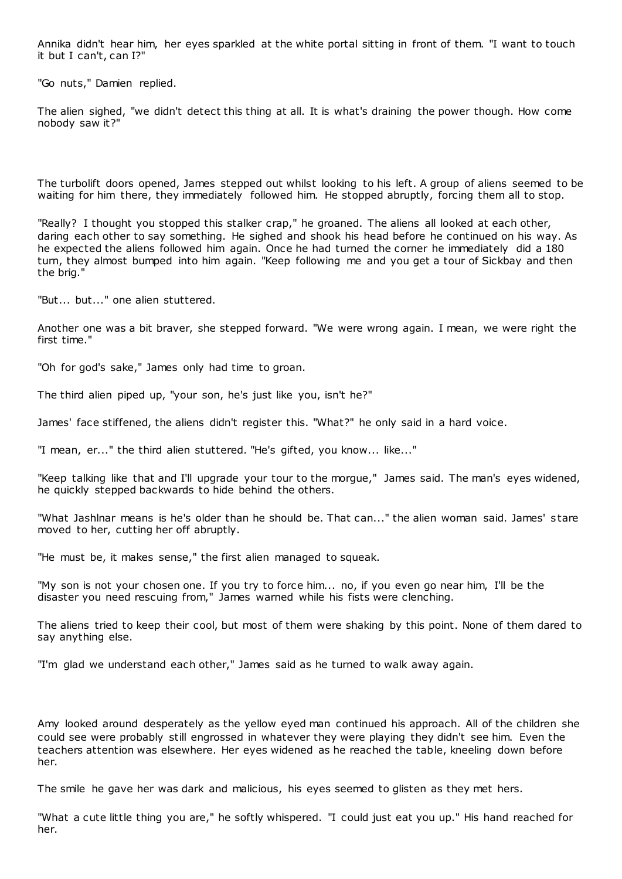Annika didn't hear him, her eyes sparkled at the white portal sitting in front of them. "I want to touch it but I can't, can I?"

"Go nuts," Damien replied.

The alien sighed, "we didn't detect this thing at all. It is what's draining the power though. How come nobody saw it?"

The turbolift doors opened, James stepped out whilst looking to his left. A group of aliens seemed to be waiting for him there, they immediately followed him. He stopped abruptly, forcing them all to stop.

"Really? I thought you stopped this stalker crap," he groaned. The aliens all looked at each other, daring each other to say something. He sighed and shook his head before he continued on his way. As he expected the aliens followed him again. Once he had turned the corner he immediately did a 180 turn, they almost bumped into him again. "Keep following me and you get a tour of Sickbay and then the brig."

"But... but..." one alien stuttered.

Another one was a bit braver, she stepped forward. "We were wrong again. I mean, we were right the first time."

"Oh for god's sake," James only had time to groan.

The third alien piped up, "your son, he's just like you, isn't he?"

James' face stiffened, the aliens didn't register this. "What?" he only said in a hard voice.

"I mean, er..." the third alien stuttered. "He's gifted, you know... like..."

"Keep talking like that and I'll upgrade your tour to the morgue," James said. The man's eyes widened, he quickly stepped backwards to hide behind the others.

"What Jashlnar means is he's older than he should be. That can..." the alien woman said. James' stare moved to her, cutting her off abruptly.

"He must be, it makes sense," the first alien managed to squeak.

"My son is not your chosen one. If you try to force him... no, if you even go near him, I'll be the disaster you need rescuing from," James warned while his fists were clenching.

The aliens tried to keep their cool, but most of them were shaking by this point. None of them dared to say anything else.

"I'm glad we understand each other," James said as he turned to walk away again.

Amy looked around desperately as the yellow eyed man continued his approach. All of the children she could see were probably still engrossed in whatever they were playing they didn't see him. Even the teachers attention was elsewhere. Her eyes widened as he reached the table, kneeling down before her.

The smile he gave her was dark and malicious, his eyes seemed to glisten as they met hers.

"What a cute little thing you are," he softly whispered. "I could just eat you up." His hand reached for her.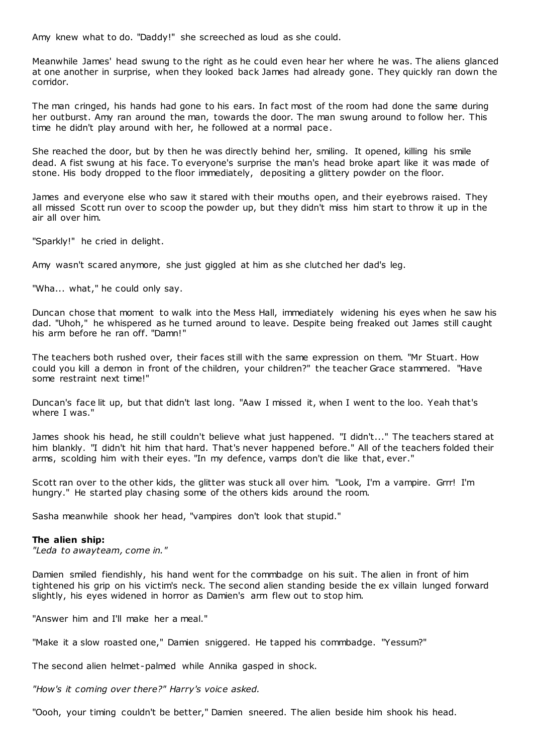Amy knew what to do. "Daddy!" she screeched as loud as she could.

Meanwhile James' head swung to the right as he could even hear her where he was. The aliens glanced at one another in surprise, when they looked back James had already gone. They quickly ran down the corridor.

The man cringed, his hands had gone to his ears. In fact most of the room had done the same during her outburst. Amy ran around the man, towards the door. The man swung around to follow her. This time he didn't play around with her, he followed at a normal pace.

She reached the door, but by then he was directly behind her, smiling. It opened, killing his smile dead. A fist swung at his face. To everyone's surprise the man's head broke apart like it was made of stone. His body dropped to the floor immediately, depositing a glittery powder on the floor.

James and everyone else who saw it stared with their mouths open, and their eyebrows raised. They all missed Scott run over to scoop the powder up, but they didn't miss him start to throw it up in the air all over him.

"Sparkly!" he cried in delight.

Amy wasn't scared anymore, she just giggled at him as she clutched her dad's leg.

"Wha... what," he could only say.

Duncan chose that moment to walk into the Mess Hall, immediately widening his eyes when he saw his dad. "Uhoh," he whispered as he turned around to leave. Despite being freaked out James still caught his arm before he ran off. "Damn!"

The teachers both rushed over, their faces still with the same expression on them. "Mr Stuart. How could you kill a demon in front of the children, your children?" the teacher Grace stammered. "Have some restraint next time!"

Duncan's face lit up, but that didn't last long. "Aaw I missed it, when I went to the loo. Yeah that's where I was."

James shook his head, he still couldn't believe what just happened. "I didn't..." The teachers stared at him blankly. "I didn't hit him that hard. That's never happened before." All of the teachers folded their arms, scolding him with their eyes. "In my defence, vamps don't die like that, ever."

Scott ran over to the other kids, the glitter was stuck all over him. "Look, I'm a vampire. Grrr! I'm hungry." He started play chasing some of the others kids around the room.

Sasha meanwhile shook her head, "vampires don't look that stupid."

**The alien ship:**
*"Leda to awayteam, come in."*

Damien smiled fiendishly, his hand went for the commbadge on his suit. The alien in front of him tightened his grip on his victim's neck. The second alien standing beside the ex villain lunged forward slightly, his eyes widened in horror as Damien's arm flew out to stop him.

"Answer him and I'll make her a meal."

"Make it a slow roasted one," Damien sniggered. He tapped his commbadge. "Yessum?"

The second alien helmet-palmed while Annika gasped in shock.

*"How's it coming over there?" Harry's voice asked.*

"Oooh, your timing couldn't be better," Damien sneered. The alien beside him shook his head.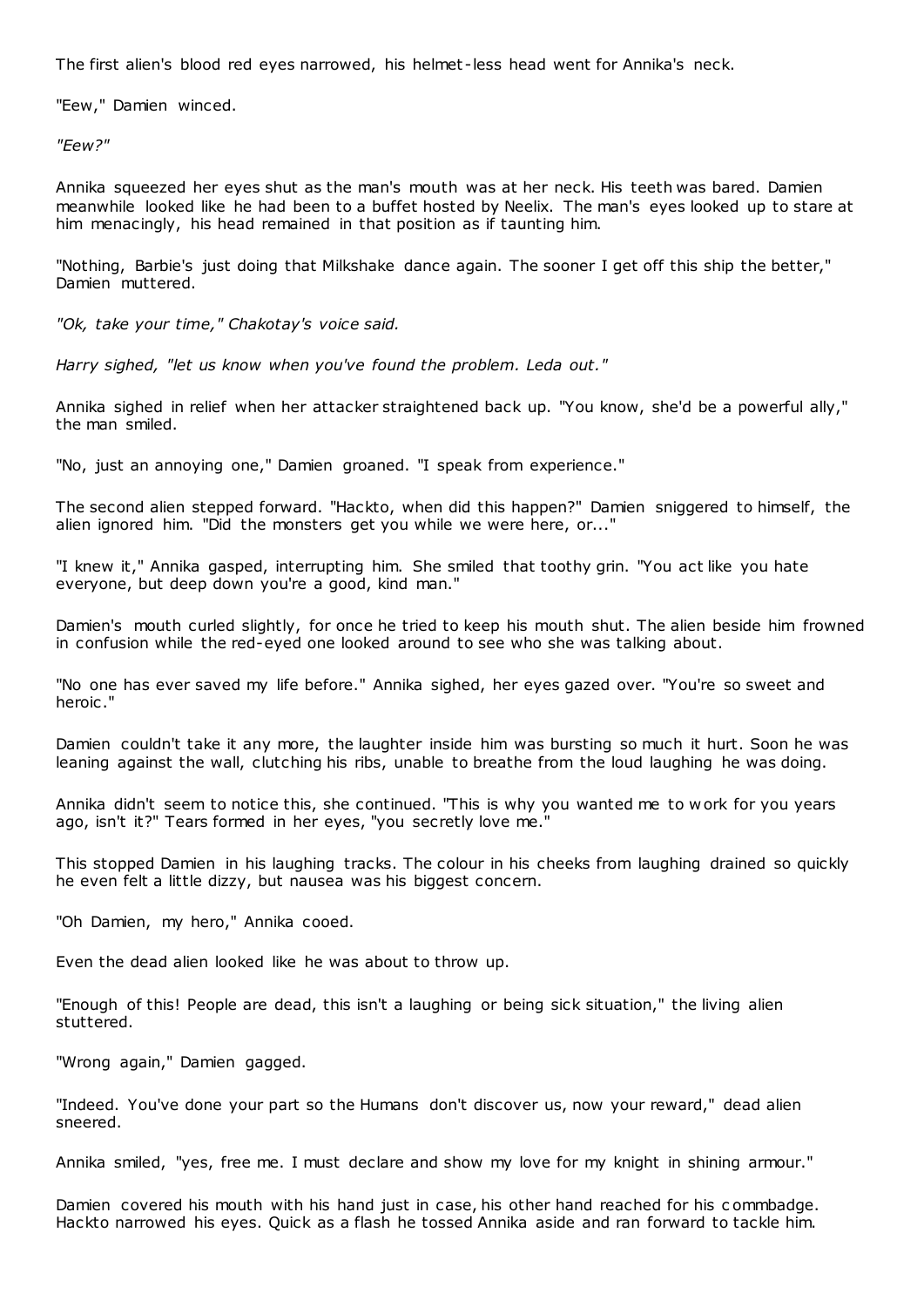The first alien's blood red eyes narrowed, his helmet-less head went for Annika's neck.

"Eew," Damien winced.

*"Eew?"*

Annika squeezed her eyes shut as the man's mouth was at her neck. His teeth was bared. Damien meanwhile looked like he had been to a buffet hosted by Neelix. The man's eyes looked up to stare at him menacingly, his head remained in that position as if taunting him.

"Nothing, Barbie's just doing that Milkshake dance again. The sooner I get off this ship the better," Damien muttered.

*"Ok, take your time," Chakotay's voice said.*

*Harry sighed, "let us know when you've found the problem. Leda out."*

Annika sighed in relief when her attacker straightened back up. "You know, she'd be a powerful ally," the man smiled.

"No, just an annoying one," Damien groaned. "I speak from experience."

The second alien stepped forward. "Hackto, when did this happen?" Damien sniggered to himself, the alien ignored him. "Did the monsters get you while we were here, or..."

"I knew it," Annika gasped, interrupting him. She smiled that toothy grin. "You act like you hate everyone, but deep down you're a good, kind man."

Damien's mouth curled slightly, for once he tried to keep his mouth shut. The alien beside him frowned in confusion while the red-eyed one looked around to see who she was talking about.

"No one has ever saved my life before." Annika sighed, her eyes gazed over. "You're so sweet and heroic."

Damien couldn't take it any more, the laughter inside him was bursting so much it hurt. Soon he was leaning against the wall, clutching his ribs, unable to breathe from the loud laughing he was doing.

Annika didn't seem to notice this, she continued. "This is why you wanted me to work for you years ago, isn't it?" Tears formed in her eyes, "you secretly love me."

This stopped Damien in his laughing tracks. The colour in his cheeks from laughing drained so quickly he even felt a little dizzy, but nausea was his biggest concern.

"Oh Damien, my hero," Annika cooed.

Even the dead alien looked like he was about to throw up.

"Enough of this! People are dead, this isn't a laughing or being sick situation," the living alien stuttered.

"Wrong again," Damien gagged.

"Indeed. You've done your part so the Humans don't discover us, now your reward," dead alien sneered.

Annika smiled, "yes, free me. I must declare and show my love for my knight in shining armour."

Damien covered his mouth with his hand just in case, his other hand reached for his commbadge. Hackto narrowed his eyes. Quick as a flash he tossed Annika aside and ran forward to tackle him.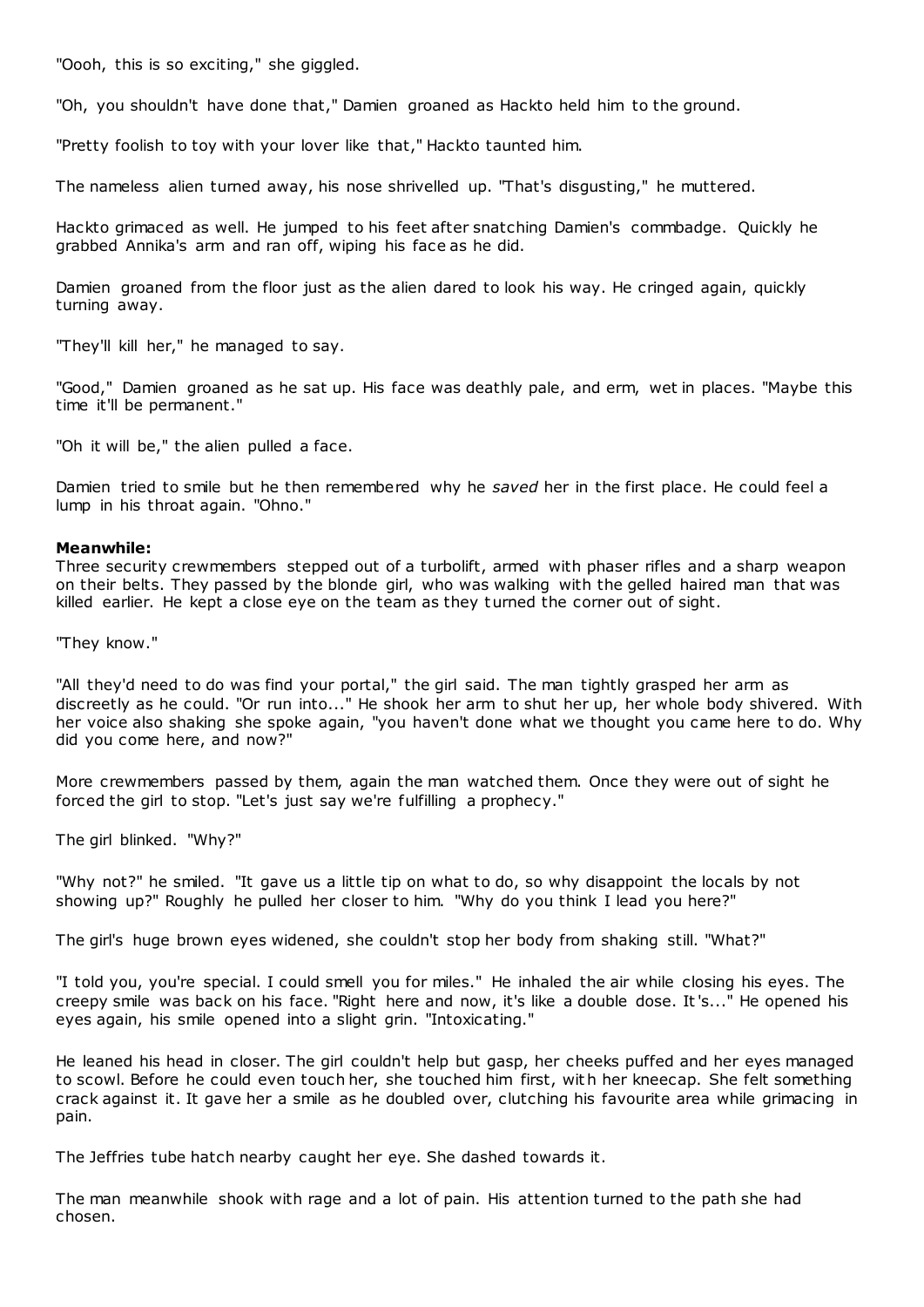"Oooh, this is so exciting," she giggled.

"Oh, you shouldn't have done that," Damien groaned as Hackto held him to the ground.

"Pretty foolish to toy with your lover like that," Hackto taunted him.

The nameless alien turned away, his nose shrivelled up. "That's disgusting," he muttered.

Hackto grimaced as well. He jumped to his feet after snatching Damien's commbadge. Quickly he grabbed Annika's arm and ran off, wiping his face as he did.

Damien groaned from the floor just as the alien dared to look his way. He cringed again, quickly turning away.

"They'll kill her," he managed to say.

"Good," Damien groaned as he sat up. His face was deathly pale, and erm, wet in places. "Maybe this time it'll be permanent."

"Oh it will be," the alien pulled a face.

Damien tried to smile but he then remembered why he *saved* her in the first place. He could feel a lump in his throat again. "Ohno."

**Meanwhile:**
Three security crewmembers stepped out of a turbolift, armed with phaser rifles and a sharp weapon on their belts. They passed by the blonde girl, who was walking with the gelled haired man that was killed earlier. He kept a close eye on the team as they turned the corner out of sight.

"They know."

"All they'd need to do was find your portal," the girl said. The man tightly grasped her arm as discreetly as he could. "Or run into..." He shook her arm to shut her up, her whole body shivered. With her voice also shaking she spoke again, "you haven't done what we thought you came here to do. Why did you come here, and now?"

More crewmembers passed by them, again the man watched them. Once they were out of sight he forced the girl to stop. "Let's just say we're fulfilling a prophecy."

The girl blinked. "Why?"

"Why not?" he smiled. "It gave us a little tip on what to do, so why disappoint the locals by not showing up?" Roughly he pulled her closer to him. "Why do you think I lead you here?"

The girl's huge brown eyes widened, she couldn't stop her body from shaking still. "What?"

"I told you, you're special. I could smell you for miles." He inhaled the air while closing his eyes. The creepy smile was back on his face. "Right here and now, it's like a double dose. It's..." He opened his eyes again, his smile opened into a slight grin. "Intoxicating."

He leaned his head in closer. The girl couldn't help but gasp, her cheeks puffed and her eyes managed to scowl. Before he could even touch her, she touched him first, with her kneecap. She felt something crack against it. It gave her a smile as he doubled over, clutching his favourite area while grimacing in pain.

The Jeffries tube hatch nearby caught her eye. She dashed towards it.

The man meanwhile shook with rage and a lot of pain. His attention turned to the path she had chosen.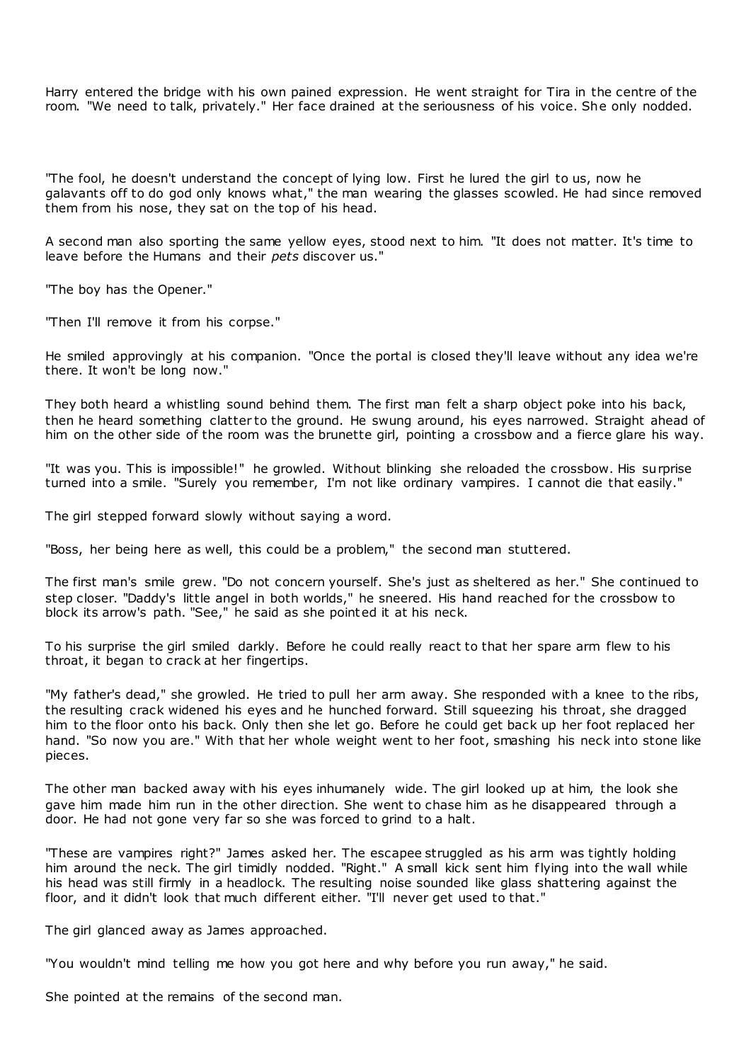Harry entered the bridge with his own pained expression. He went straight for Tira in the centre of the room. "We need to talk, privately." Her face drained at the seriousness of his voice. She only nodded.

"The fool, he doesn't understand the concept of lying low. First he lured the girl to us, now he galavants off to do god only knows what," the man wearing the glasses scowled. He had since removed them from his nose, they sat on the top of his head.

A second man also sporting the same yellow eyes, stood next to him. "It does not matter. It's time to leave before the Humans and their *pets* discover us."

"The boy has the Opener."

"Then I'll remove it from his corpse."

He smiled approvingly at his companion. "Once the portal is closed they'll leave without any idea we're there. It won't be long now."

They both heard a whistling sound behind them. The first man felt a sharp object poke into his back, then he heard something clatter to the ground. He swung around, his eyes narrowed. Straight ahead of him on the other side of the room was the brunette girl, pointing a crossbow and a fierce glare his way.

"It was you. This is impossible!" he growled. Without blinking she reloaded the crossbow. His surprise turned into a smile. "Surely you remember, I'm not like ordinary vampires. I cannot die that easily."

The girl stepped forward slowly without saying a word.

"Boss, her being here as well, this could be a problem," the second man stuttered.

The first man's smile grew. "Do not concern yourself. She's just as sheltered as her." She continued to step closer. "Daddy's little angel in both worlds," he sneered. His hand reached for the crossbow to block its arrow's path. "See," he said as she pointed it at his neck.

To his surprise the girl smiled darkly. Before he could really react to that her spare arm flew to his throat, it began to crack at her fingertips.

"My father's dead," she growled. He tried to pull her arm away. She responded with a knee to the ribs, the resulting crack widened his eyes and he hunched forward. Still squeezing his throat, she dragged him to the floor onto his back. Only then she let go. Before he could get back up her foot replaced her hand. "So now you are." With that her whole weight went to her foot, smashing his neck into stone like pieces.

The other man backed away with his eyes inhumanely wide. The girl looked up at him, the look she gave him made him run in the other direction. She went to chase him as he disappeared through a door. He had not gone very far so she was forced to grind to a halt.

"These are vampires right?" James asked her. The escapee struggled as his arm was tightly holding him around the neck. The girl timidly nodded. "Right." A small kick sent him flying into the wall while his head was still firmly in a headlock. The resulting noise sounded like glass shattering against the floor, and it didn't look that much different either. "I'll never get used to that."

The girl glanced away as James approached.

"You wouldn't mind telling me how you got here and why before you run away," he said.

She pointed at the remains of the second man.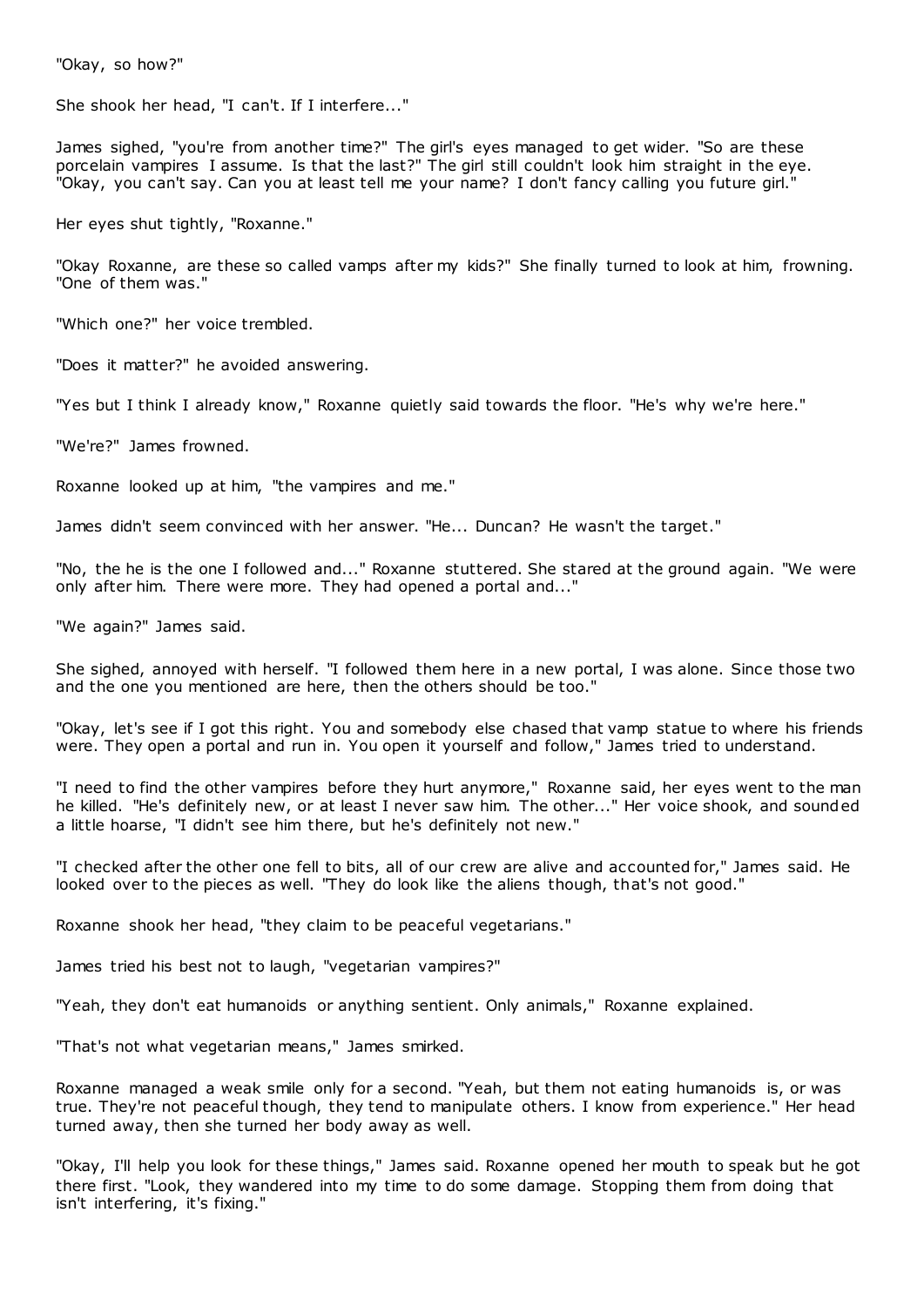"Okay, so how?"

She shook her head, "I can't. If I interfere..."

James sighed, "you're from another time?" The girl's eyes managed to get wider. "So are these porcelain vampires I assume. Is that the last?" The girl still couldn't look him straight in the eye. "Okay, you can't say. Can you at least tell me your name? I don't fancy calling you future girl."

Her eyes shut tightly, "Roxanne."

"Okay Roxanne, are these so called vamps after my kids?" She finally turned to look at him, frowning. "One of them was."

"Which one?" her voice trembled.

"Does it matter?" he avoided answering.

"Yes but I think I already know," Roxanne quietly said towards the floor. "He's why we're here."

"We're?" James frowned.

Roxanne looked up at him, "the vampires and me."

James didn't seem convinced with her answer. "He... Duncan? He wasn't the target."

"No, the he is the one I followed and..." Roxanne stuttered. She stared at the ground again. "We were only after him. There were more. They had opened a portal and..."

"We again?" James said.

She sighed, annoyed with herself. "I followed them here in a new portal, I was alone. Since those two and the one you mentioned are here, then the others should be too."

"Okay, let's see if I got this right. You and somebody else chased that vamp statue to where his friends were. They open a portal and run in. You open it yourself and follow," James tried to understand.

"I need to find the other vampires before they hurt anymore," Roxanne said, her eyes went to the man he killed. "He's definitely new, or at least I never saw him. The other..." Her voice shook, and sounded a little hoarse, "I didn't see him there, but he's definitely not new."

"I checked after the other one fell to bits, all of our crew are alive and accounted for," James said. He looked over to the pieces as well. "They do look like the aliens though, that's not good."

Roxanne shook her head, "they claim to be peaceful vegetarians."

James tried his best not to laugh, "vegetarian vampires?"

"Yeah, they don't eat humanoids or anything sentient. Only animals," Roxanne explained.

"That's not what vegetarian means," James smirked.

Roxanne managed a weak smile only for a second. "Yeah, but them not eating humanoids is, or was true. They're not peaceful though, they tend to manipulate others. I know from experience." Her head turned away, then she turned her body away as well.

"Okay, I'll help you look for these things," James said. Roxanne opened her mouth to speak but he got there first. "Look, they wandered into my time to do some damage. Stopping them from doing that isn't interfering, it's fixing."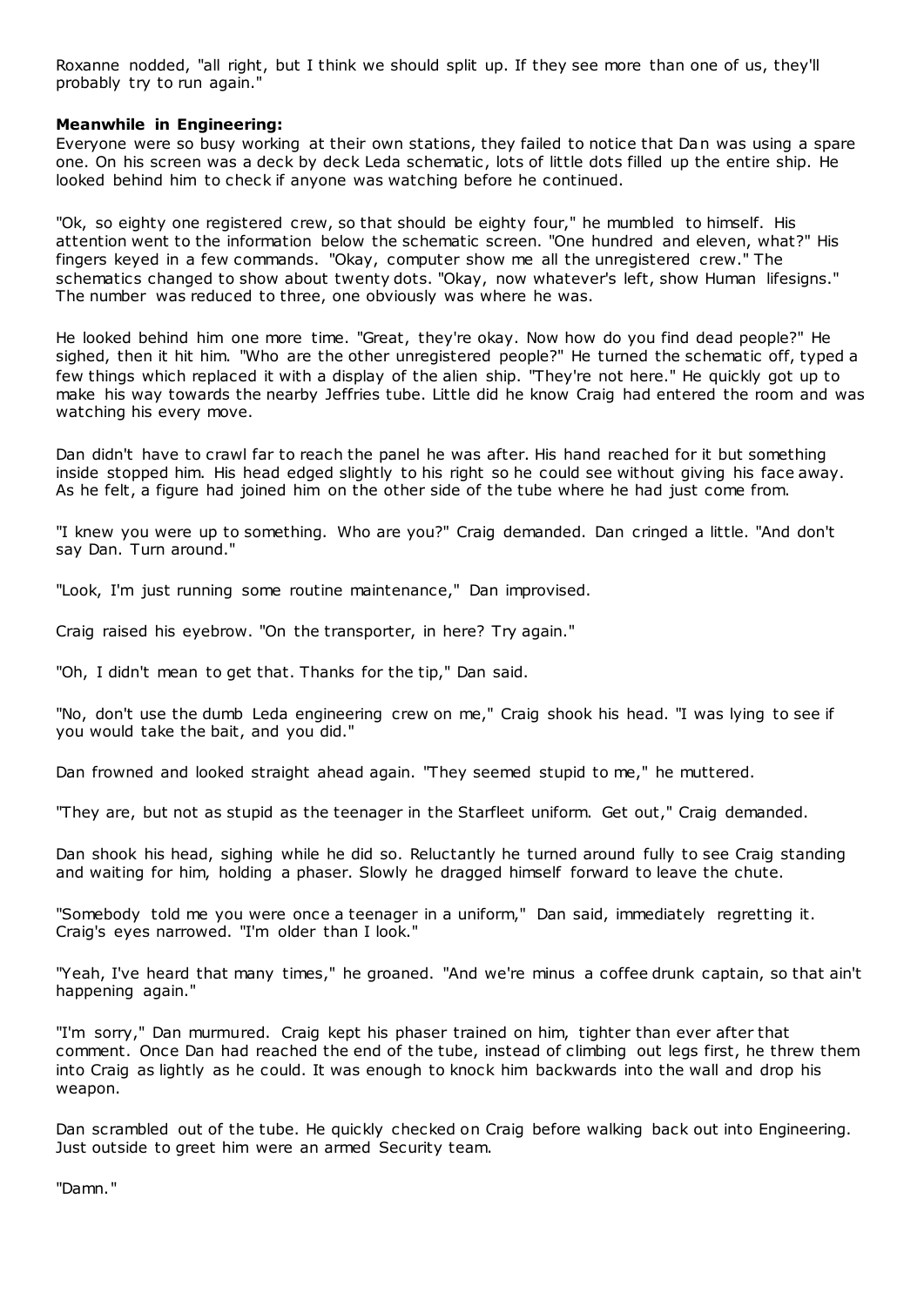Roxanne nodded, "all right, but I think we should split up. If they see more than one of us, they'll probably try to run again."

**Meanwhile in Engineering:**

Everyone were so busy working at their own stations, they failed to notice that Dan was using a spare one. On his screen was a deck by deck Leda schematic, lots of little dots filled up the entire ship. He looked behind him to check if anyone was watching before he continued.

"Ok, so eighty one registered crew, so that should be eighty four," he mumbled to himself. His attention went to the information below the schematic screen. "One hundred and eleven, what?" His fingers keyed in a few commands. "Okay, computer show me all the unregistered crew." The schematics changed to show about twenty dots. "Okay, now whatever's left, show Human lifesigns." The number was reduced to three, one obviously was where he was.

He looked behind him one more time. "Great, they're okay. Now how do you find dead people?" He sighed, then it hit him. "Who are the other unregistered people?" He turned the schematic off, typed a few things which replaced it with a display of the alien ship. "They're not here." He quickly got up to make his way towards the nearby Jeffries tube. Little did he know Craig had entered the room and was watching his every move.

Dan didn't have to crawl far to reach the panel he was after. His hand reached for it but something inside stopped him. His head edged slightly to his right so he could see without giving his face away. As he felt, a figure had joined him on the other side of the tube where he had just come from.

"I knew you were up to something. Who are you?" Craig demanded. Dan cringed a little. "And don't say Dan. Turn around."

"Look, I'm just running some routine maintenance," Dan improvised.

Craig raised his eyebrow. "On the transporter, in here? Try again."

"Oh, I didn't mean to get that. Thanks for the tip," Dan said.

"No, don't use the dumb Leda engineering crew on me," Craig shook his head. "I was lying to see if you would take the bait, and you did."

Dan frowned and looked straight ahead again. "They seemed stupid to me," he muttered.

"They are, but not as stupid as the teenager in the Starfleet uniform. Get out," Craig demanded.

Dan shook his head, sighing while he did so. Reluctantly he turned around fully to see Craig standing and waiting for him, holding a phaser. Slowly he dragged himself forward to leave the chute.

"Somebody told me you were once a teenager in a uniform," Dan said, immediately regretting it. Craig's eyes narrowed. "I'm older than I look."

"Yeah, I've heard that many times," he groaned. "And we're minus a coffee drunk captain, so that ain't happening again."

"I'm sorry," Dan murmured. Craig kept his phaser trained on him, tighter than ever after that comment. Once Dan had reached the end of the tube, instead of climbing out legs first, he threw them into Craig as lightly as he could. It was enough to knock him backwards into the wall and drop his weapon.

Dan scrambled out of the tube. He quickly checked on Craig before walking back out into Engineering. Just outside to greet him were an armed Security team.

"Damn."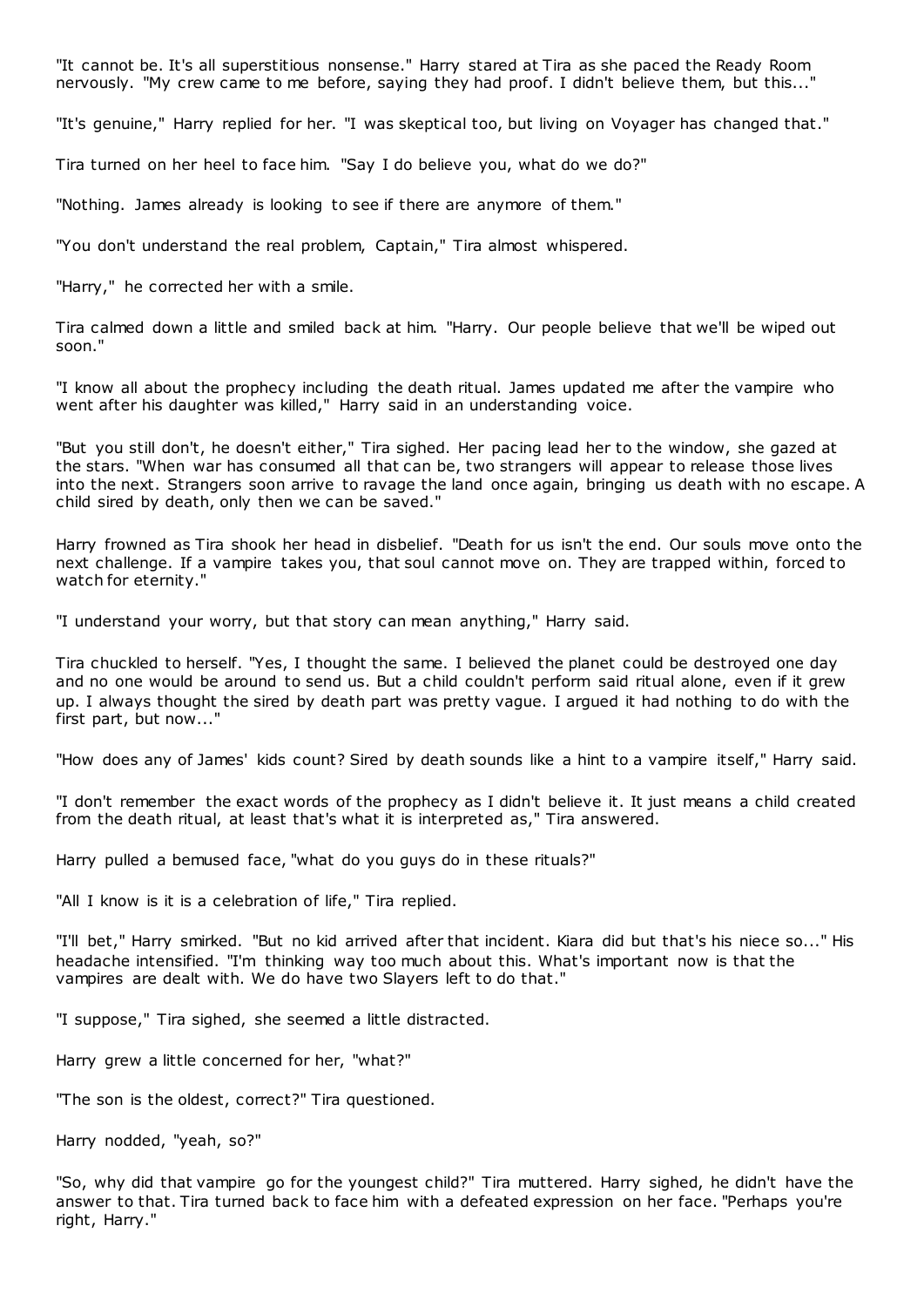"It cannot be. It's all superstitious nonsense." Harry stared at Tira as she paced the Ready Room nervously. "My crew came to me before, saying they had proof. I didn't believe them, but this..."

"It's genuine," Harry replied for her. "I was skeptical too, but living on Voyager has changed that."

Tira turned on her heel to face him. "Say I do believe you, what do we do?"

"Nothing. James already is looking to see if there are anymore of them."

"You don't understand the real problem, Captain," Tira almost whispered.

"Harry," he corrected her with a smile.

Tira calmed down a little and smiled back at him. "Harry. Our people believe that we'll be wiped out soon."

"I know all about the prophecy including the death ritual. James updated me after the vampire who went after his daughter was killed," Harry said in an understanding voice.

"But you still don't, he doesn't either," Tira sighed. Her pacing lead her to the window, she gazed at the stars. "When war has consumed all that can be, two strangers will appear to release those lives into the next. Strangers soon arrive to ravage the land once again, bringing us death with no escape. A child sired by death, only then we can be saved."

Harry frowned as Tira shook her head in disbelief. "Death for us isn't the end. Our souls move onto the next challenge. If a vampire takes you, that soul cannot move on. They are trapped within, forced to watch for eternity."

"I understand your worry, but that story can mean anything," Harry said.

Tira chuckled to herself. "Yes, I thought the same. I believed the planet could be destroyed one day and no one would be around to send us. But a child couldn't perform said ritual alone, even if it grew up. I always thought the sired by death part was pretty vague. I argued it had nothing to do with the first part, but now..."

"How does any of James' kids count? Sired by death sounds like a hint to a vampire itself," Harry said.

"I don't remember the exact words of the prophecy as I didn't believe it. It just means a child created from the death ritual, at least that's what it is interpreted as," Tira answered.

Harry pulled a bemused face, "what do you guys do in these rituals?"

"All I know is it is a celebration of life," Tira replied.

"I'll bet," Harry smirked. "But no kid arrived after that incident. Kiara did but that's his niece so..." His headache intensified. "I'm thinking way too much about this. What's important now is that the vampires are dealt with. We do have two Slayers left to do that."

"I suppose," Tira sighed, she seemed a little distracted.

Harry grew a little concerned for her, "what?"

"The son is the oldest, correct?" Tira questioned.

Harry nodded, "yeah, so?"

"So, why did that vampire go for the youngest child?" Tira muttered. Harry sighed, he didn't have the answer to that. Tira turned back to face him with a defeated expression on her face. "Perhaps you're right, Harry."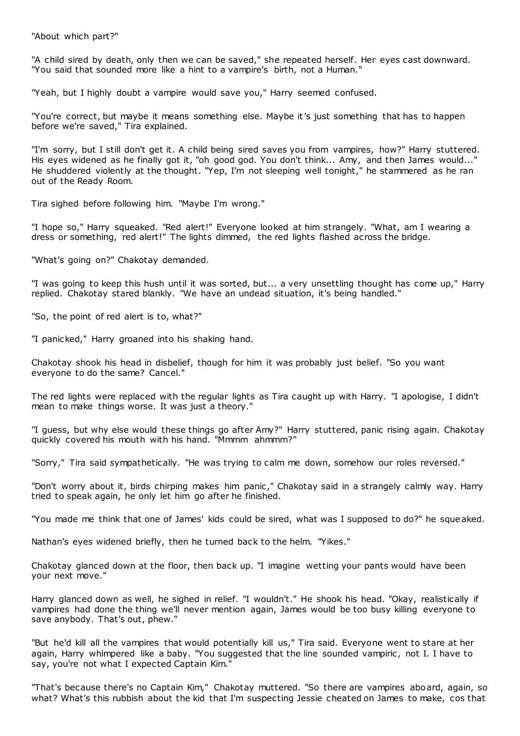"About which part?"

"A child sired by death, only then we can be saved," she repeated herself. Her eyes cast downward. "You said that sounded more like a hint to a vampire's birth, not a Human."

"Yeah, but I highly doubt a vampire would save you," Harry seemed confused.

"You're correct, but maybe it means something else. Maybe it's just something that has to happen before we're saved," Tira explained.

"I'm sorry, but I still don't get it. A child being sired saves you from vampires, how?" Harry stuttered. His eyes widened as he finally got it, "oh good god. You don't think... Amy, and then James would..." He shuddered violently at the thought. "Yep, I'm not sleeping well tonight," he stammered as he ran out of the Ready Room.

Tira sighed before following him. "Maybe I'm wrong."

"I hope so," Harry squeaked. "Red alert!" Everyone looked at him strangely. "What, am I wearing a dress or something, red alert!" The lights dimmed, the red lights flashed across the bridge.

"What's going on?" Chakotay demanded.

"I was going to keep this hush until it was sorted, but... a very unsettling thought has come up," Harry replied. Chakotay stared blankly. "We have an undead situation, it's being handled."

"So, the point of red alert is to, what?"

"I panicked," Harry groaned into his shaking hand.

Chakotay shook his head in disbelief, though for him it was probably just belief. "So you want everyone to do the same? Cancel."

The red lights were replaced with the regular lights as Tira caught up with Harry. "I apologise, I didn't mean to make things worse. It was just a theory."

"I guess, but why else would these things go after Amy?" Harry stuttered, panic rising again. Chakotay quickly covered his mouth with his hand. "Mmmm ahmmm?"

"Sorry," Tira said sympathetically. "He was trying to calm me down, somehow our roles reversed."

"Don't worry about it, birds chirping makes him panic," Chakotay said in a strangely calmly way. Harry tried to speak again, he only let him go after he finished.

"You made me think that one of James' kids could be sired, what was I supposed to do?" he squeaked.

Nathan's eyes widened briefly, then he turned back to the helm. "Yikes."

Chakotay glanced down at the floor, then back up. "I imagine wetting your pants would have been your next move."

Harry glanced down as well, he sighed in relief. "I wouldn't." He shook his head. "Okay, realistically if vampires had done the thing we'll never mention again, James would be too busy killing everyone to save anybody. That's out, phew."

"But he'd kill all the vampires that would potentially kill us," Tira said. Everyone went to stare at her again, Harry whimpered like a baby. "You suggested that the line sounded vampiric, not I. I have to say, you're not what I expected Captain Kim."

"That's because there's no Captain Kim," Chakotay muttered. "So there are vampires aboard, again, so what? What's this rubbish about the kid that I'm suspecting Jessie cheated on James to make, cos that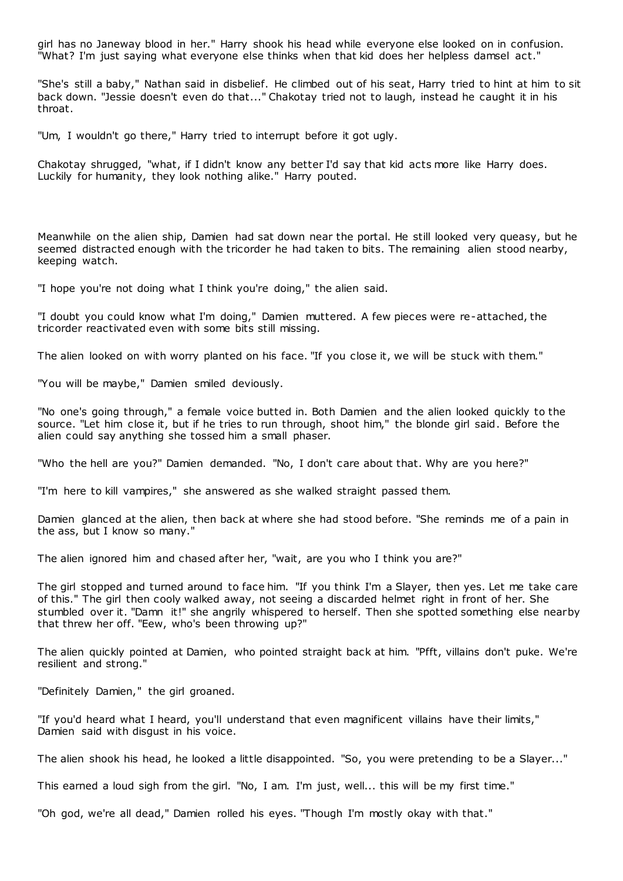girl has no Janeway blood in her." Harry shook his head while everyone else looked on in confusion. "What? I'm just saying what everyone else thinks when that kid does her helpless damsel act."

"She's still a baby," Nathan said in disbelief. He climbed out of his seat, Harry tried to hint at him to sit back down. "Jessie doesn't even do that..." Chakotay tried not to laugh, instead he caught it in his throat.

"Um, I wouldn't go there," Harry tried to interrupt before it got ugly.

Chakotay shrugged, "what, if I didn't know any better I'd say that kid acts more like Harry does. Luckily for humanity, they look nothing alike." Harry pouted.

Meanwhile on the alien ship, Damien had sat down near the portal. He still looked very queasy, but he seemed distracted enough with the tricorder he had taken to bits. The remaining alien stood nearby, keeping watch.

"I hope you're not doing what I think you're doing," the alien said.

"I doubt you could know what I'm doing," Damien muttered. A few pieces were re-attached, the tricorder reactivated even with some bits still missing.

The alien looked on with worry planted on his face. "If you close it, we will be stuck with them."

"You will be maybe," Damien smiled deviously.

"No one's going through," a female voice butted in. Both Damien and the alien looked quickly to the source. "Let him close it, but if he tries to run through, shoot him," the blonde girl said. Before the alien could say anything she tossed him a small phaser.

"Who the hell are you?" Damien demanded. "No, I don't care about that. Why are you here?"

"I'm here to kill vampires," she answered as she walked straight passed them.

Damien glanced at the alien, then back at where she had stood before. "She reminds me of a pain in the ass, but I know so many."

The alien ignored him and chased after her, "wait, are you who I think you are?"

The girl stopped and turned around to face him. "If you think I'm a Slayer, then yes. Let me take care of this." The girl then cooly walked away, not seeing a discarded helmet right in front of her. She stumbled over it. "Damn it!" she angrily whispered to herself. Then she spotted something else nearby that threw her off. "Eew, who's been throwing up?"

The alien quickly pointed at Damien, who pointed straight back at him. "Pfft, villains don't puke. We're resilient and strong."

"Definitely Damien," the girl groaned.

"If you'd heard what I heard, you'll understand that even magnificent villains have their limits," Damien said with disgust in his voice.

The alien shook his head, he looked a little disappointed. "So, you were pretending to be a Slayer..."

This earned a loud sigh from the girl. "No, I am. I'm just, well... this will be my first time."

"Oh god, we're all dead," Damien rolled his eyes. "Though I'm mostly okay with that."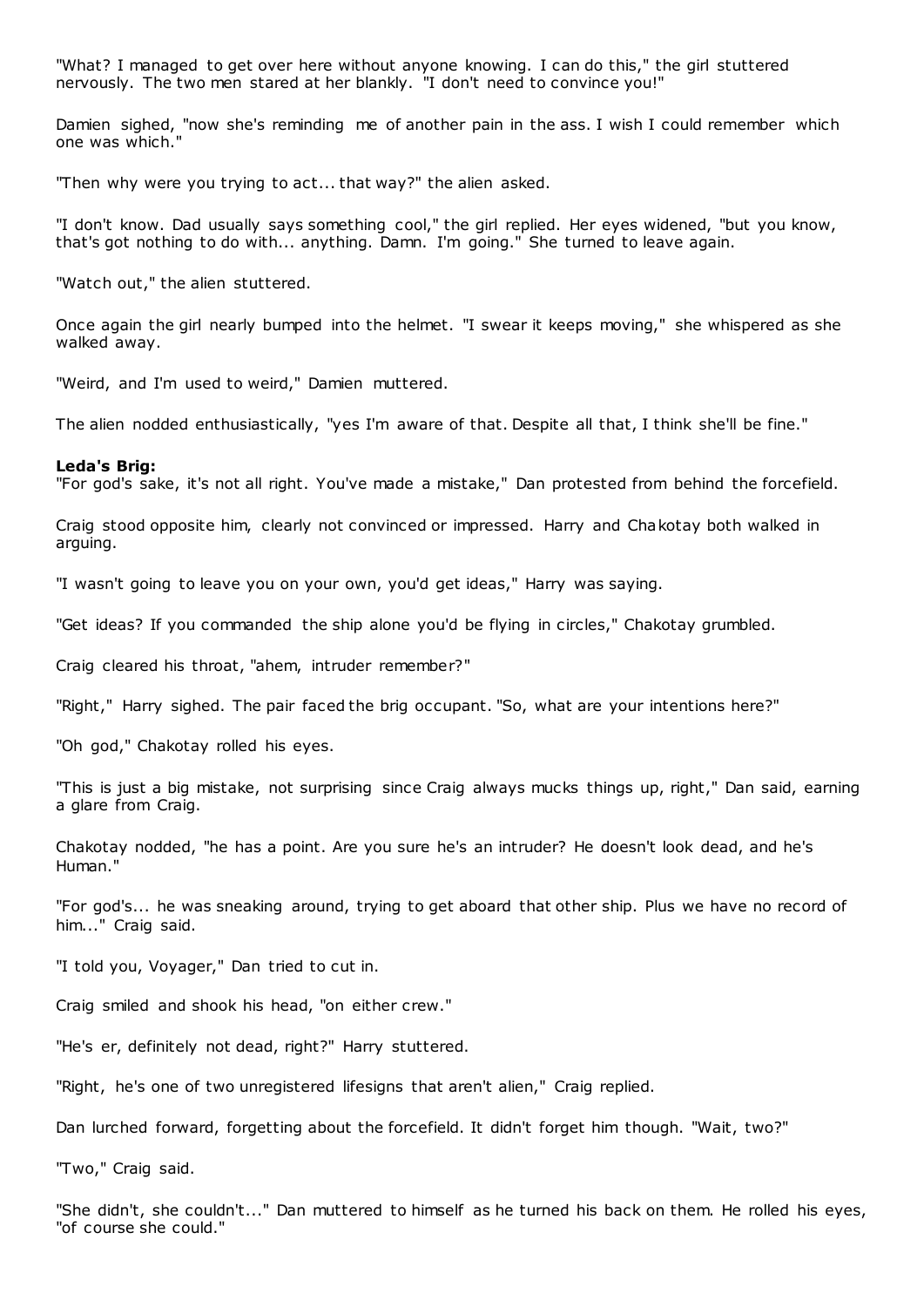"What? I managed to get over here without anyone knowing. I can do this," the girl stuttered nervously. The two men stared at her blankly. "I don't need to convince you!"

Damien sighed, "now she's reminding me of another pain in the ass. I wish I could remember which one was which."

"Then why were you trying to act... that way?" the alien asked.

"I don't know. Dad usually says something cool," the girl replied. Her eyes widened, "but you know, that's got nothing to do with... anything. Damn. I'm going." She turned to leave again.

"Watch out," the alien stuttered.

Once again the girl nearly bumped into the helmet. "I swear it keeps moving," she whispered as she walked away.

"Weird, and I'm used to weird," Damien muttered.

The alien nodded enthusiastically, "yes I'm aware of that. Despite all that, I think she'll be fine."

**Leda's Brig:**

"For god's sake, it's not all right. You've made a mistake," Dan protested from behind the forcefield.

Craig stood opposite him, clearly not convinced or impressed. Harry and Chakotay both walked in arguing.

"I wasn't going to leave you on your own, you'd get ideas," Harry was saying.

"Get ideas? If you commanded the ship alone you'd be flying in circles," Chakotay grumbled.

Craig cleared his throat, "ahem, intruder remember?"

"Right," Harry sighed. The pair faced the brig occupant. "So, what are your intentions here?"

"Oh god," Chakotay rolled his eyes.

"This is just a big mistake, not surprising since Craig always mucks things up, right," Dan said, earning a glare from Craig.

Chakotay nodded, "he has a point. Are you sure he's an intruder? He doesn't look dead, and he's Human."

"For god's... he was sneaking around, trying to get aboard that other ship. Plus we have no record of him..." Craig said.

"I told you, Voyager," Dan tried to cut in.

Craig smiled and shook his head, "on either crew."

"He's er, definitely not dead, right?" Harry stuttered.

"Right, he's one of two unregistered lifesigns that aren't alien," Craig replied.

Dan lurched forward, forgetting about the forcefield. It didn't forget him though. "Wait, two?"

"Two," Craig said.

"She didn't, she couldn't..." Dan muttered to himself as he turned his back on them. He rolled his eyes, "of course she could."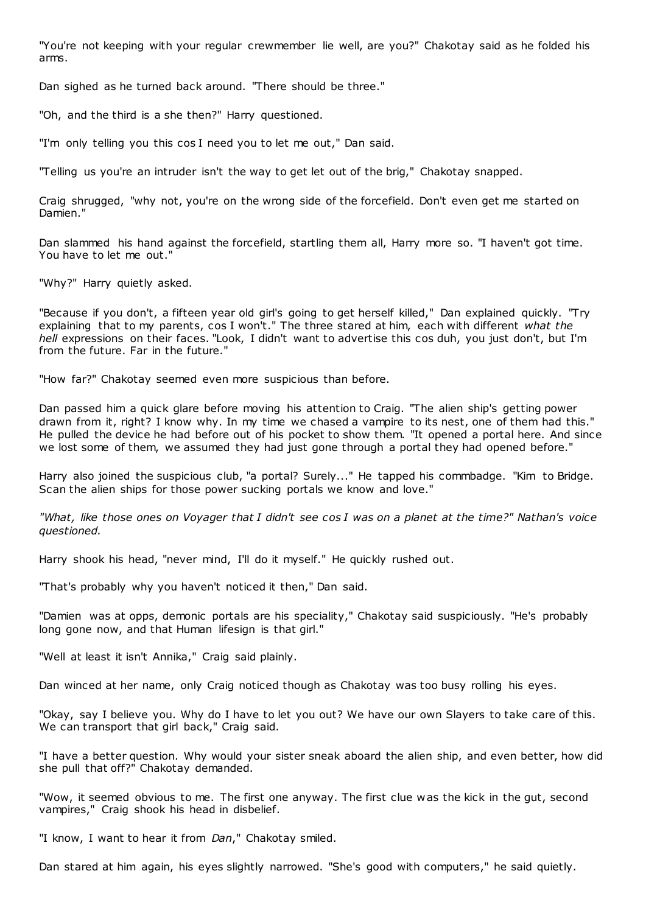"You're not keeping with your regular crewmember lie well, are you?" Chakotay said as he folded his arms.

Dan sighed as he turned back around. "There should be three."

"Oh, and the third is a she then?" Harry questioned.

"I'm only telling you this cos I need you to let me out," Dan said.

"Telling us you're an intruder isn't the way to get let out of the brig," Chakotay snapped.

Craig shrugged, "why not, you're on the wrong side of the forcefield. Don't even get me started on Damien."

Dan slammed his hand against the forcefield, startling them all, Harry more so. "I haven't got time. You have to let me out."

"Why?" Harry quietly asked.

"Because if you don't, a fifteen year old girl's going to get herself killed," Dan explained quickly. "Try explaining that to my parents, cos I won't." The three stared at him, each with different *what the hell* expressions on their faces. "Look, I didn't want to advertise this cos duh, you just don't, but I'm from the future. Far in the future."

"How far?" Chakotay seemed even more suspicious than before.

Dan passed him a quick glare before moving his attention to Craig. "The alien ship's getting power drawn from it, right? I know why. In my time we chased a vampire to its nest, one of them had this." He pulled the device he had before out of his pocket to show them. "It opened a portal here. And since we lost some of them, we assumed they had just gone through a portal they had opened before."

Harry also joined the suspicious club, "a portal? Surely..." He tapped his commbadge. "Kim to Bridge. Scan the alien ships for those power sucking portals we know and love."

*"What, like those ones on Voyager that I didn't see cos I was on a planet at the time?" Nathan's voice questioned.*

Harry shook his head, "never mind, I'll do it myself." He quickly rushed out.

"That's probably why you haven't noticed it then," Dan said.

"Damien was at opps, demonic portals are his speciality," Chakotay said suspiciously. "He's probably long gone now, and that Human lifesign is that girl."

"Well at least it isn't Annika," Craig said plainly.

Dan winced at her name, only Craig noticed though as Chakotay was too busy rolling his eyes.

"Okay, say I believe you. Why do I have to let you out? We have our own Slayers to take care of this. We can transport that girl back," Craig said.

"I have a better question. Why would your sister sneak aboard the alien ship, and even better, how did she pull that off?" Chakotay demanded.

"Wow, it seemed obvious to me. The first one anyway. The first clue was the kick in the gut, second vampires," Craig shook his head in disbelief.

"I know, I want to hear it from *Dan*," Chakotay smiled.

Dan stared at him again, his eyes slightly narrowed. "She's good with computers," he said quietly.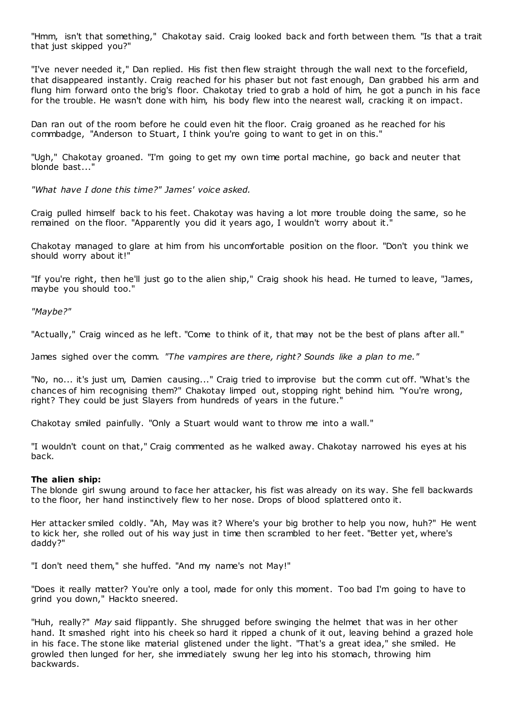"Hmm, isn't that something," Chakotay said. Craig looked back and forth between them. "Is that a trait that just skipped you?"

"I've never needed it," Dan replied. His fist then flew straight through the wall next to the forcefield, that disappeared instantly. Craig reached for his phaser but not fast enough, Dan grabbed his arm and flung him forward onto the brig's floor. Chakotay tried to grab a hold of him, he got a punch in his face for the trouble. He wasn't done with him, his body flew into the nearest wall, cracking it on impact.

Dan ran out of the room before he could even hit the floor. Craig groaned as he reached for his commbadge, "Anderson to Stuart, I think you're going to want to get in on this."

"Ugh," Chakotay groaned. "I'm going to get my own time portal machine, go back and neuter that blonde bast..."

*"What have I done this time?" James' voice asked.*

Craig pulled himself back to his feet. Chakotay was having a lot more trouble doing the same, so he remained on the floor. "Apparently you did it years ago, I wouldn't worry about it."

Chakotay managed to glare at him from his uncomfortable position on the floor. "Don't you think we should worry about it!"

"If you're right, then he'll just go to the alien ship," Craig shook his head. He turned to leave, "James, maybe you should too."

*"Maybe?"*

"Actually," Craig winced as he left. "Come to think of it, that may not be the best of plans after all."

James sighed over the comm. *"The vampires are there, right? Sounds like a plan to me."*

"No, no... it's just um, Damien causing..." Craig tried to improvise but the comm cut off. "What's the chances of him recognising them?" Chakotay limped out, stopping right behind him. "You're wrong, right? They could be just Slayers from hundreds of years in the future."

Chakotay smiled painfully. "Only a Stuart would want to throw me into a wall."

"I wouldn't count on that," Craig commented as he walked away. Chakotay narrowed his eyes at his back.

**The alien ship:**

The blonde girl swung around to face her attacker, his fist was already on its way. She fell backwards to the floor, her hand instinctively flew to her nose. Drops of blood splattered onto it.

Her attacker smiled coldly. "Ah, May was it? Where's your big brother to help you now, huh?" He went to kick her, she rolled out of his way just in time then scrambled to her feet. "Better yet, where's daddy?"

"I don't need them," she huffed. "And my name's not May!"

"Does it really matter? You're only a tool, made for only this moment. Too bad I'm going to have to grind you down," Hackto sneered.

"Huh, really?" *May* said flippantly. She shrugged before swinging the helmet that was in her other hand. It smashed right into his cheek so hard it ripped a chunk of it out, leaving behind a grazed hole in his face. The stone like material glistened under the light. "That's a great idea," she smiled. He growled then lunged for her, she immediately swung her leg into his stomach, throwing him backwards.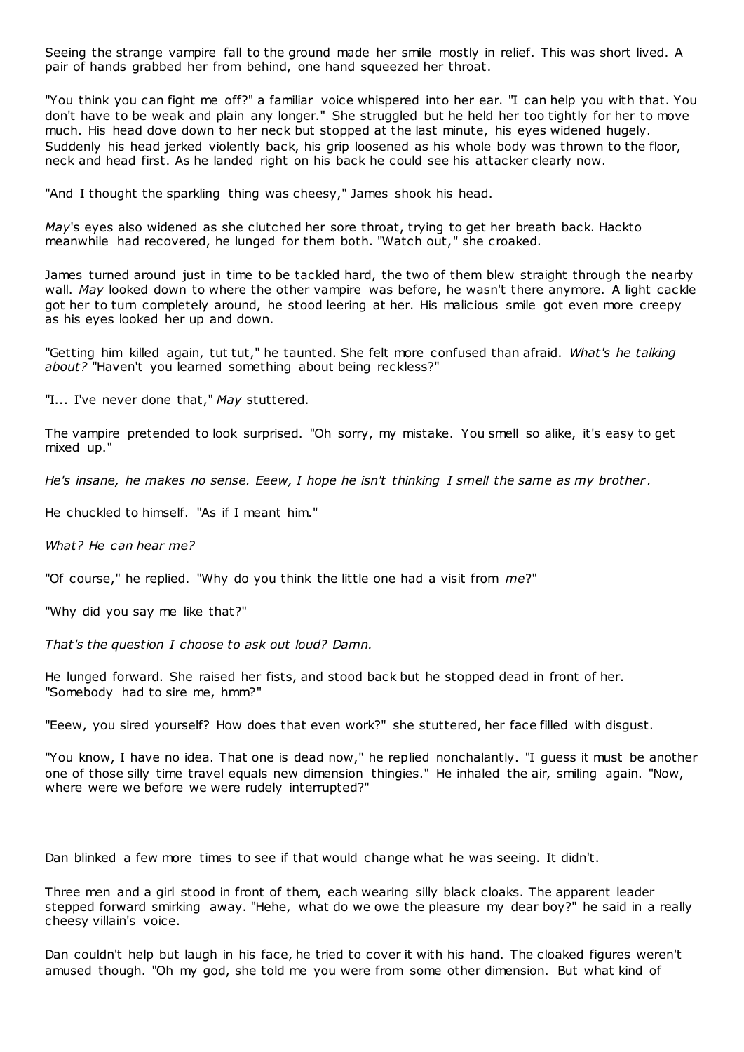Seeing the strange vampire fall to the ground made her smile mostly in relief. This was short lived. A pair of hands grabbed her from behind, one hand squeezed her throat.

"You think you can fight me off?" a familiar voice whispered into her ear. "I can help you with that. You don't have to be weak and plain any longer." She struggled but he held her too tightly for her to move much. His head dove down to her neck but stopped at the last minute, his eyes widened hugely. Suddenly his head jerked violently back, his grip loosened as his whole body was thrown to the floor, neck and head first. As he landed right on his back he could see his attacker clearly now.

"And I thought the sparkling thing was cheesy," James shook his head.

*May*'s eyes also widened as she clutched her sore throat, trying to get her breath back. Hackto meanwhile had recovered, he lunged for them both. "Watch out," she croaked.

James turned around just in time to be tackled hard, the two of them blew straight through the nearby wall. *May* looked down to where the other vampire was before, he wasn't there anymore. A light cackle got her to turn completely around, he stood leering at her. His malicious smile got even more creepy as his eyes looked her up and down.

"Getting him killed again, tut tut," he taunted. She felt more confused than afraid. *What's he talking about?* "Haven't you learned something about being reckless?"

"I... I've never done that," *May* stuttered.

The vampire pretended to look surprised. "Oh sorry, my mistake. You smell so alike, it's easy to get mixed up."

*He's insane, he makes no sense. Eeew, I hope he isn't thinking I smell the same as my brother.*

He chuckled to himself. "As if I meant him."

*What? He can hear me?*

"Of course," he replied. "Why do you think the little one had a visit from *me*?"

"Why did you say me like that?"

*That's the question I choose to ask out loud? Damn.*

He lunged forward. She raised her fists, and stood back but he stopped dead in front of her. "Somebody had to sire me, hmm?"

"Eeew, you sired yourself? How does that even work?" she stuttered, her face filled with disgust.

"You know, I have no idea. That one is dead now," he replied nonchalantly. "I guess it must be another one of those silly time travel equals new dimension thingies." He inhaled the air, smiling again. "Now, where were we before we were rudely interrupted?"

Dan blinked a few more times to see if that would change what he was seeing. It didn't.

Three men and a girl stood in front of them, each wearing silly black cloaks. The apparent leader stepped forward smirking away. "Hehe, what do we owe the pleasure my dear boy?" he said in a really cheesy villain's voice.

Dan couldn't help but laugh in his face, he tried to cover it with his hand. The cloaked figures weren't amused though. "Oh my god, she told me you were from some other dimension. But what kind of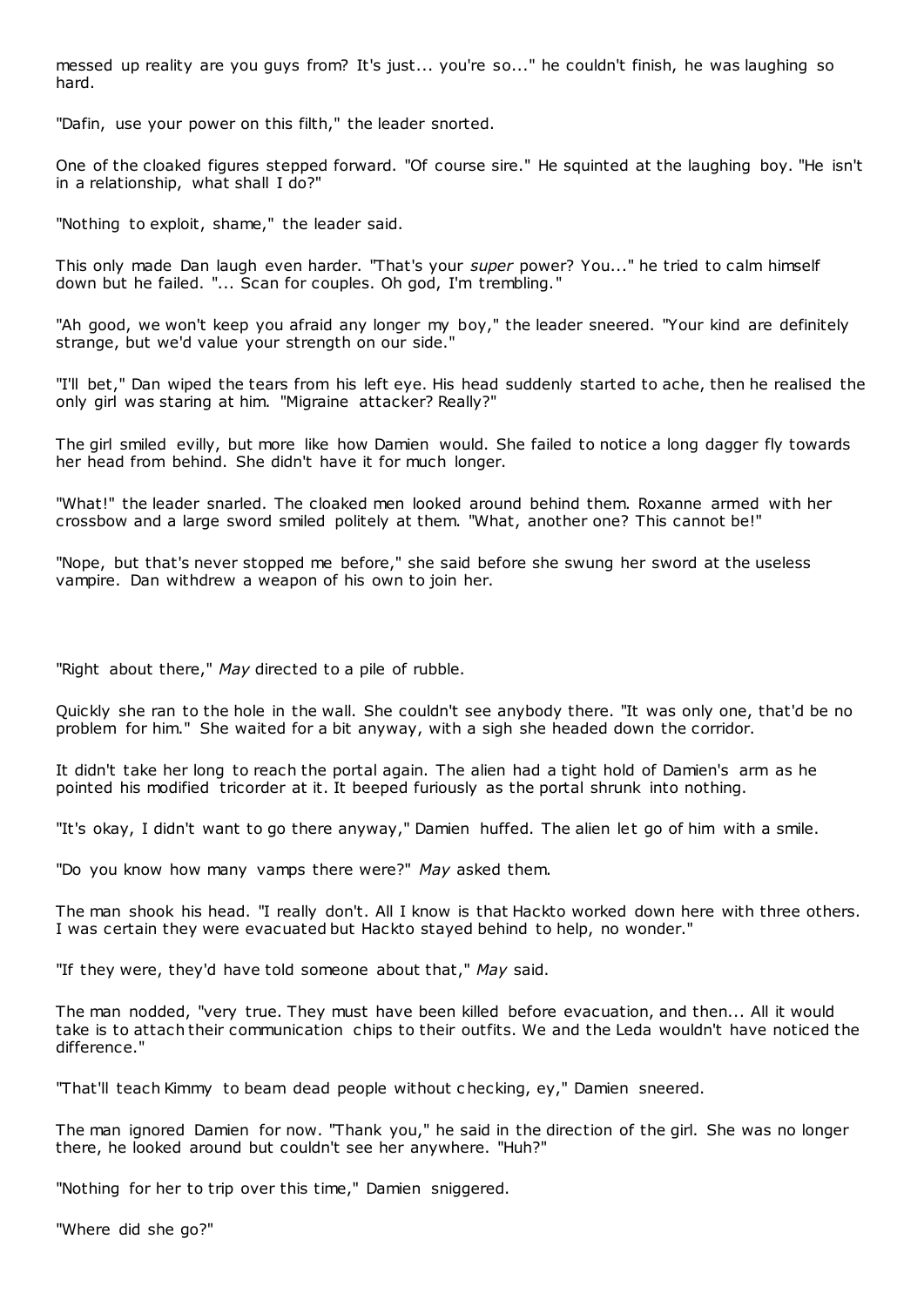messed up reality are you guys from? It's just... you're so..." he couldn't finish, he was laughing so hard.

"Dafin, use your power on this filth," the leader snorted.

One of the cloaked figures stepped forward. "Of course sire." He squinted at the laughing boy. "He isn't in a relationship, what shall I do?"

"Nothing to exploit, shame," the leader said.

This only made Dan laugh even harder. "That's your *super* power? You..." he tried to calm himself down but he failed. "... Scan for couples. Oh god, I'm trembling."

"Ah good, we won't keep you afraid any longer my boy," the leader sneered. "Your kind are definitely strange, but we'd value your strength on our side."

"I'll bet," Dan wiped the tears from his left eye. His head suddenly started to ache, then he realised the only girl was staring at him. "Migraine attacker? Really?"

The girl smiled evilly, but more like how Damien would. She failed to notice a long dagger fly towards her head from behind. She didn't have it for much longer.

"What!" the leader snarled. The cloaked men looked around behind them. Roxanne armed with her crossbow and a large sword smiled politely at them. "What, another one? This cannot be!"

"Nope, but that's never stopped me before," she said before she swung her sword at the useless vampire. Dan withdrew a weapon of his own to join her.

"Right about there," *May* directed to a pile of rubble.

Quickly she ran to the hole in the wall. She couldn't see anybody there. "It was only one, that'd be no problem for him." She waited for a bit anyway, with a sigh she headed down the corridor.

It didn't take her long to reach the portal again. The alien had a tight hold of Damien's arm as he pointed his modified tricorder at it. It beeped furiously as the portal shrunk into nothing.

"It's okay, I didn't want to go there anyway," Damien huffed. The alien let go of him with a smile.

"Do you know how many vamps there were?" *May* asked them.

The man shook his head. "I really don't. All I know is that Hackto worked down here with three others. I was certain they were evacuated but Hackto stayed behind to help, no wonder."

"If they were, they'd have told someone about that," *May* said.

The man nodded, "very true. They must have been killed before evacuation, and then... All it would take is to attach their communication chips to their outfits. We and the Leda wouldn't have noticed the difference."

"That'll teach Kimmy to beam dead people without checking, ey," Damien sneered.

The man ignored Damien for now. "Thank you," he said in the direction of the girl. She was no longer there, he looked around but couldn't see her anywhere. "Huh?"

"Nothing for her to trip over this time," Damien sniggered.

"Where did she go?"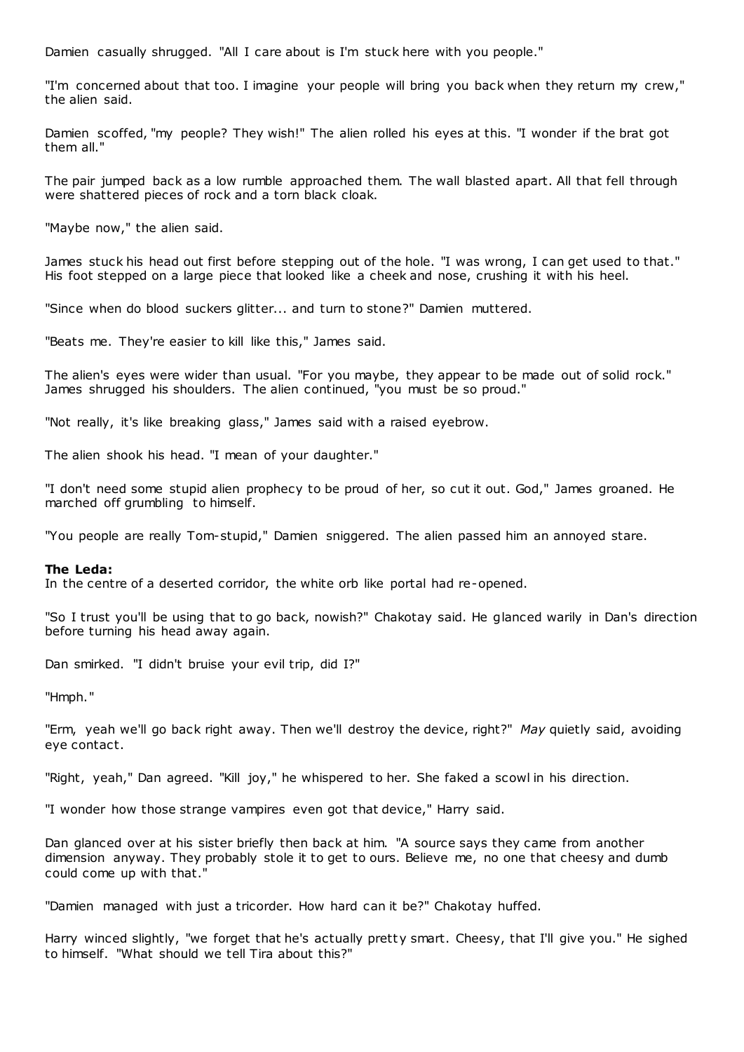Damien casually shrugged. "All I care about is I'm stuck here with you people."

"I'm concerned about that too. I imagine your people will bring you back when they return my crew," the alien said.

Damien scoffed, "my people? They wish!" The alien rolled his eyes at this. "I wonder if the brat got them all."

The pair jumped back as a low rumble approached them. The wall blasted apart. All that fell through were shattered pieces of rock and a torn black cloak.

"Maybe now," the alien said.

James stuck his head out first before stepping out of the hole. "I was wrong, I can get used to that." His foot stepped on a large piece that looked like a cheek and nose, crushing it with his heel.

"Since when do blood suckers glitter... and turn to stone?" Damien muttered.

"Beats me. They're easier to kill like this," James said.

The alien's eyes were wider than usual. "For you maybe, they appear to be made out of solid rock." James shrugged his shoulders. The alien continued, "you must be so proud."

"Not really, it's like breaking glass," James said with a raised eyebrow.

The alien shook his head. "I mean of your daughter."

"I don't need some stupid alien prophecy to be proud of her, so cut it out. God," James groaned. He marched off grumbling to himself.

"You people are really Tom-stupid," Damien sniggered. The alien passed him an annoyed stare.

**The Leda:**
In the centre of a deserted corridor, the white orb like portal had re-opened.

"So I trust you'll be using that to go back, nowish?" Chakotay said. He glanced warily in Dan's direction before turning his head away again.

Dan smirked. "I didn't bruise your evil trip, did I?"

"Hmph."

"Erm, yeah we'll go back right away. Then we'll destroy the device, right?" *May* quietly said, avoiding eye contact.

"Right, yeah," Dan agreed. "Kill joy," he whispered to her. She faked a scowl in his direction.

"I wonder how those strange vampires even got that device," Harry said.

Dan glanced over at his sister briefly then back at him. "A source says they came from another dimension anyway. They probably stole it to get to ours. Believe me, no one that cheesy and dumb could come up with that."

"Damien managed with just a tricorder. How hard can it be?" Chakotay huffed.

Harry winced slightly, "we forget that he's actually pretty smart. Cheesy, that I'll give you." He sighed to himself. "What should we tell Tira about this?"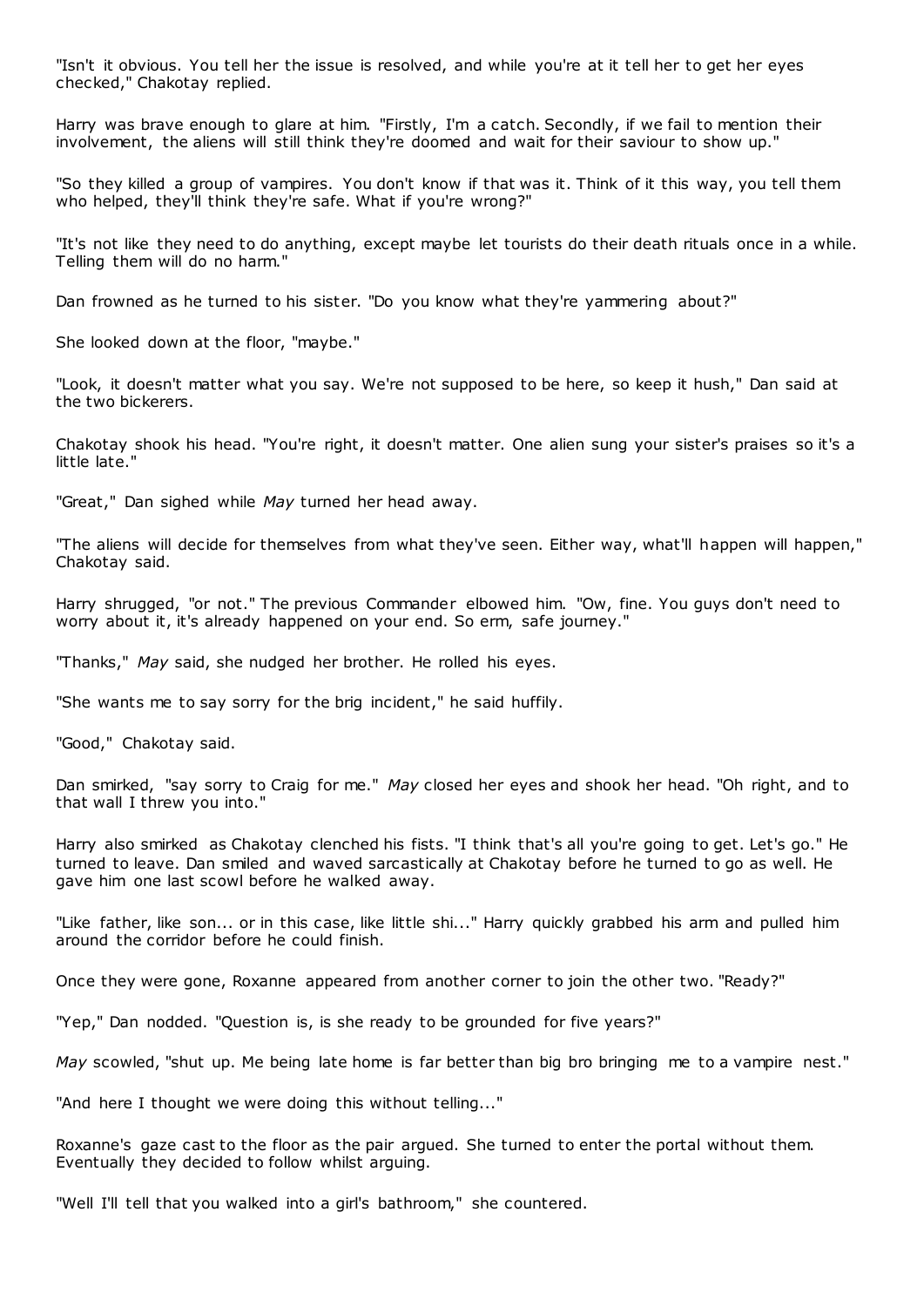"Isn't it obvious. You tell her the issue is resolved, and while you're at it tell her to get her eyes checked," Chakotay replied.

Harry was brave enough to glare at him. "Firstly, I'm a catch. Secondly, if we fail to mention their involvement, the aliens will still think they're doomed and wait for their saviour to show up."

"So they killed a group of vampires. You don't know if that was it. Think of it this way, you tell them who helped, they'll think they're safe. What if you're wrong?"

"It's not like they need to do anything, except maybe let tourists do their death rituals once in a while. Telling them will do no harm."

Dan frowned as he turned to his sister. "Do you know what they're yammering about?"

She looked down at the floor, "maybe."

"Look, it doesn't matter what you say. We're not supposed to be here, so keep it hush," Dan said at the two bickerers.

Chakotay shook his head. "You're right, it doesn't matter. One alien sung your sister's praises so it's a little late."

"Great," Dan sighed while *May* turned her head away.

"The aliens will decide for themselves from what they've seen. Either way, what'll happen will happen," Chakotay said.

Harry shrugged, "or not." The previous Commander elbowed him. "Ow, fine. You guys don't need to worry about it, it's already happened on your end. So erm, safe journey."

"Thanks," *May* said, she nudged her brother. He rolled his eyes.

"She wants me to say sorry for the brig incident," he said huffily.

"Good," Chakotay said.

Dan smirked, "say sorry to Craig for me." *May* closed her eyes and shook her head. "Oh right, and to that wall I threw you into."

Harry also smirked as Chakotay clenched his fists. "I think that's all you're going to get. Let's go." He turned to leave. Dan smiled and waved sarcastically at Chakotay before he turned to go as well. He gave him one last scowl before he walked away.

"Like father, like son... or in this case, like little shi..." Harry quickly grabbed his arm and pulled him around the corridor before he could finish.

Once they were gone, Roxanne appeared from another corner to join the other two. "Ready?"

"Yep," Dan nodded. "Question is, is she ready to be grounded for five years?"

*May* scowled, "shut up. Me being late home is far better than big bro bringing me to a vampire nest."

"And here I thought we were doing this without telling..."

Roxanne's gaze cast to the floor as the pair argued. She turned to enter the portal without them. Eventually they decided to follow whilst arguing.

"Well I'll tell that you walked into a girl's bathroom," she countered.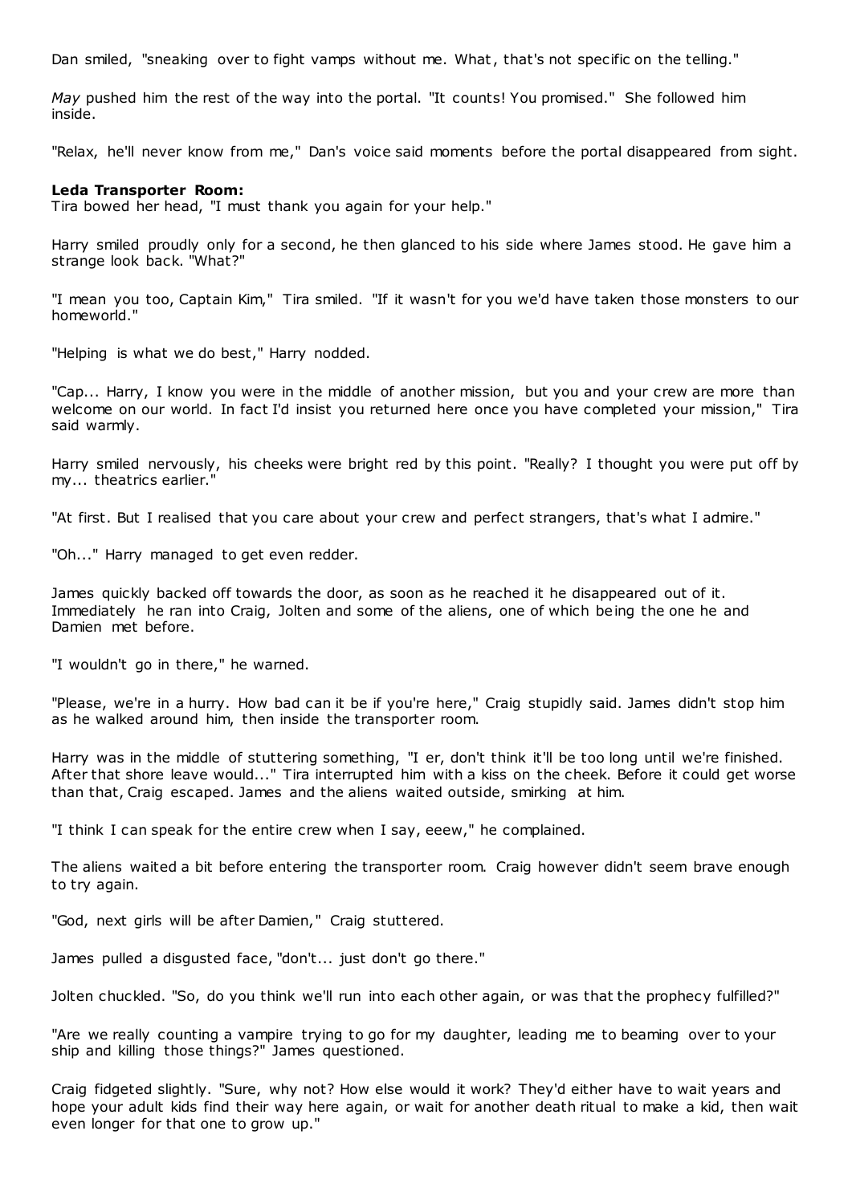Dan smiled, "sneaking over to fight vamps without me. What, that's not specific on the telling."

*May* pushed him the rest of the way into the portal. "It counts! You promised." She followed him inside.

"Relax, he'll never know from me," Dan's voice said moments before the portal disappeared from sight.

**Leda Transporter Room:**
Tira bowed her head, "I must thank you again for your help."

Harry smiled proudly only for a second, he then glanced to his side where James stood. He gave him a strange look back. "What?"

"I mean you too, Captain Kim," Tira smiled. "If it wasn't for you we'd have taken those monsters to our homeworld."

"Helping is what we do best," Harry nodded.

"Cap... Harry, I know you were in the middle of another mission, but you and your crew are more than welcome on our world. In fact I'd insist you returned here once you have completed your mission," Tira said warmly.

Harry smiled nervously, his cheeks were bright red by this point. "Really? I thought you were put off by my... theatrics earlier."

"At first. But I realised that you care about your crew and perfect strangers, that's what I admire."

"Oh..." Harry managed to get even redder.

James quickly backed off towards the door, as soon as he reached it he disappeared out of it. Immediately he ran into Craig, Jolten and some of the aliens, one of which being the one he and Damien met before.

"I wouldn't go in there," he warned.

"Please, we're in a hurry. How bad can it be if you're here," Craig stupidly said. James didn't stop him as he walked around him, then inside the transporter room.

Harry was in the middle of stuttering something, "I er, don't think it'll be too long until we're finished. After that shore leave would..." Tira interrupted him with a kiss on the cheek. Before it could get worse than that, Craig escaped. James and the aliens waited outside, smirking at him.

"I think I can speak for the entire crew when I say, eeew," he complained.

The aliens waited a bit before entering the transporter room. Craig however didn't seem brave enough to try again.

"God, next girls will be after Damien," Craig stuttered.

James pulled a disgusted face, "don't... just don't go there."

Jolten chuckled. "So, do you think we'll run into each other again, or was that the prophecy fulfilled?"

"Are we really counting a vampire trying to go for my daughter, leading me to beaming over to your ship and killing those things?" James questioned.

Craig fidgeted slightly. "Sure, why not? How else would it work? They'd either have to wait years and hope your adult kids find their way here again, or wait for another death ritual to make a kid, then wait even longer for that one to grow up."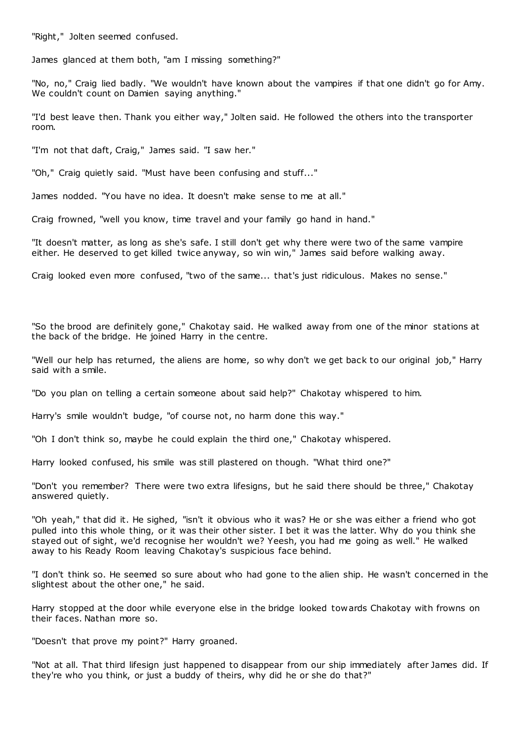"Right," Jolten seemed confused.

James glanced at them both, "am I missing something?"

"No, no," Craig lied badly. "We wouldn't have known about the vampires if that one didn't go for Amy. We couldn't count on Damien saying anything."

"I'd best leave then. Thank you either way," Jolten said. He followed the others into the transporter room.

"I'm not that daft, Craig," James said. "I saw her."

"Oh," Craig quietly said. "Must have been confusing and stuff..."

James nodded. "You have no idea. It doesn't make sense to me at all."

Craig frowned, "well you know, time travel and your family go hand in hand."

"It doesn't matter, as long as she's safe. I still don't get why there were two of the same vampire either. He deserved to get killed twice anyway, so win win," James said before walking away.

Craig looked even more confused, "two of the same... that's just ridiculous. Makes no sense."

"So the brood are definitely gone," Chakotay said. He walked away from one of the minor stations at the back of the bridge. He joined Harry in the centre.

"Well our help has returned, the aliens are home, so why don't we get back to our original job," Harry said with a smile.

"Do you plan on telling a certain someone about said help?" Chakotay whispered to him.

Harry's smile wouldn't budge, "of course not, no harm done this way."

"Oh I don't think so, maybe he could explain the third one," Chakotay whispered.

Harry looked confused, his smile was still plastered on though. "What third one?"

"Don't you remember? There were two extra lifesigns, but he said there should be three," Chakotay answered quietly.

"Oh yeah," that did it. He sighed, "isn't it obvious who it was? He or she was either a friend who got pulled into this whole thing, or it was their other sister. I bet it was the latter. Why do you think she stayed out of sight, we'd recognise her wouldn't we? Yeesh, you had me going as well." He walked away to his Ready Room leaving Chakotay's suspicious face behind.

"I don't think so. He seemed so sure about who had gone to the alien ship. He wasn't concerned in the slightest about the other one," he said.

Harry stopped at the door while everyone else in the bridge looked towards Chakotay with frowns on their faces. Nathan more so.

"Doesn't that prove my point?" Harry groaned.

"Not at all. That third lifesign just happened to disappear from our ship immediately after James did. If they're who you think, or just a buddy of theirs, why did he or she do that?"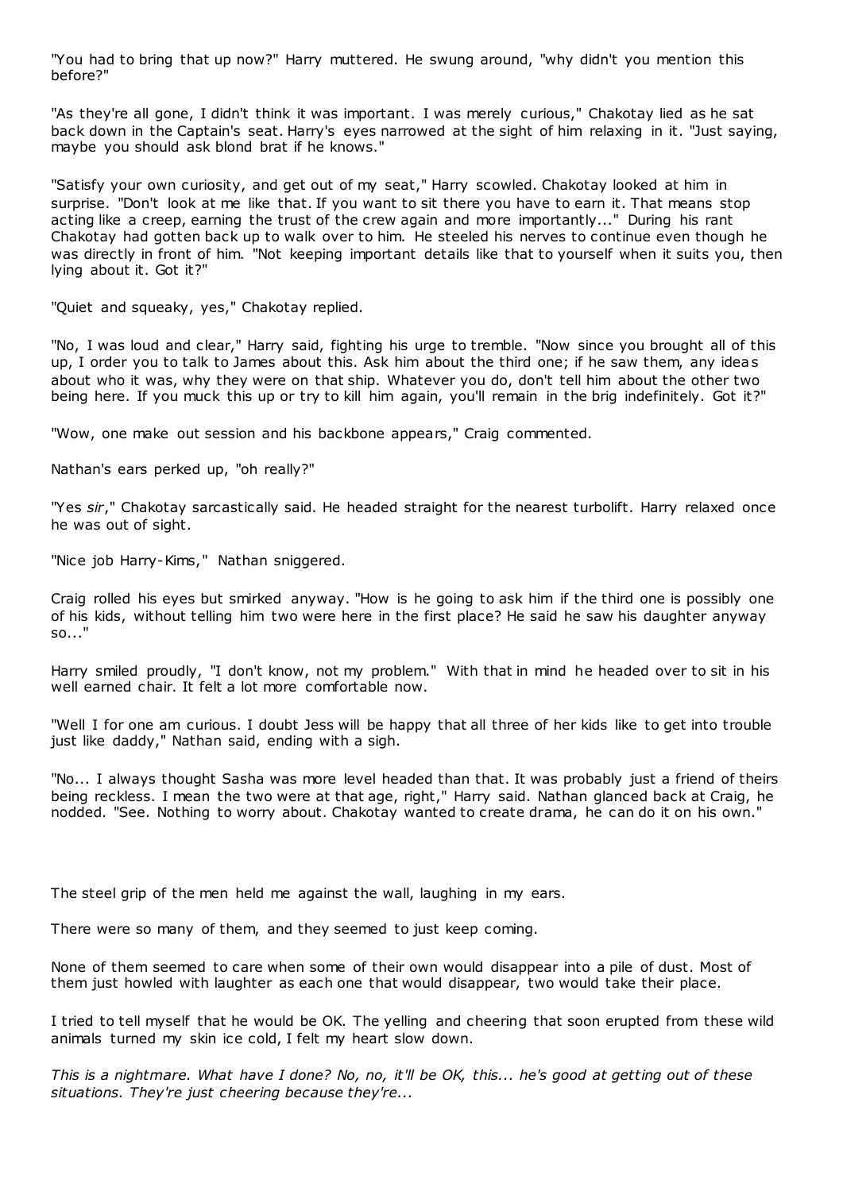"You had to bring that up now?" Harry muttered. He swung around, "why didn't you mention this before?"

"As they're all gone, I didn't think it was important. I was merely curious," Chakotay lied as he sat back down in the Captain's seat. Harry's eyes narrowed at the sight of him relaxing in it. "Just saying, maybe you should ask blond brat if he knows."

"Satisfy your own curiosity, and get out of my seat," Harry scowled. Chakotay looked at him in surprise. "Don't look at me like that. If you want to sit there you have to earn it. That means stop acting like a creep, earning the trust of the crew again and more importantly..." During his rant Chakotay had gotten back up to walk over to him. He steeled his nerves to continue even though he was directly in front of him. "Not keeping important details like that to yourself when it suits you, then lying about it. Got it?"

"Quiet and squeaky, yes," Chakotay replied.

"No, I was loud and clear," Harry said, fighting his urge to tremble. "Now since you brought all of this up, I order you to talk to James about this. Ask him about the third one; if he saw them, any ideas about who it was, why they were on that ship. Whatever you do, don't tell him about the other two being here. If you muck this up or try to kill him again, you'll remain in the brig indefinitely. Got it?"

"Wow, one make out session and his backbone appears," Craig commented.

Nathan's ears perked up, "oh really?"

"Yes *sir*," Chakotay sarcastically said. He headed straight for the nearest turbolift. Harry relaxed once he was out of sight.

"Nice job Harry-Kims," Nathan sniggered.

Craig rolled his eyes but smirked anyway. "How is he going to ask him if the third one is possibly one of his kids, without telling him two were here in the first place? He said he saw his daughter anyway so..."

Harry smiled proudly, "I don't know, not my problem." With that in mind he headed over to sit in his well earned chair. It felt a lot more comfortable now.

"Well I for one am curious. I doubt Jess will be happy that all three of her kids like to get into trouble just like daddy," Nathan said, ending with a sigh.

"No... I always thought Sasha was more level headed than that. It was probably just a friend of theirs being reckless. I mean the two were at that age, right," Harry said. Nathan glanced back at Craig, he nodded. "See. Nothing to worry about. Chakotay wanted to create drama, he can do it on his own."

The steel grip of the men held me against the wall, laughing in my ears.

There were so many of them, and they seemed to just keep coming.

None of them seemed to care when some of their own would disappear into a pile of dust. Most of them just howled with laughter as each one that would disappear, two would take their place.

I tried to tell myself that he would be OK. The yelling and cheering that soon erupted from these wild animals turned my skin ice cold, I felt my heart slow down.

*This is a nightmare. What have I done? No, no, it'll be OK, this... he's good at getting out of these situations. They're just cheering because they're...*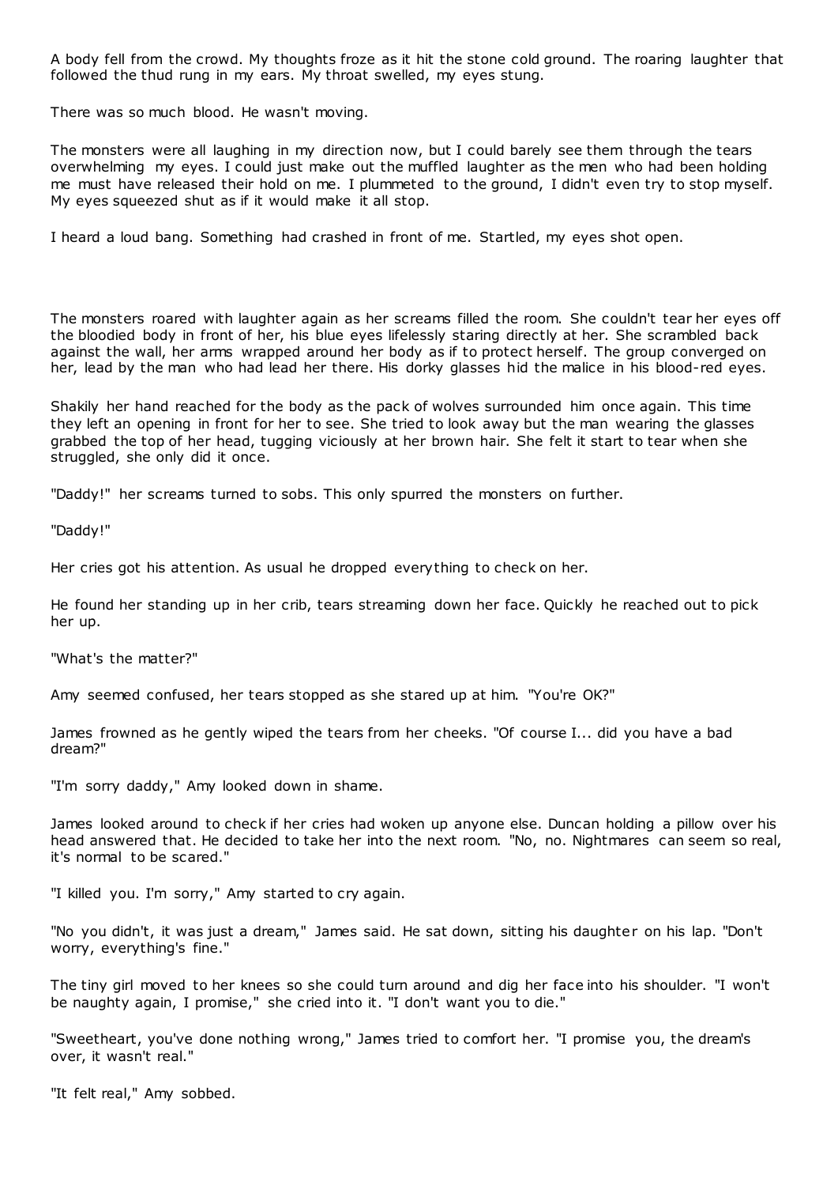A body fell from the crowd. My thoughts froze as it hit the stone cold ground. The roaring laughter that followed the thud rung in my ears. My throat swelled, my eyes stung.

There was so much blood. He wasn't moving.

The monsters were all laughing in my direction now, but I could barely see them through the tears overwhelming my eyes. I could just make out the muffled laughter as the men who had been holding me must have released their hold on me. I plummeted to the ground, I didn't even try to stop myself. My eyes squeezed shut as if it would make it all stop.

I heard a loud bang. Something had crashed in front of me. Startled, my eyes shot open.

The monsters roared with laughter again as her screams filled the room. She couldn't tear her eyes off the bloodied body in front of her, his blue eyes lifelessly staring directly at her. She scrambled back against the wall, her arms wrapped around her body as if to protect herself. The group converged on her, lead by the man who had lead her there. His dorky glasses hid the malice in his blood-red eyes.

Shakily her hand reached for the body as the pack of wolves surrounded him once again. This time they left an opening in front for her to see. She tried to look away but the man wearing the glasses grabbed the top of her head, tugging viciously at her brown hair. She felt it start to tear when she struggled, she only did it once.

"Daddy!" her screams turned to sobs. This only spurred the monsters on further.

"Daddy!"

Her cries got his attention. As usual he dropped everything to check on her.

He found her standing up in her crib, tears streaming down her face. Quickly he reached out to pick her up.

"What's the matter?"

Amy seemed confused, her tears stopped as she stared up at him. "You're OK?"

James frowned as he gently wiped the tears from her cheeks. "Of course I... did you have a bad dream?"

"I'm sorry daddy," Amy looked down in shame.

James looked around to check if her cries had woken up anyone else. Duncan holding a pillow over his head answered that. He decided to take her into the next room. "No, no. Nightmares can seem so real, it's normal to be scared."

"I killed you. I'm sorry," Amy started to cry again.

"No you didn't, it was just a dream," James said. He sat down, sitting his daughter on his lap. "Don't worry, everything's fine."

The tiny girl moved to her knees so she could turn around and dig her face into his shoulder. "I won't be naughty again, I promise," she cried into it. "I don't want you to die."

"Sweetheart, you've done nothing wrong," James tried to comfort her. "I promise you, the dream's over, it wasn't real."

"It felt real," Amy sobbed.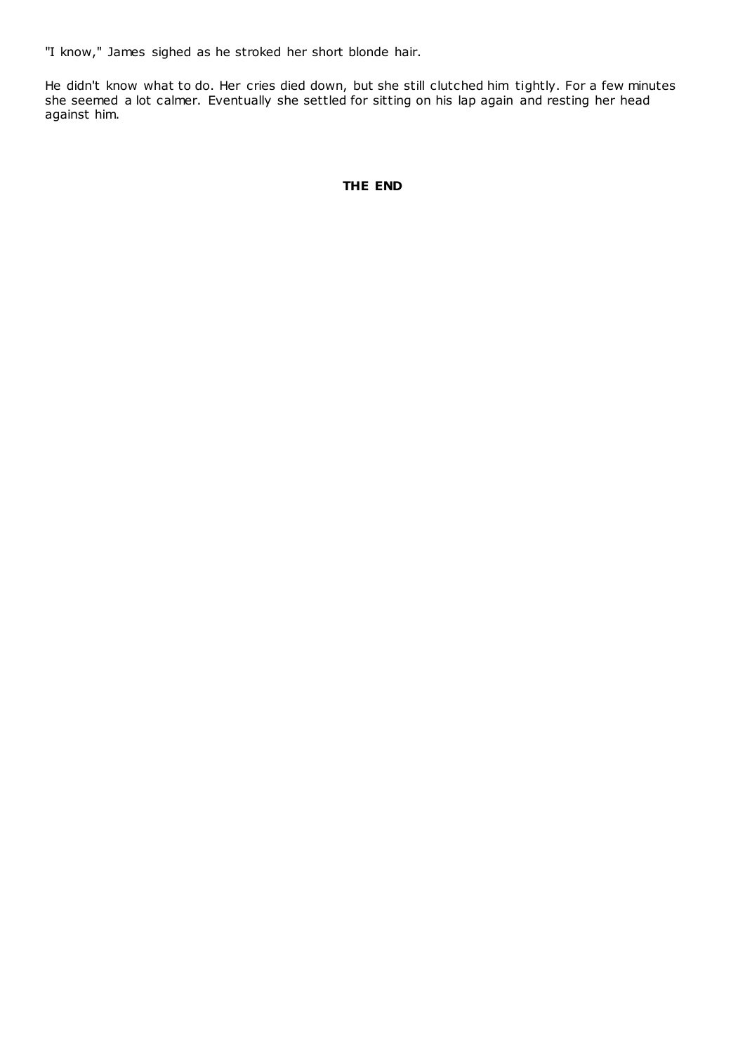"I know," James sighed as he stroked her short blonde hair.

He didn't know what to do. Her cries died down, but she still clutched him tightly. For a few minutes she seemed a lot calmer. Eventually she settled for sitting on his lap again and resting her head against him.

**THE END**